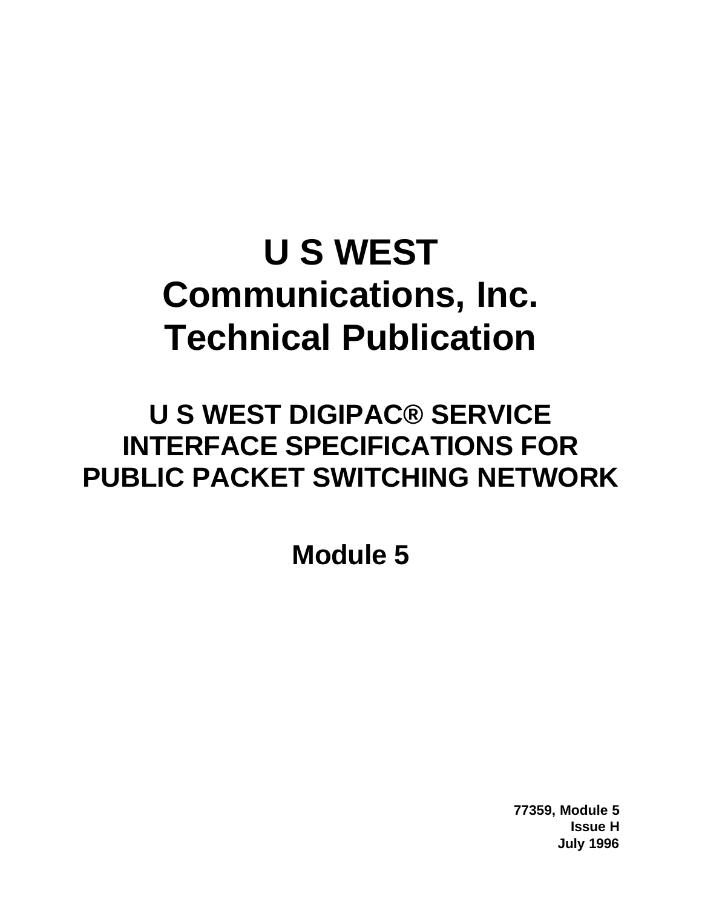# U S WEST Communications, Inc. Technical Publication

## U S WEST DIGIPAC® SERVICE INTERFACE SPECIFICATIONS FOR PUBLIC PACKET SWITCHING NETWORK

## Module 5

**77359, Module 5**
**Issue H**
**July 1996**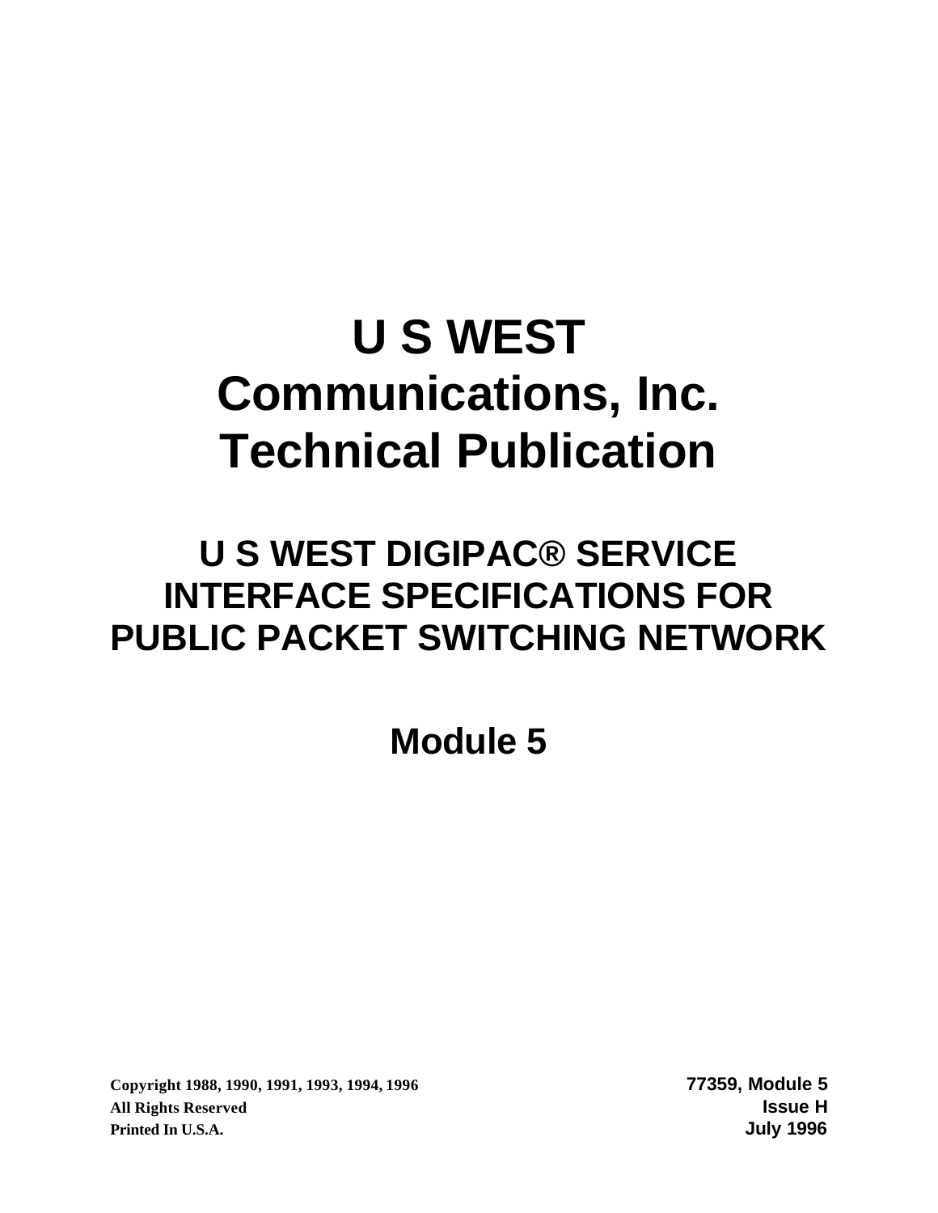# U S WEST Communications, Inc. Technical Publication

## U S WEST DIGIPAC® SERVICE INTERFACE SPECIFICATIONS FOR PUBLIC PACKET SWITCHING NETWORK

## Module 5

**Copyright 1988, 1990, 1991, 1993, 1994, 1996**
**All Rights Reserved**
**Printed In U.S.A.**

**77359, Module 5**
**Issue H**
**July 1996**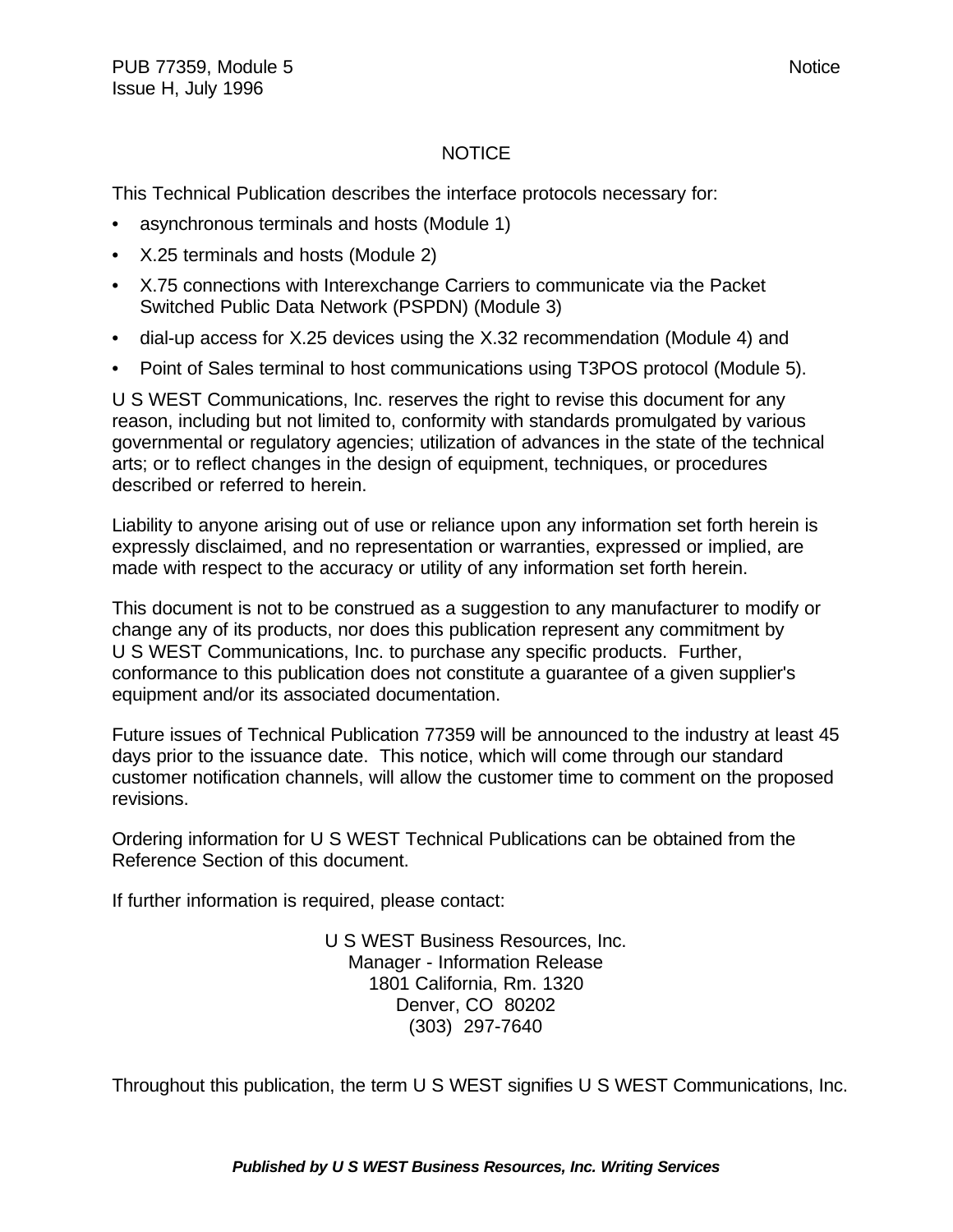# NOTICE

This Technical Publication describes the interface protocols necessary for:

- asynchronous terminals and hosts (Module 1)
- X.25 terminals and hosts (Module 2)
- X.75 connections with Interexchange Carriers to communicate via the Packet Switched Public Data Network (PSPDN) (Module 3)
- dial-up access for X.25 devices using the X.32 recommendation (Module 4) and
- Point of Sales terminal to host communications using T3POS protocol (Module 5).

U S WEST Communications, Inc. reserves the right to revise this document for any reason, including but not limited to, conformity with standards promulgated by various governmental or regulatory agencies; utilization of advances in the state of the technical arts; or to reflect changes in the design of equipment, techniques, or procedures described or referred to herein.

Liability to anyone arising out of use or reliance upon any information set forth herein is expressly disclaimed, and no representation or warranties, expressed or implied, are made with respect to the accuracy or utility of any information set forth herein.

This document is not to be construed as a suggestion to any manufacturer to modify or change any of its products, nor does this publication represent any commitment by U S WEST Communications, Inc. to purchase any specific products. Further, conformance to this publication does not constitute a guarantee of a given supplier's equipment and/or its associated documentation.

Future issues of Technical Publication 77359 will be announced to the industry at least 45 days prior to the issuance date. This notice, which will come through our standard customer notification channels, will allow the customer time to comment on the proposed revisions.

Ordering information for U S WEST Technical Publications can be obtained from the Reference Section of this document.

If further information is required, please contact:

U S WEST Business Resources, Inc.
Manager - Information Release
1801 California, Rm. 1320
Denver, CO 80202
(303) 297-7640

Throughout this publication, the term U S WEST signifies U S WEST Communications, Inc.

***Published by U S WEST Business Resources, Inc. Writing Services***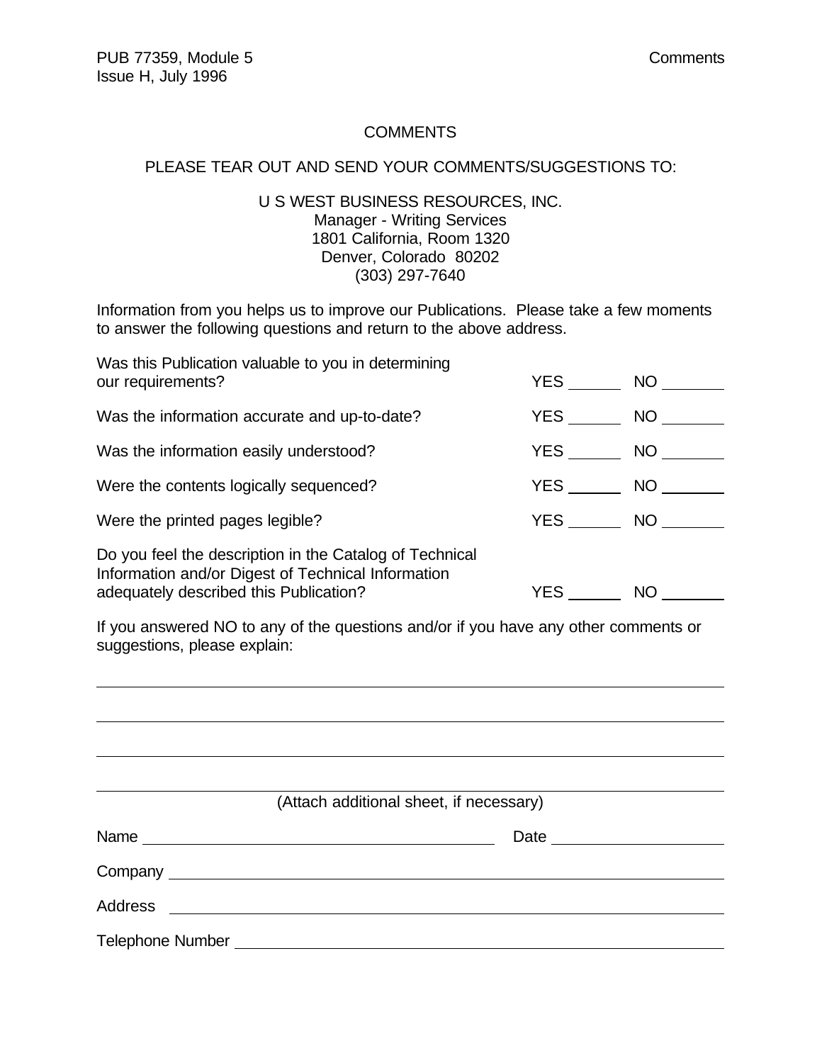# COMMENTS

PLEASE TEAR OUT AND SEND YOUR COMMENTS/SUGGESTIONS TO:

U S WEST BUSINESS RESOURCES, INC.
Manager - Writing Services
1801 California, Room 1320
Denver, Colorado 80202
(303) 297-7640

Information from you helps us to improve our Publications. Please take a few moments to answer the following questions and return to the above address.

Was this Publication valuable to you in determining our requirements? YES ______ NO ______

Was the information accurate and up-to-date? YES ______ NO ______

Was the information easily understood? YES ______ NO ______

Were the contents logically sequenced? YES ______ NO ______

Were the printed pages legible? YES ______ NO ______

Do you feel the description in the Catalog of Technical Information and/or Digest of Technical Information adequately described this Publication? YES ______ NO ______

If you answered NO to any of the questions and/or if you have any other comments or suggestions, please explain:

______________________________________________________________________

______________________________________________________________________

______________________________________________________________________

______________________________________________________________________

(Attach additional sheet, if necessary)

Name ________________________________ Date ________________

Company ______________________________________________________

Address ______________________________________________________

Telephone Number ______________________________________________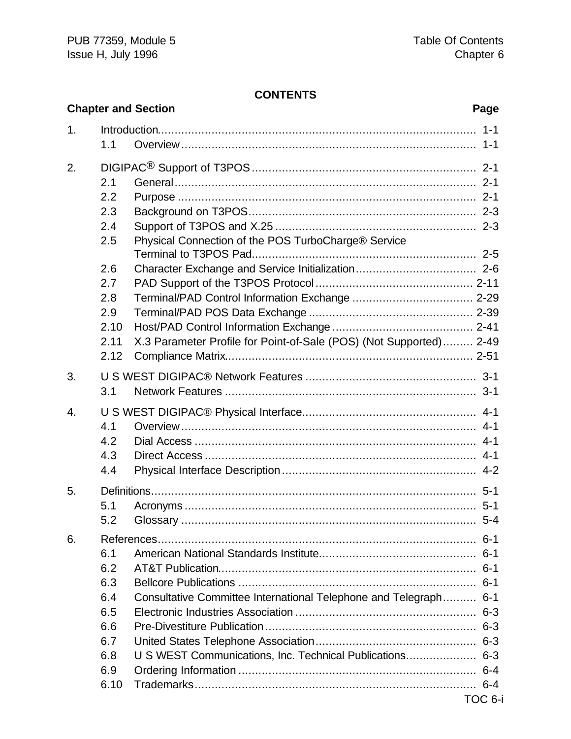# CONTENTS

| Chapter and Section | | Page |
|---|---|---|
| 1. | Introduction | 1-1 |
| | 1.1 Overview | 1-1 |
| 2. | DIGIPAC® Support of T3POS | 2-1 |
| | 2.1 General | 2-1 |
| | 2.2 Purpose | 2-1 |
| | 2.3 Background on T3POS | 2-3 |
| | 2.4 Support of T3POS and X.25 | 2-3 |
| | 2.5 Physical Connection of the POS TurboCharge® Service Terminal to T3POS Pad | 2-5 |
| | 2.6 Character Exchange and Service Initialization | 2-6 |
| | 2.7 PAD Support of the T3POS Protocol | 2-11 |
| | 2.8 Terminal/PAD Control Information Exchange | 2-29 |
| | 2.9 Terminal/PAD POS Data Exchange | 2-39 |
| | 2.10 Host/PAD Control Information Exchange | 2-41 |
| | 2.11 X.3 Parameter Profile for Point-of-Sale (POS) (Not Supported) | 2-49 |
| | 2.12 Compliance Matrix | 2-51 |
| 3. | U S WEST DIGIPAC® Network Features | 3-1 |
| | 3.1 Network Features | 3-1 |
| 4. | U S WEST DIGIPAC® Physical Interface | 4-1 |
| | 4.1 Overview | 4-1 |
| | 4.2 Dial Access | 4-1 |
| | 4.3 Direct Access | 4-1 |
| | 4.4 Physical Interface Description | 4-2 |
| 5. | Definitions | 5-1 |
| | 5.1 Acronyms | 5-1 |
| | 5.2 Glossary | 5-4 |
| 6. | References | 6-1 |
| | 6.1 American National Standards Institute | 6-1 |
| | 6.2 AT&T Publication | 6-1 |
| | 6.3 Bellcore Publications | 6-1 |
| | 6.4 Consultative Committee International Telephone and Telegraph | 6-1 |
| | 6.5 Electronic Industries Association | 6-3 |
| | 6.6 Pre-Divestiture Publication | 6-3 |
| | 6.7 United States Telephone Association | 6-3 |
| | 6.8 U S WEST Communications, Inc. Technical Publications | 6-3 |
| | 6.9 Ordering Information | 6-4 |
| | 6.10 Trademarks | 6-4 |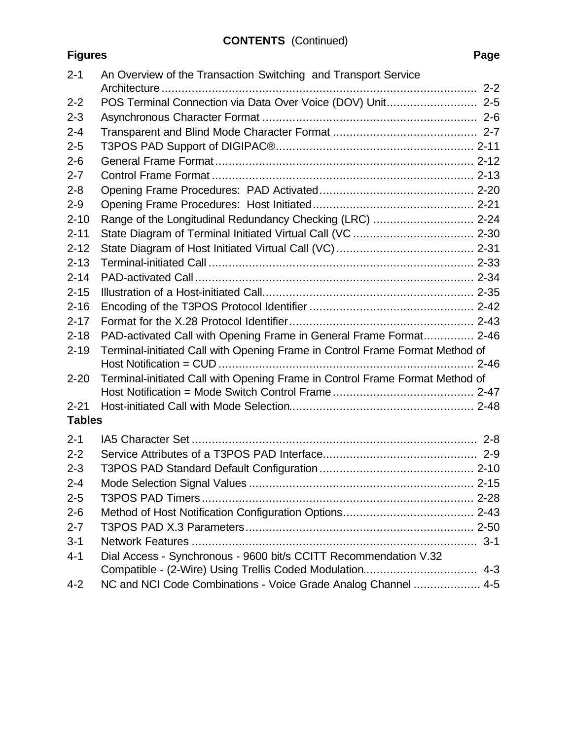**CONTENTS** (Continued)

| Figures | | Page |
|---|---|---|
| 2-1 | An Overview of the Transaction Switching and Transport Service Architecture | 2-2 |
| 2-2 | POS Terminal Connection via Data Over Voice (DOV) Unit | 2-5 |
| 2-3 | Asynchronous Character Format | 2-6 |
| 2-4 | Transparent and Blind Mode Character Format | 2-7 |
| 2-5 | T3POS PAD Support of DIGIPAC® | 2-11 |
| 2-6 | General Frame Format | 2-12 |
| 2-7 | Control Frame Format | 2-13 |
| 2-8 | Opening Frame Procedures: PAD Activated | 2-20 |
| 2-9 | Opening Frame Procedures: Host Initiated | 2-21 |
| 2-10 | Range of the Longitudinal Redundancy Checking (LRC) | 2-24 |
| 2-11 | State Diagram of Terminal Initiated Virtual Call (VC | 2-30 |
| 2-12 | State Diagram of Host Initiated Virtual Call (VC) | 2-31 |
| 2-13 | Terminal-initiated Call | 2-33 |
| 2-14 | PAD-activated Call | 2-34 |
| 2-15 | Illustration of a Host-initiated Call | 2-35 |
| 2-16 | Encoding of the T3POS Protocol Identifier | 2-42 |
| 2-17 | Format for the X.28 Protocol Identifier | 2-43 |
| 2-18 | PAD-activated Call with Opening Frame in General Frame Format | 2-46 |
| 2-19 | Terminal-initiated Call with Opening Frame in Control Frame Format Method of Host Notification = CUD | 2-46 |
| 2-20 | Terminal-initiated Call with Opening Frame in Control Frame Format Method of Host Notification = Mode Switch Control Frame | 2-47 |
| 2-21 | Host-initiated Call with Mode Selection | 2-48 |

| Tables | | |
|---|---|---|
| 2-1 | IA5 Character Set | 2-8 |
| 2-2 | Service Attributes of a T3POS PAD Interface | 2-9 |
| 2-3 | T3POS PAD Standard Default Configuration | 2-10 |
| 2-4 | Mode Selection Signal Values | 2-15 |
| 2-5 | T3POS PAD Timers | 2-28 |
| 2-6 | Method of Host Notification Configuration Options | 2-43 |
| 2-7 | T3POS PAD X.3 Parameters | 2-50 |
| 3-1 | Network Features | 3-1 |
| 4-1 | Dial Access - Synchronous - 9600 bit/s CCITT Recommendation V.32 Compatible - (2-Wire) Using Trellis Coded Modulation | 4-3 |
| 4-2 | NC and NCI Code Combinations - Voice Grade Analog Channel | 4-5 |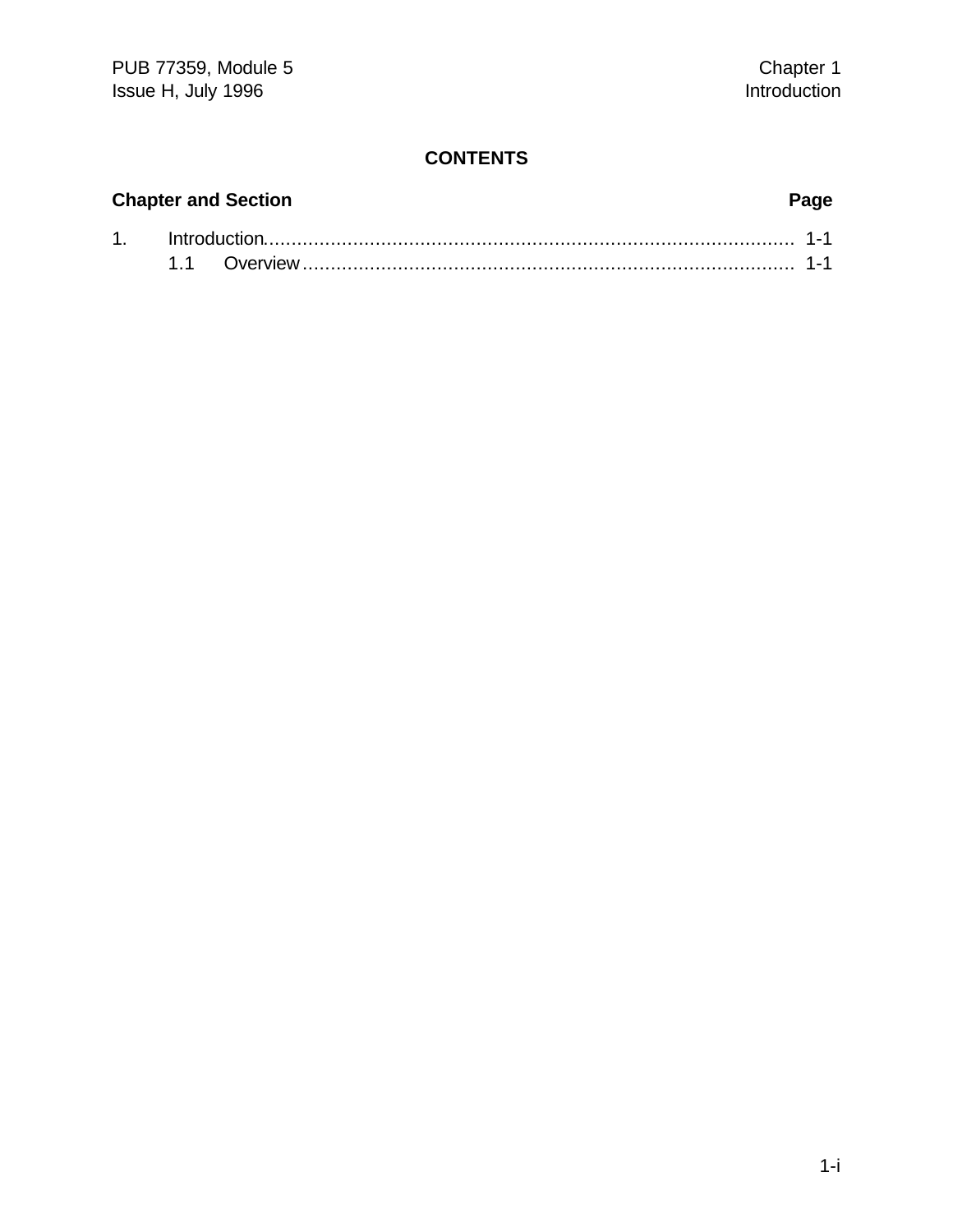# CONTENTS

| Chapter and Section | Page |
| --- | --- |
| 1. Introduction | 1-1 |
| 1.1 Overview | 1-1 |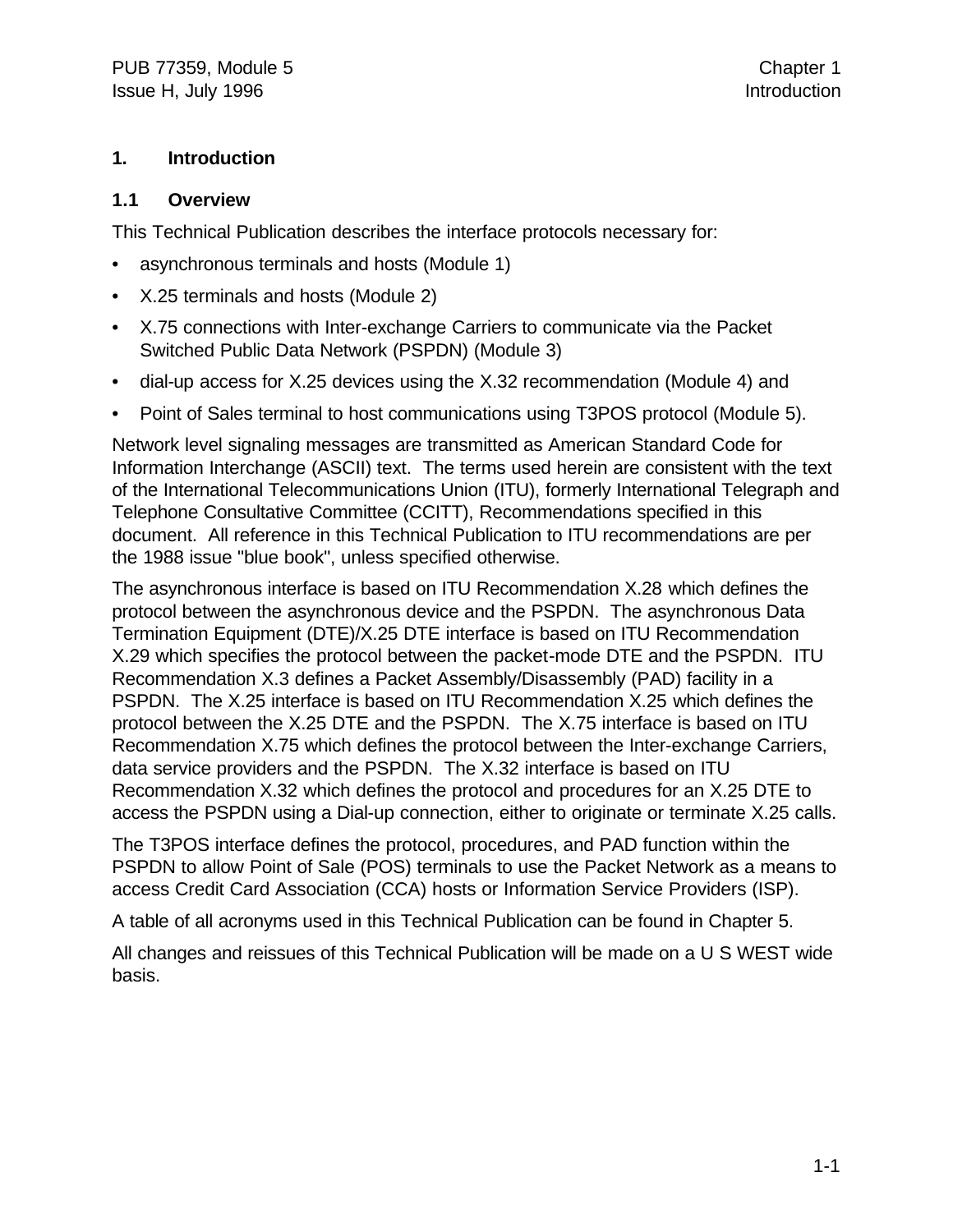# 1. Introduction

## 1.1 Overview

This Technical Publication describes the interface protocols necessary for:

- asynchronous terminals and hosts (Module 1)
- X.25 terminals and hosts (Module 2)
- X.75 connections with Inter-exchange Carriers to communicate via the Packet Switched Public Data Network (PSPDN) (Module 3)
- dial-up access for X.25 devices using the X.32 recommendation (Module 4) and
- Point of Sales terminal to host communications using T3POS protocol (Module 5).

Network level signaling messages are transmitted as American Standard Code for Information Interchange (ASCII) text. The terms used herein are consistent with the text of the International Telecommunications Union (ITU), formerly International Telegraph and Telephone Consultative Committee (CCITT), Recommendations specified in this document. All reference in this Technical Publication to ITU recommendations are per the 1988 issue "blue book", unless specified otherwise.

The asynchronous interface is based on ITU Recommendation X.28 which defines the protocol between the asynchronous device and the PSPDN. The asynchronous Data Termination Equipment (DTE)/X.25 DTE interface is based on ITU Recommendation X.29 which specifies the protocol between the packet-mode DTE and the PSPDN. ITU Recommendation X.3 defines a Packet Assembly/Disassembly (PAD) facility in a PSPDN. The X.25 interface is based on ITU Recommendation X.25 which defines the protocol between the X.25 DTE and the PSPDN. The X.75 interface is based on ITU Recommendation X.75 which defines the protocol between the Inter-exchange Carriers, data service providers and the PSPDN. The X.32 interface is based on ITU Recommendation X.32 which defines the protocol and procedures for an X.25 DTE to access the PSPDN using a Dial-up connection, either to originate or terminate X.25 calls.

The T3POS interface defines the protocol, procedures, and PAD function within the PSPDN to allow Point of Sale (POS) terminals to use the Packet Network as a means to access Credit Card Association (CCA) hosts or Information Service Providers (ISP).

A table of all acronyms used in this Technical Publication can be found in Chapter 5.

All changes and reissues of this Technical Publication will be made on a U S WEST wide basis.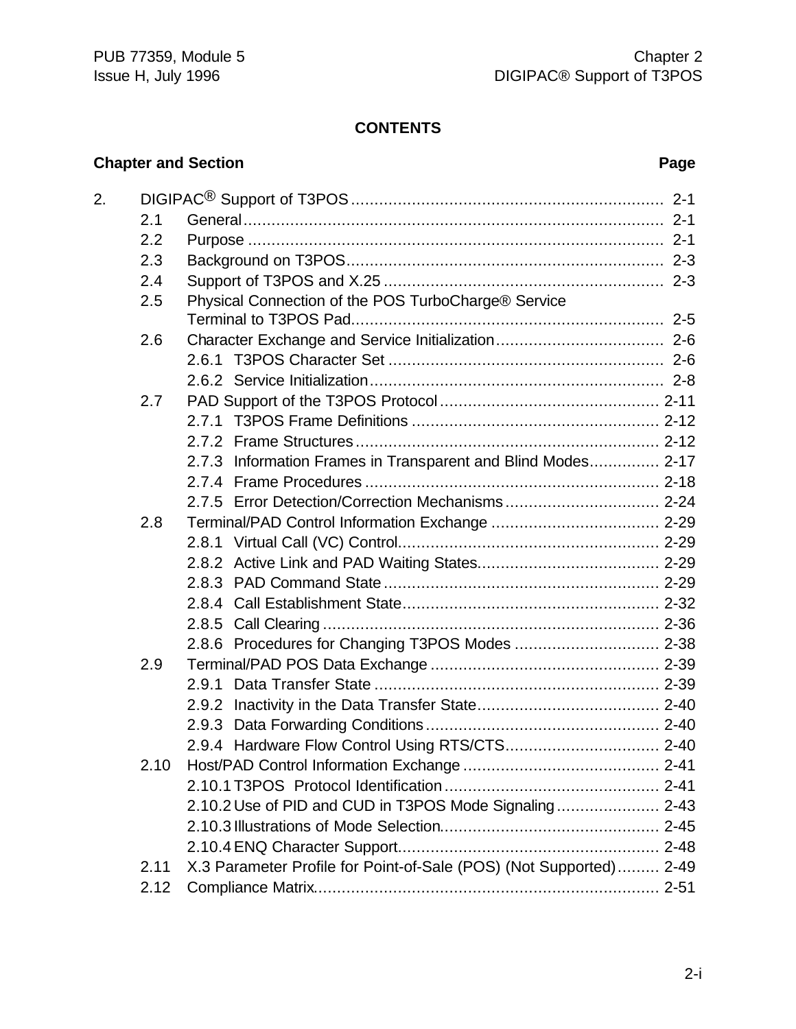**CONTENTS**

| Chapter and Section | | | Page |
|---|---|---|---|
| 2. | DIGIPAC® Support of T3POS | | 2-1 |
| | 2.1 | General | 2-1 |
| | 2.2 | Purpose | 2-1 |
| | 2.3 | Background on T3POS | 2-3 |
| | 2.4 | Support of T3POS and X.25 | 2-3 |
| | 2.5 | Physical Connection of the POS TurboCharge® Service Terminal to T3POS Pad | 2-5 |
| | 2.6 | Character Exchange and Service Initialization | 2-6 |
| | | 2.6.1 T3POS Character Set | 2-6 |
| | | 2.6.2 Service Initialization | 2-8 |
| | 2.7 | PAD Support of the T3POS Protocol | 2-11 |
| | | 2.7.1 T3POS Frame Definitions | 2-12 |
| | | 2.7.2 Frame Structures | 2-12 |
| | | 2.7.3 Information Frames in Transparent and Blind Modes | 2-17 |
| | | 2.7.4 Frame Procedures | 2-18 |
| | | 2.7.5 Error Detection/Correction Mechanisms | 2-24 |
| | 2.8 | Terminal/PAD Control Information Exchange | 2-29 |
| | | 2.8.1 Virtual Call (VC) Control | 2-29 |
| | | 2.8.2 Active Link and PAD Waiting States | 2-29 |
| | | 2.8.3 PAD Command State | 2-29 |
| | | 2.8.4 Call Establishment State | 2-32 |
| | | 2.8.5 Call Clearing | 2-36 |
| | | 2.8.6 Procedures for Changing T3POS Modes | 2-38 |
| | 2.9 | Terminal/PAD POS Data Exchange | 2-39 |
| | | 2.9.1 Data Transfer State | 2-39 |
| | | 2.9.2 Inactivity in the Data Transfer State | 2-40 |
| | | 2.9.3 Data Forwarding Conditions | 2-40 |
| | | 2.9.4 Hardware Flow Control Using RTS/CTS | 2-40 |
| | 2.10 | Host/PAD Control Information Exchange | 2-41 |
| | | 2.10.1 T3POS Protocol Identification | 2-41 |
| | | 2.10.2 Use of PID and CUD in T3POS Mode Signaling | 2-43 |
| | | 2.10.3 Illustrations of Mode Selection | 2-45 |
| | | 2.10.4 ENQ Character Support | 2-48 |
| | 2.11 | X.3 Parameter Profile for Point-of-Sale (POS) (Not Supported) | 2-49 |
| | 2.12 | Compliance Matrix | 2-51 |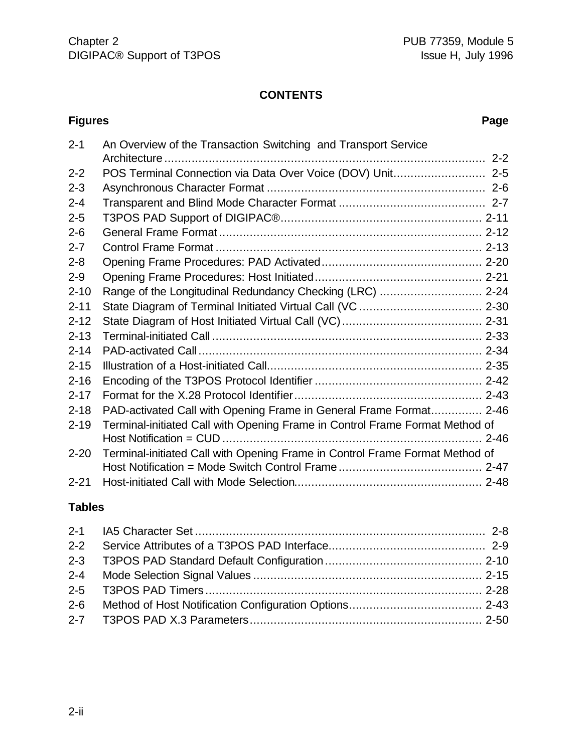## CONTENTS

### Figures

| | | Page |
|---|---|---|
| 2-1 | An Overview of the Transaction Switching and Transport Service Architecture | 2-2 |
| 2-2 | POS Terminal Connection via Data Over Voice (DOV) Unit | 2-5 |
| 2-3 | Asynchronous Character Format | 2-6 |
| 2-4 | Transparent and Blind Mode Character Format | 2-7 |
| 2-5 | T3POS PAD Support of DIGIPAC® | 2-11 |
| 2-6 | General Frame Format | 2-12 |
| 2-7 | Control Frame Format | 2-13 |
| 2-8 | Opening Frame Procedures: PAD Activated | 2-20 |
| 2-9 | Opening Frame Procedures: Host Initiated | 2-21 |
| 2-10 | Range of the Longitudinal Redundancy Checking (LRC) | 2-24 |
| 2-11 | State Diagram of Terminal Initiated Virtual Call (VC | 2-30 |
| 2-12 | State Diagram of Host Initiated Virtual Call (VC) | 2-31 |
| 2-13 | Terminal-initiated Call | 2-33 |
| 2-14 | PAD-activated Call | 2-34 |
| 2-15 | Illustration of a Host-initiated Call | 2-35 |
| 2-16 | Encoding of the T3POS Protocol Identifier | 2-42 |
| 2-17 | Format for the X.28 Protocol Identifier | 2-43 |
| 2-18 | PAD-activated Call with Opening Frame in General Frame Format | 2-46 |
| 2-19 | Terminal-initiated Call with Opening Frame in Control Frame Format Method of Host Notification = CUD | 2-46 |
| 2-20 | Terminal-initiated Call with Opening Frame in Control Frame Format Method of Host Notification = Mode Switch Control Frame | 2-47 |
| 2-21 | Host-initiated Call with Mode Selection | 2-48 |

### Tables

| | | Page |
|---|---|---|
| 2-1 | IA5 Character Set | 2-8 |
| 2-2 | Service Attributes of a T3POS PAD Interface | 2-9 |
| 2-3 | T3POS PAD Standard Default Configuration | 2-10 |
| 2-4 | Mode Selection Signal Values | 2-15 |
| 2-5 | T3POS PAD Timers | 2-28 |
| 2-6 | Method of Host Notification Configuration Options | 2-43 |
| 2-7 | T3POS PAD X.3 Parameters | 2-50 |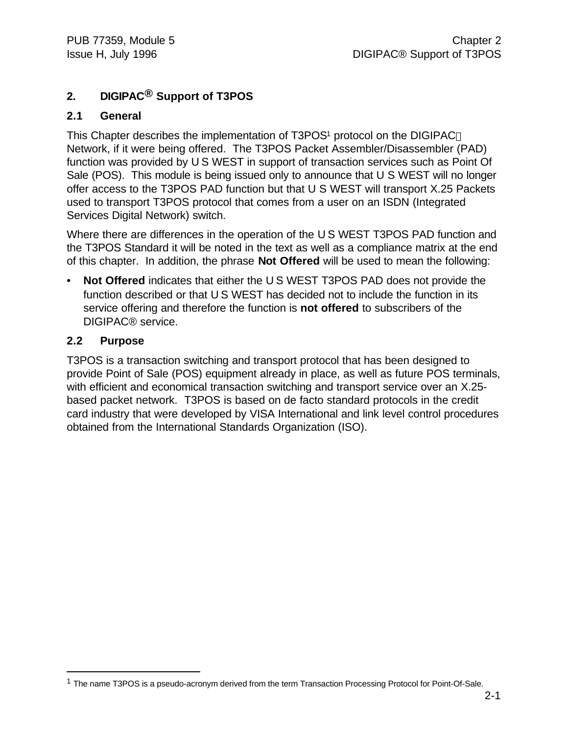# 2. DIGIPAC® Support of T3POS

## 2.1 General

This Chapter describes the implementation of T3POS[1] protocol on the DIGIPAC Network, if it were being offered. The T3POS Packet Assembler/Disassembler (PAD) function was provided by U S WEST in support of transaction services such as Point Of Sale (POS). This module is being issued only to announce that U S WEST will no longer offer access to the T3POS PAD function but that U S WEST will transport X.25 Packets used to transport T3POS protocol that comes from a user on an ISDN (Integrated Services Digital Network) switch.

Where there are differences in the operation of the U S WEST T3POS PAD function and the T3POS Standard it will be noted in the text as well as a compliance matrix at the end of this chapter. In addition, the phrase **Not Offered** will be used to mean the following:

- **Not Offered** indicates that either the U S WEST T3POS PAD does not provide the function described or that U S WEST has decided not to include the function in its service offering and therefore the function is **not offered** to subscribers of the DIGIPAC® service.

## 2.2 Purpose

T3POS is a transaction switching and transport protocol that has been designed to provide Point of Sale (POS) equipment already in place, as well as future POS terminals, with efficient and economical transaction switching and transport service over an X.25-based packet network. T3POS is based on de facto standard protocols in the credit card industry that were developed by VISA International and link level control procedures obtained from the International Standards Organization (ISO).

---

[1] The name T3POS is a pseudo-acronym derived from the term Transaction Processing Protocol for Point-Of-Sale.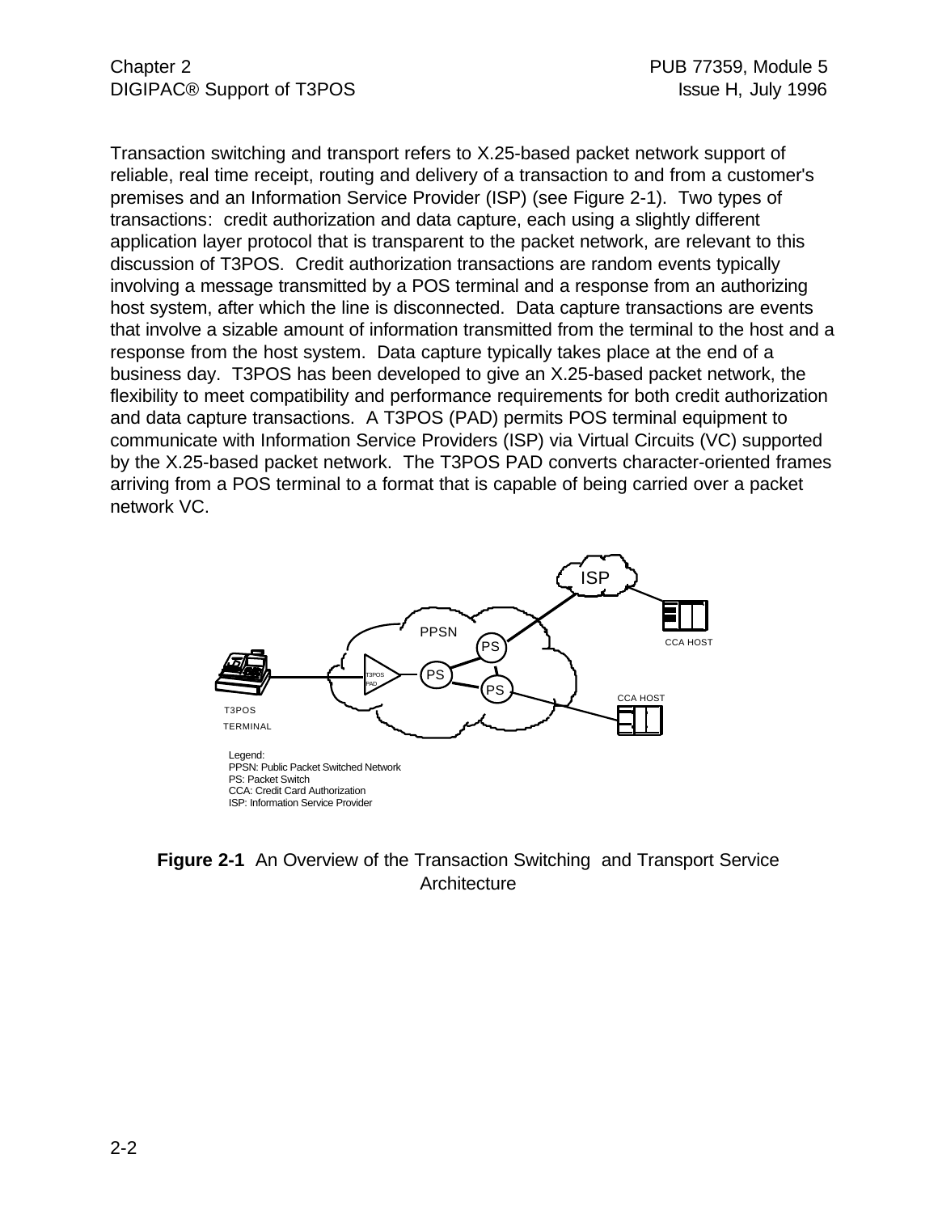Transaction switching and transport refers to X.25-based packet network support of reliable, real time receipt, routing and delivery of a transaction to and from a customer's premises and an Information Service Provider (ISP) (see Figure 2-1). Two types of transactions: credit authorization and data capture, each using a slightly different application layer protocol that is transparent to the packet network, are relevant to this discussion of T3POS. Credit authorization transactions are random events typically involving a message transmitted by a POS terminal and a response from an authorizing host system, after which the line is disconnected. Data capture transactions are events that involve a sizable amount of information transmitted from the terminal to the host and a response from the host system. Data capture typically takes place at the end of a business day. T3POS has been developed to give an X.25-based packet network, the flexibility to meet compatibility and performance requirements for both credit authorization and data capture transactions. A T3POS (PAD) permits POS terminal equipment to communicate with Information Service Providers (ISP) via Virtual Circuits (VC) supported by the X.25-based packet network. The T3POS PAD converts character-oriented frames arriving from a POS terminal to a format that is capable of being carried over a packet network VC.

ISP

PPSN

PS

PS

PS

T3POS PAD

CCA HOST

CCA HOST

T3POS TERMINAL

Legend:
PPSN: Public Packet Switched Network
PS: Packet Switch
CCA: Credit Card Authorization
ISP: Information Service Provider

**Figure 2-1** An Overview of the Transaction Switching and Transport Service Architecture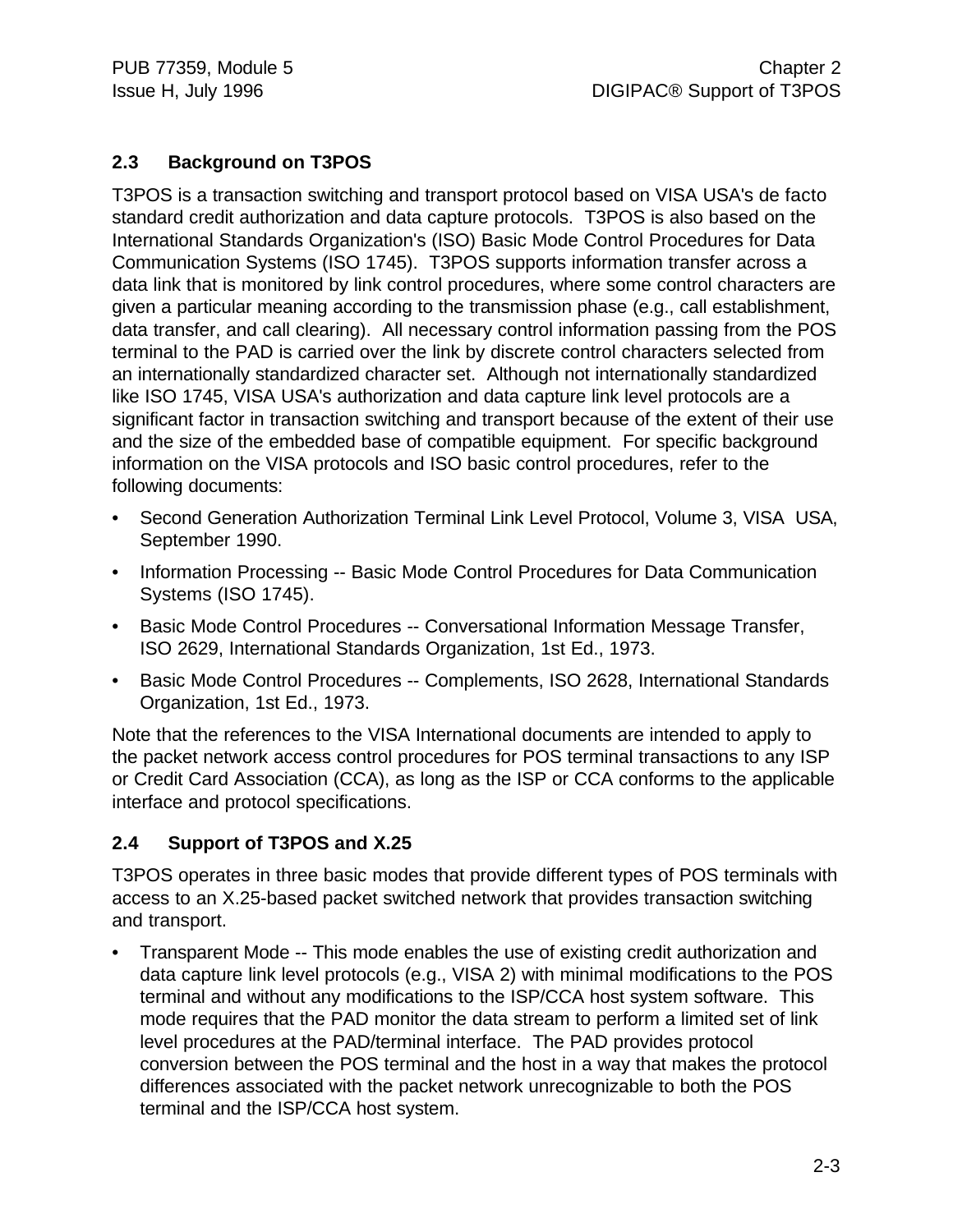## 2.3 Background on T3POS

T3POS is a transaction switching and transport protocol based on VISA USA's de facto standard credit authorization and data capture protocols. T3POS is also based on the International Standards Organization's (ISO) Basic Mode Control Procedures for Data Communication Systems (ISO 1745). T3POS supports information transfer across a data link that is monitored by link control procedures, where some control characters are given a particular meaning according to the transmission phase (e.g., call establishment, data transfer, and call clearing). All necessary control information passing from the POS terminal to the PAD is carried over the link by discrete control characters selected from an internationally standardized character set. Although not internationally standardized like ISO 1745, VISA USA's authorization and data capture link level protocols are a significant factor in transaction switching and transport because of the extent of their use and the size of the embedded base of compatible equipment. For specific background information on the VISA protocols and ISO basic control procedures, refer to the following documents:

- Second Generation Authorization Terminal Link Level Protocol, Volume 3, VISA USA, September 1990.
- Information Processing -- Basic Mode Control Procedures for Data Communication Systems (ISO 1745).
- Basic Mode Control Procedures -- Conversational Information Message Transfer, ISO 2629, International Standards Organization, 1st Ed., 1973.
- Basic Mode Control Procedures -- Complements, ISO 2628, International Standards Organization, 1st Ed., 1973.

Note that the references to the VISA International documents are intended to apply to the packet network access control procedures for POS terminal transactions to any ISP or Credit Card Association (CCA), as long as the ISP or CCA conforms to the applicable interface and protocol specifications.

## 2.4 Support of T3POS and X.25

T3POS operates in three basic modes that provide different types of POS terminals with access to an X.25-based packet switched network that provides transaction switching and transport.

- Transparent Mode -- This mode enables the use of existing credit authorization and data capture link level protocols (e.g., VISA 2) with minimal modifications to the POS terminal and without any modifications to the ISP/CCA host system software. This mode requires that the PAD monitor the data stream to perform a limited set of link level procedures at the PAD/terminal interface. The PAD provides protocol conversion between the POS terminal and the host in a way that makes the protocol differences associated with the packet network unrecognizable to both the POS terminal and the ISP/CCA host system.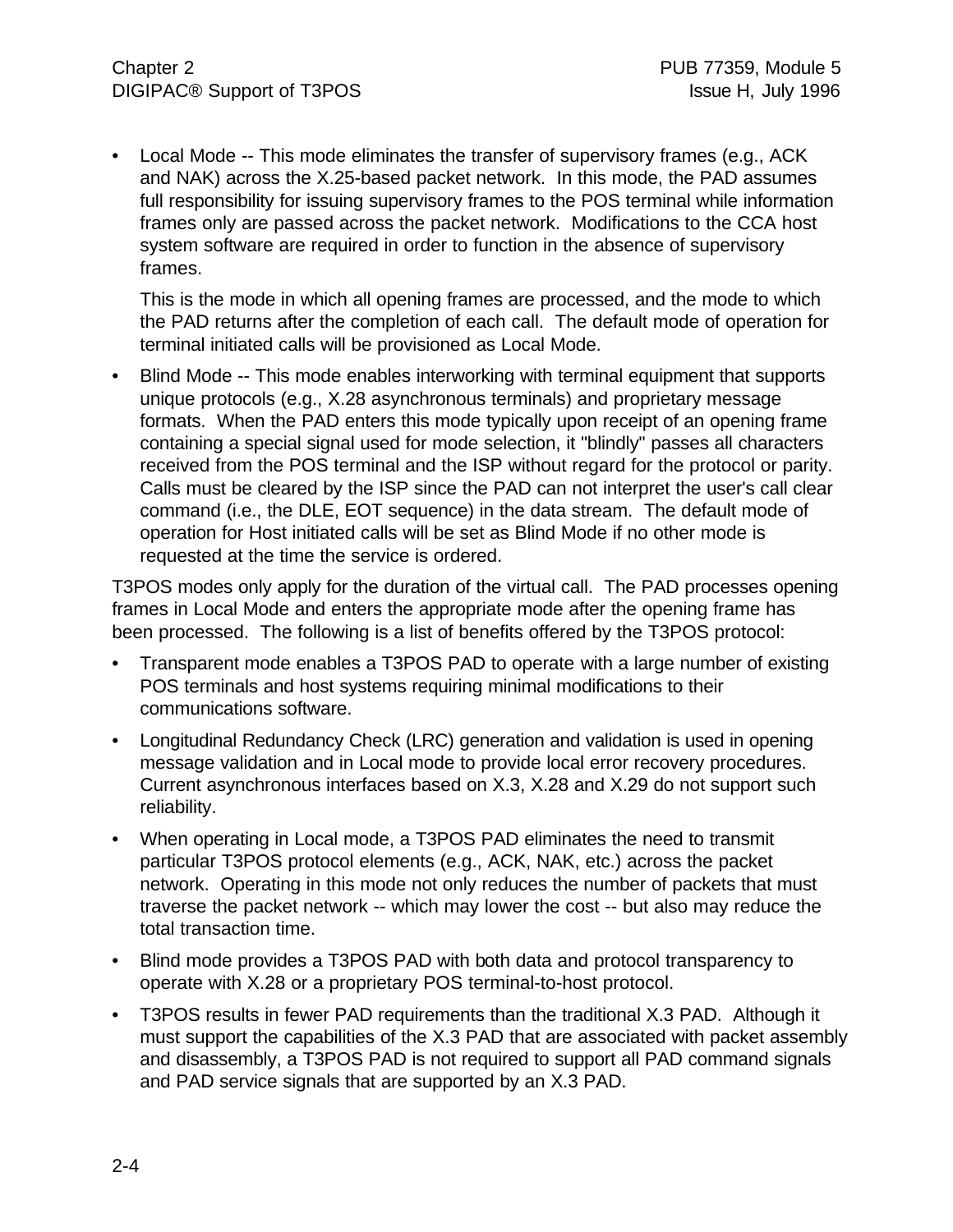- Local Mode -- This mode eliminates the transfer of supervisory frames (e.g., ACK and NAK) across the X.25-based packet network. In this mode, the PAD assumes full responsibility for issuing supervisory frames to the POS terminal while information frames only are passed across the packet network. Modifications to the CCA host system software are required in order to function in the absence of supervisory frames.

  This is the mode in which all opening frames are processed, and the mode to which the PAD returns after the completion of each call. The default mode of operation for terminal initiated calls will be provisioned as Local Mode.

- Blind Mode -- This mode enables interworking with terminal equipment that supports unique protocols (e.g., X.28 asynchronous terminals) and proprietary message formats. When the PAD enters this mode typically upon receipt of an opening frame containing a special signal used for mode selection, it "blindly" passes all characters received from the POS terminal and the ISP without regard for the protocol or parity. Calls must be cleared by the ISP since the PAD can not interpret the user's call clear command (i.e., the DLE, EOT sequence) in the data stream. The default mode of operation for Host initiated calls will be set as Blind Mode if no other mode is requested at the time the service is ordered.

T3POS modes only apply for the duration of the virtual call. The PAD processes opening frames in Local Mode and enters the appropriate mode after the opening frame has been processed. The following is a list of benefits offered by the T3POS protocol:

- Transparent mode enables a T3POS PAD to operate with a large number of existing POS terminals and host systems requiring minimal modifications to their communications software.
- Longitudinal Redundancy Check (LRC) generation and validation is used in opening message validation and in Local mode to provide local error recovery procedures. Current asynchronous interfaces based on X.3, X.28 and X.29 do not support such reliability.
- When operating in Local mode, a T3POS PAD eliminates the need to transmit particular T3POS protocol elements (e.g., ACK, NAK, etc.) across the packet network. Operating in this mode not only reduces the number of packets that must traverse the packet network -- which may lower the cost -- but also may reduce the total transaction time.
- Blind mode provides a T3POS PAD with both data and protocol transparency to operate with X.28 or a proprietary POS terminal-to-host protocol.
- T3POS results in fewer PAD requirements than the traditional X.3 PAD. Although it must support the capabilities of the X.3 PAD that are associated with packet assembly and disassembly, a T3POS PAD is not required to support all PAD command signals and PAD service signals that are supported by an X.3 PAD.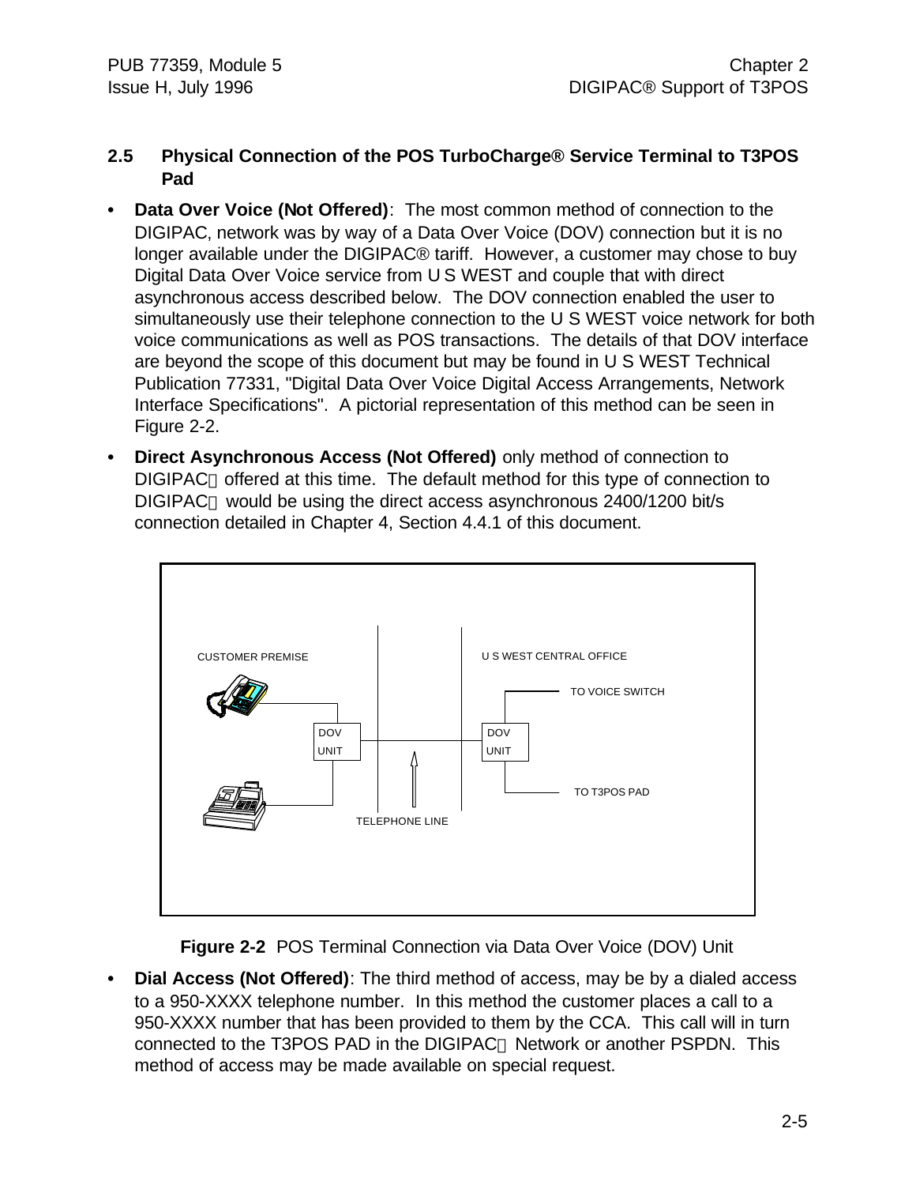## 2.5 Physical Connection of the POS TurboCharge® Service Terminal to T3POS Pad

- **Data Over Voice (Not Offered)**: The most common method of connection to the DIGIPAC, network was by way of a Data Over Voice (DOV) connection but it is no longer available under the DIGIPAC® tariff. However, a customer may chose to buy Digital Data Over Voice service from U S WEST and couple that with direct asynchronous access described below. The DOV connection enabled the user to simultaneously use their telephone connection to the U S WEST voice network for both voice communications as well as POS transactions. The details of that DOV interface are beyond the scope of this document but may be found in U S WEST Technical Publication 77331, "Digital Data Over Voice Digital Access Arrangements, Network Interface Specifications". A pictorial representation of this method can be seen in Figure 2-2.
- **Direct Asynchronous Access (Not Offered)** only method of connection to DIGIPAC offered at this time. The default method for this type of connection to DIGIPAC would be using the direct access asynchronous 2400/1200 bit/s connection detailed in Chapter 4, Section 4.4.1 of this document.

CUSTOMER PREMISE | U S WEST CENTRAL OFFICE

DOV UNIT — TELEPHONE LINE — DOV UNIT

TO VOICE SWITCH

TO T3POS PAD

**Figure 2-2** POS Terminal Connection via Data Over Voice (DOV) Unit

- **Dial Access (Not Offered)**: The third method of access, may be by a dialed access to a 950-XXXX telephone number. In this method the customer places a call to a 950-XXXX number that has been provided to them by the CCA. This call will in turn connected to the T3POS PAD in the DIGIPAC Network or another PSPDN. This method of access may be made available on special request.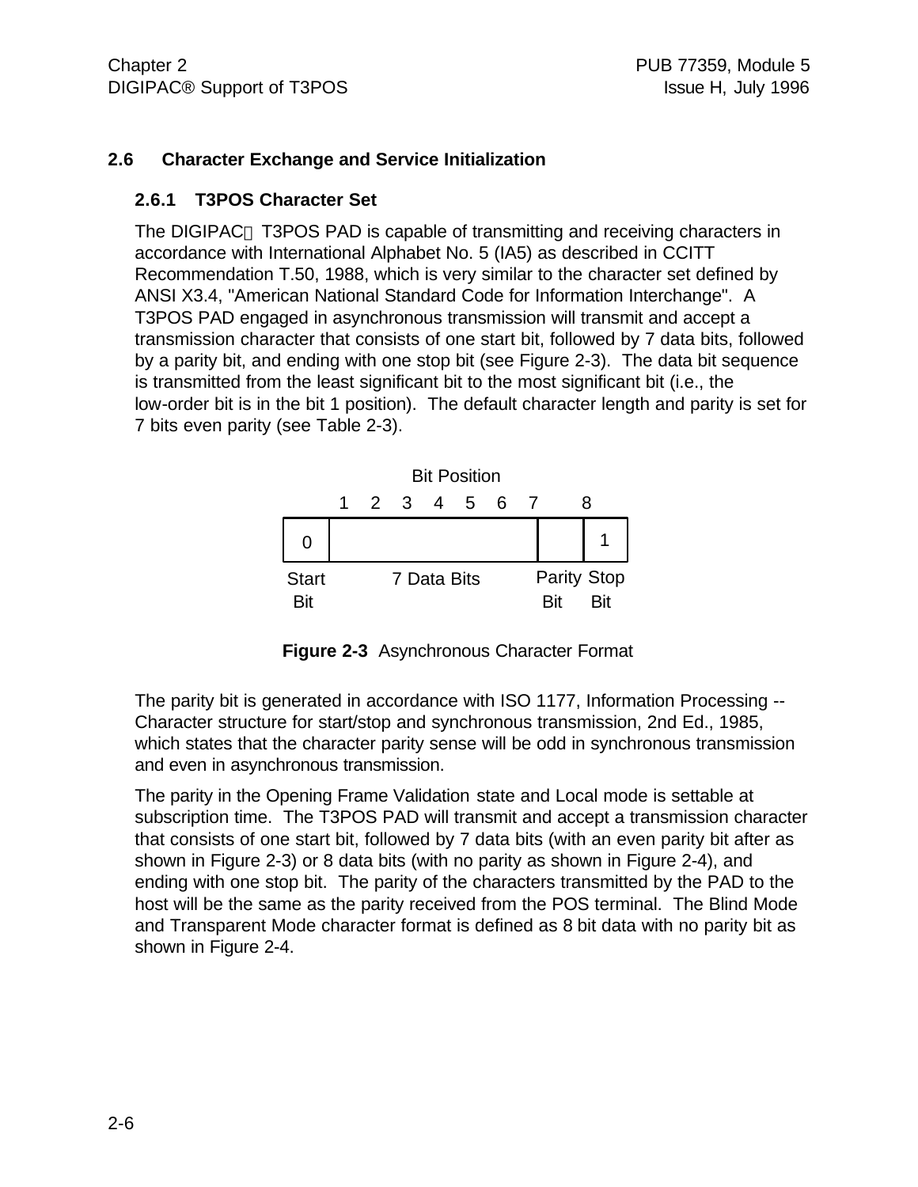## 2.6 Character Exchange and Service Initialization

### 2.6.1 T3POS Character Set

The DIGIPAC® T3POS PAD is capable of transmitting and receiving characters in accordance with International Alphabet No. 5 (IA5) as described in CCITT Recommendation T.50, 1988, which is very similar to the character set defined by ANSI X3.4, "American National Standard Code for Information Interchange". A T3POS PAD engaged in asynchronous transmission will transmit and accept a transmission character that consists of one start bit, followed by 7 data bits, followed by a parity bit, and ending with one stop bit (see Figure 2-3). The data bit sequence is transmitted from the least significant bit to the most significant bit (i.e., the low-order bit is in the bit 1 position). The default character length and parity is set for 7 bits even parity (see Table 2-3).

| | Bit Position 1 2 3 4 5 6 7 | 8 | |
|---|---|---|---|
| 0 | | | 1 |
| Start Bit | 7 Data Bits | Parity Bit | Stop Bit |

**Figure 2-3** Asynchronous Character Format

The parity bit is generated in accordance with ISO 1177, Information Processing -- Character structure for start/stop and synchronous transmission, 2nd Ed., 1985, which states that the character parity sense will be odd in synchronous transmission and even in asynchronous transmission.

The parity in the Opening Frame Validation state and Local mode is settable at subscription time. The T3POS PAD will transmit and accept a transmission character that consists of one start bit, followed by 7 data bits (with an even parity bit after as shown in Figure 2-3) or 8 data bits (with no parity as shown in Figure 2-4), and ending with one stop bit. The parity of the characters transmitted by the PAD to the host will be the same as the parity received from the POS terminal. The Blind Mode and Transparent Mode character format is defined as 8 bit data with no parity bit as shown in Figure 2-4.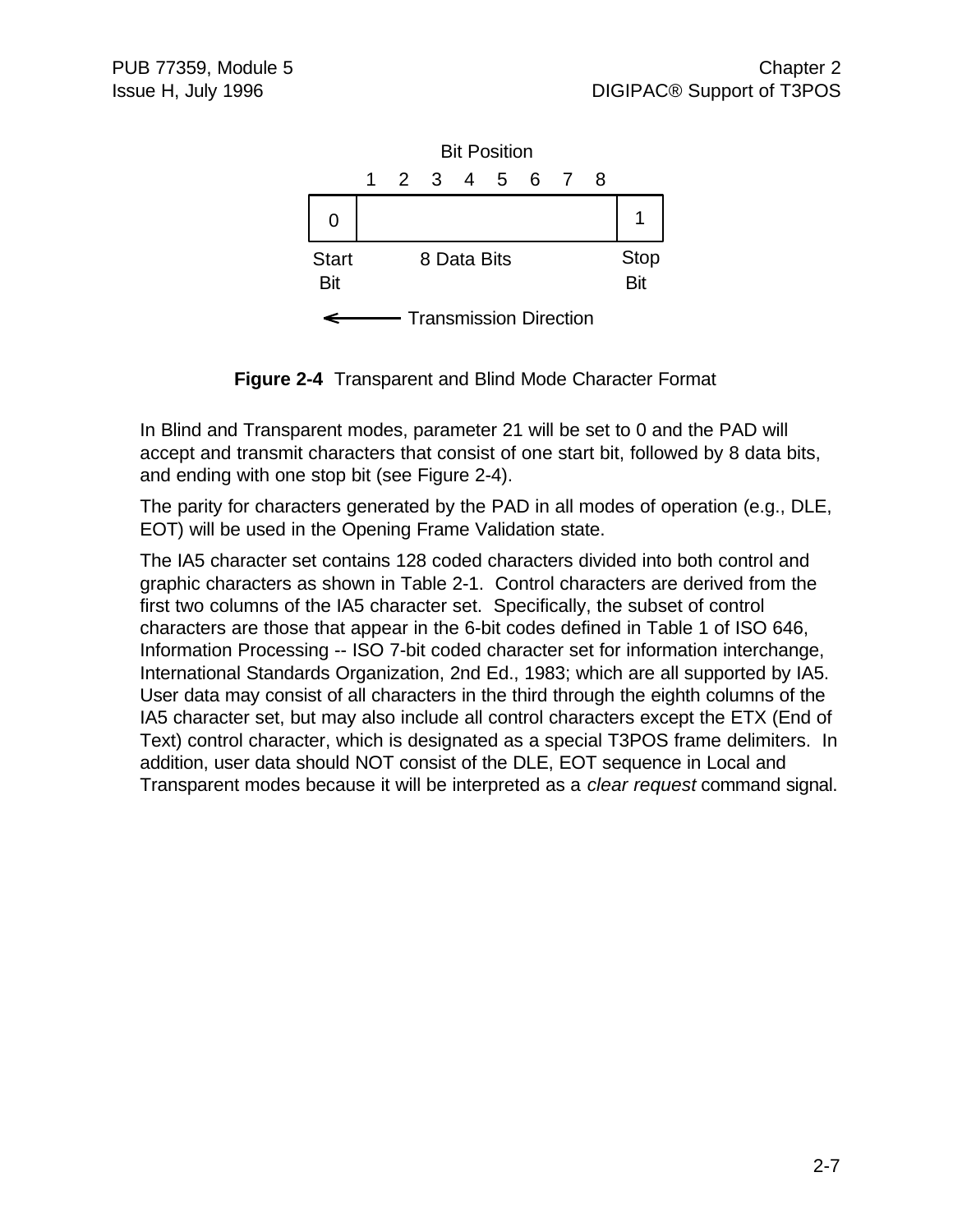Bit Position

| | 1 | 2 | 3 | 4 | 5 | 6 | 7 | 8 | |
|---|---|---|---|---|---|---|---|---|---|
| 0 | | | | | | | | | 1 |
| Start Bit | 8 Data Bits | | | | | | | | Stop Bit |

← Transmission Direction

**Figure 2-4** Transparent and Blind Mode Character Format

In Blind and Transparent modes, parameter 21 will be set to 0 and the PAD will accept and transmit characters that consist of one start bit, followed by 8 data bits, and ending with one stop bit (see Figure 2-4).

The parity for characters generated by the PAD in all modes of operation (e.g., DLE, EOT) will be used in the Opening Frame Validation state.

The IA5 character set contains 128 coded characters divided into both control and graphic characters as shown in Table 2-1. Control characters are derived from the first two columns of the IA5 character set. Specifically, the subset of control characters are those that appear in the 6-bit codes defined in Table 1 of ISO 646, Information Processing -- ISO 7-bit coded character set for information interchange, International Standards Organization, 2nd Ed., 1983; which are all supported by IA5. User data may consist of all characters in the third through the eighth columns of the IA5 character set, but may also include all control characters except the ETX (End of Text) control character, which is designated as a special T3POS frame delimiters. In addition, user data should NOT consist of the DLE, EOT sequence in Local and Transparent modes because it will be interpreted as a *clear request* command signal.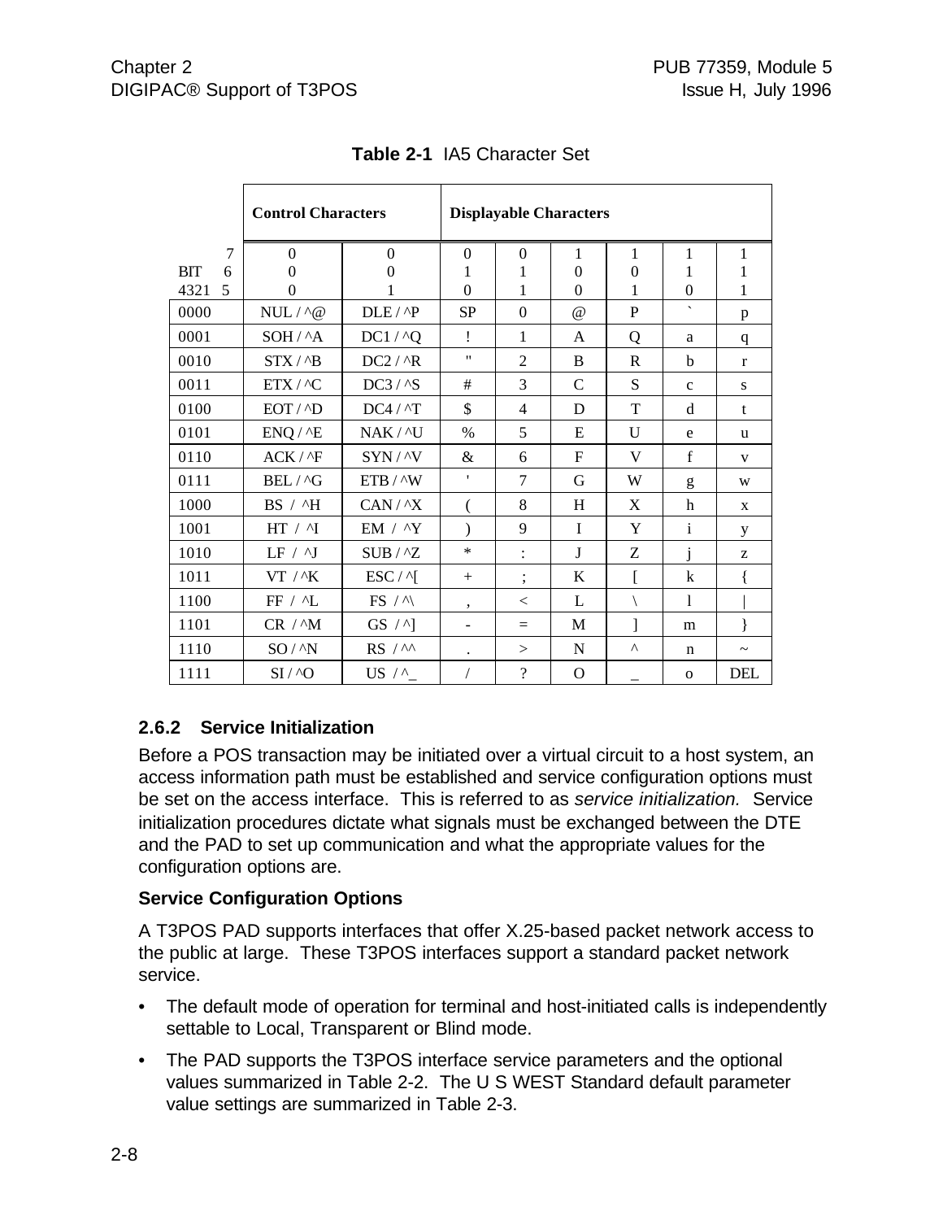**Table 2-1** IA5 Character Set

| | Control Characters | | Displayable Characters | | | | | |
|---|---|---|---|---|---|---|---|---|
| BIT 7 | 0 | 0 | 0 | 0 | 1 | 1 | 1 | 1 |
| BIT 6 | 0 | 0 | 1 | 1 | 0 | 0 | 1 | 1 |
| 4321 5 | 0 | 1 | 0 | 1 | 0 | 1 | 0 | 1 |
| 0000 | NUL / ^@ | DLE / ^P | SP | 0 | @ | P | ` | p |
| 0001 | SOH / ^A | DC1 / ^Q | ! | 1 | A | Q | a | q |
| 0010 | STX / ^B | DC2 / ^R | " | 2 | B | R | b | r |
| 0011 | ETX / ^C | DC3 / ^S | # | 3 | C | S | c | s |
| 0100 | EOT / ^D | DC4 / ^T | $ | 4 | D | T | d | t |
| 0101 | ENQ / ^E | NAK / ^U | % | 5 | E | U | e | u |
| 0110 | ACK / ^F | SYN / ^V | & | 6 | F | V | f | v |
| 0111 | BEL / ^G | ETB / ^W | ' | 7 | G | W | g | w |
| 1000 | BS / ^H | CAN / ^X | ( | 8 | H | X | h | x |
| 1001 | HT / ^I | EM / ^Y | ) | 9 | I | Y | i | y |
| 1010 | LF / ^J | SUB / ^Z | * | : | J | Z | j | z |
| 1011 | VT / ^K | ESC / ^[ | + | ; | K | [ | k | { |
| 1100 | FF / ^L | FS / ^\ | , | < | L | \ | l | \| |
| 1101 | CR / ^M | GS / ^] | - | = | M | ] | m | } |
| 1110 | SO / ^N | RS / ^^ | . | > | N | ^ | n | ~ |
| 1111 | SI / ^O | US / ^_ | / | ? | O | _ | o | DEL |

### 2.6.2 Service Initialization

Before a POS transaction may be initiated over a virtual circuit to a host system, an access information path must be established and service configuration options must be set on the access interface. This is referred to as *service initialization.* Service initialization procedures dictate what signals must be exchanged between the DTE and the PAD to set up communication and what the appropriate values for the configuration options are.

**Service Configuration Options**

A T3POS PAD supports interfaces that offer X.25-based packet network access to the public at large. These T3POS interfaces support a standard packet network service.

- The default mode of operation for terminal and host-initiated calls is independently settable to Local, Transparent or Blind mode.
- The PAD supports the T3POS interface service parameters and the optional values summarized in Table 2-2. The U S WEST Standard default parameter value settings are summarized in Table 2-3.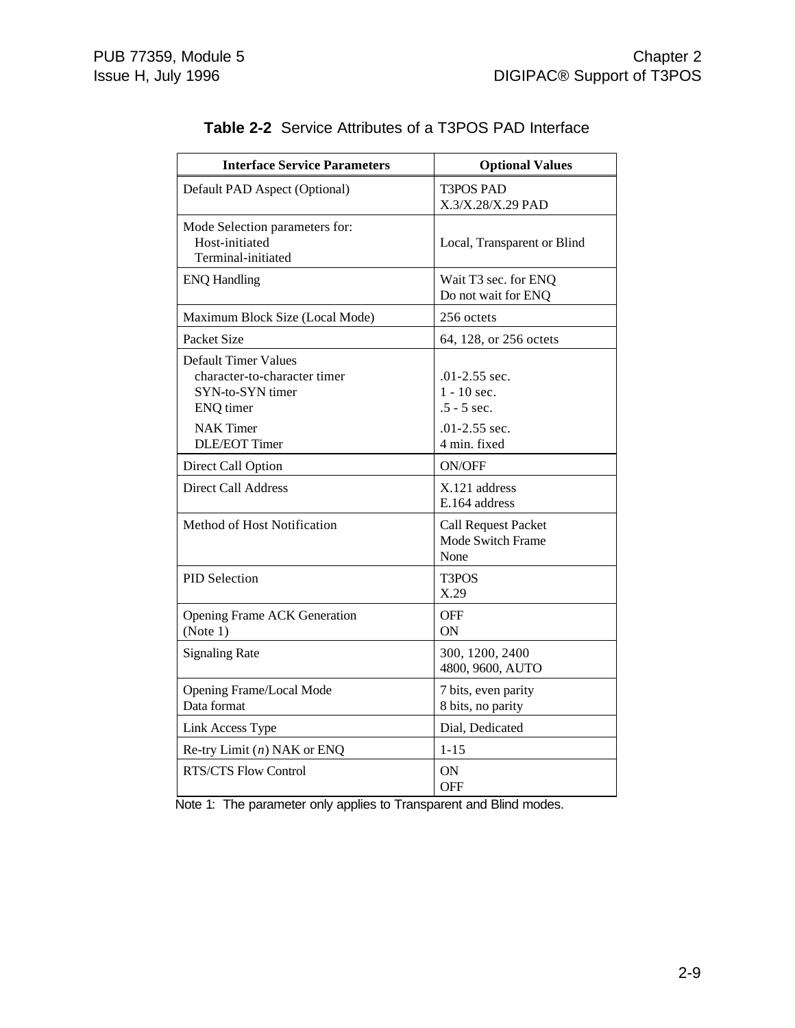**Table 2-2** Service Attributes of a T3POS PAD Interface

| Interface Service Parameters | Optional Values |
|---|---|
| Default PAD Aspect (Optional) | T3POS PAD<br>X.3/X.28/X.29 PAD |
| Mode Selection parameters for:<br>Host-initiated<br>Terminal-initiated | Local, Transparent or Blind |
| ENQ Handling | Wait T3 sec. for ENQ<br>Do not wait for ENQ |
| Maximum Block Size (Local Mode) | 256 octets |
| Packet Size | 64, 128, or 256 octets |
| Default Timer Values<br>character-to-character timer<br>SYN-to-SYN timer<br>ENQ timer<br>NAK Timer<br>DLE/EOT Timer | <br>.01-2.55 sec.<br>1 - 10 sec.<br>.5 - 5 sec.<br>.01-2.55 sec.<br>4 min. fixed |
| Direct Call Option | ON/OFF |
| Direct Call Address | X.121 address<br>E.164 address |
| Method of Host Notification | Call Request Packet<br>Mode Switch Frame<br>None |
| PID Selection | T3POS<br>X.29 |
| Opening Frame ACK Generation<br>(Note 1) | OFF<br>ON |
| Signaling Rate | 300, 1200, 2400<br>4800, 9600, AUTO |
| Opening Frame/Local Mode<br>Data format | 7 bits, even parity<br>8 bits, no parity |
| Link Access Type | Dial, Dedicated |
| Re-try Limit (*n*) NAK or ENQ | 1-15 |
| RTS/CTS Flow Control | ON<br>OFF |

Note 1: The parameter only applies to Transparent and Blind modes.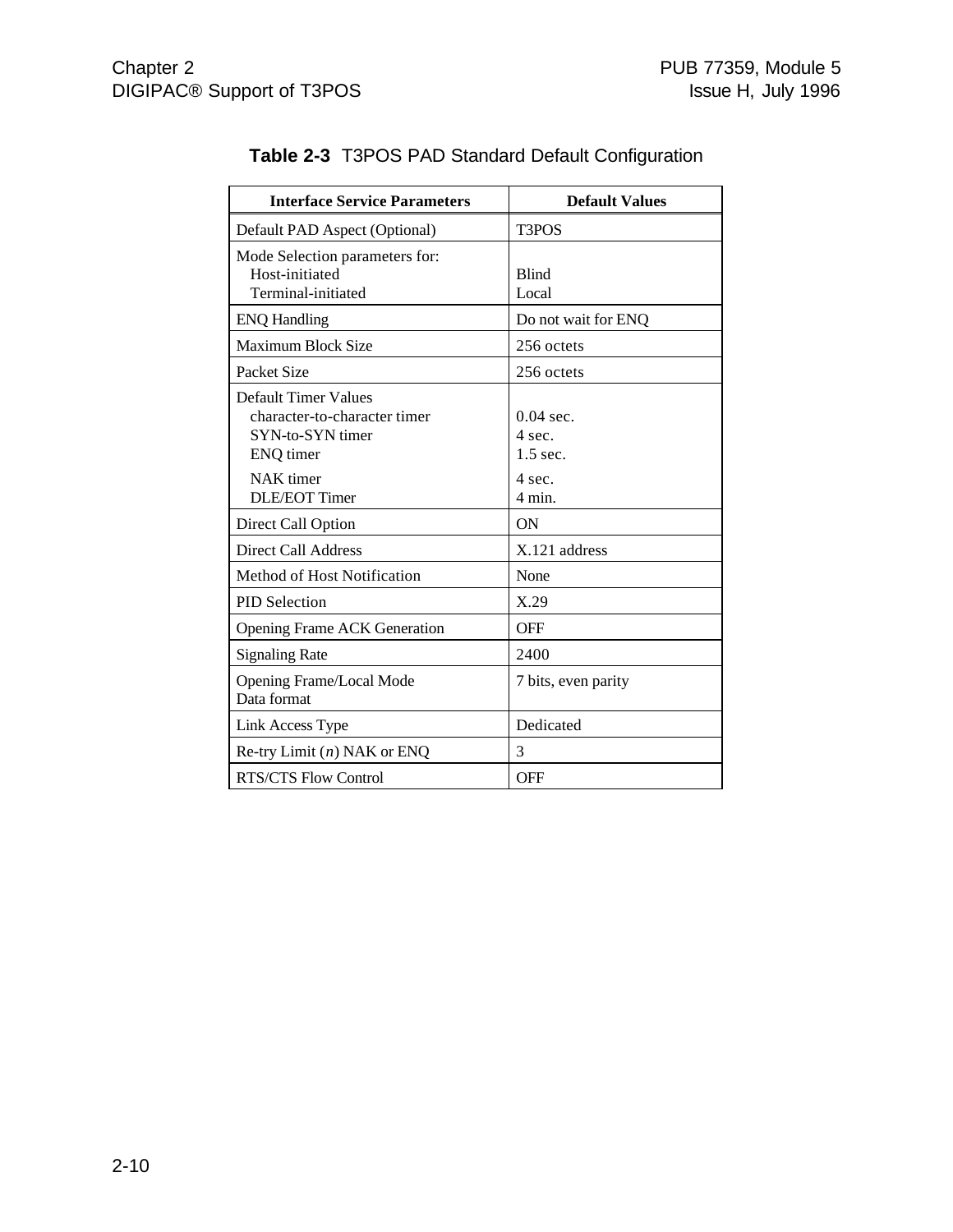**Table 2-3** T3POS PAD Standard Default Configuration

| Interface Service Parameters | Default Values |
|---|---|
| Default PAD Aspect (Optional) | T3POS |
| Mode Selection parameters for:<br>Host-initiated<br>Terminal-initiated | <br>Blind<br>Local |
| ENQ Handling | Do not wait for ENQ |
| Maximum Block Size | 256 octets |
| Packet Size | 256 octets |
| Default Timer Values<br>character-to-character timer<br>SYN-to-SYN timer<br>ENQ timer<br>NAK timer<br>DLE/EOT Timer | <br>0.04 sec.<br>4 sec.<br>1.5 sec.<br>4 sec.<br>4 min. |
| Direct Call Option | ON |
| Direct Call Address | X.121 address |
| Method of Host Notification | None |
| PID Selection | X.29 |
| Opening Frame ACK Generation | OFF |
| Signaling Rate | 2400 |
| Opening Frame/Local Mode Data format | 7 bits, even parity |
| Link Access Type | Dedicated |
| Re-try Limit (*n*) NAK or ENQ | 3 |
| RTS/CTS Flow Control | OFF |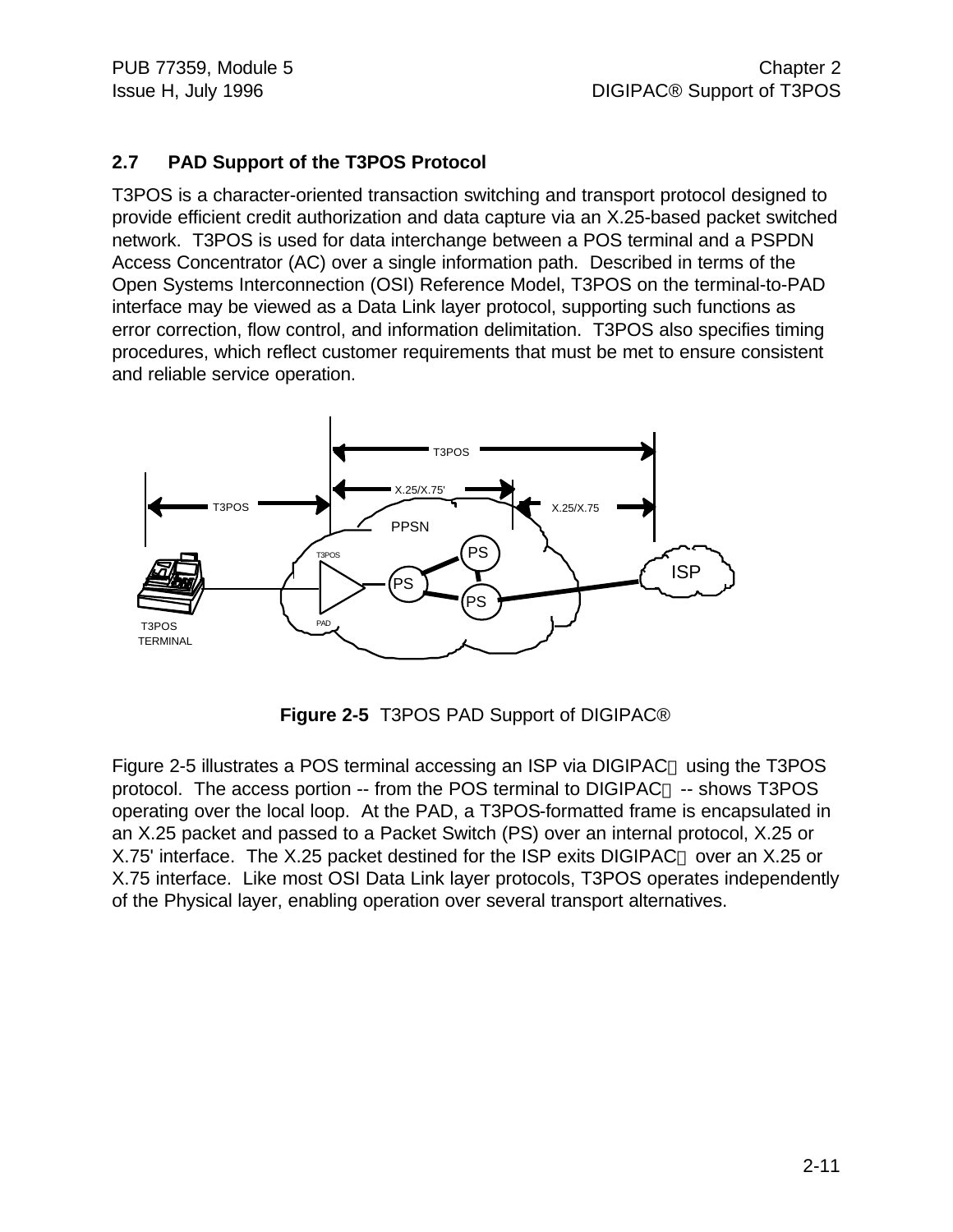## 2.7 PAD Support of the T3POS Protocol

T3POS is a character-oriented transaction switching and transport protocol designed to provide efficient credit authorization and data capture via an X.25-based packet switched network. T3POS is used for data interchange between a POS terminal and a PSPDN Access Concentrator (AC) over a single information path. Described in terms of the Open Systems Interconnection (OSI) Reference Model, T3POS on the terminal-to-PAD interface may be viewed as a Data Link layer protocol, supporting such functions as error correction, flow control, and information delimitation. T3POS also specifies timing procedures, which reflect customer requirements that must be met to ensure consistent and reliable service operation.

**Figure 2-5** T3POS PAD Support of DIGIPAC®

Figure 2-5 illustrates a POS terminal accessing an ISP via DIGIPAC® using the T3POS protocol. The access portion -- from the POS terminal to DIGIPAC® -- shows T3POS operating over the local loop. At the PAD, a T3POS-formatted frame is encapsulated in an X.25 packet and passed to a Packet Switch (PS) over an internal protocol, X.25 or X.75' interface. The X.25 packet destined for the ISP exits DIGIPAC® over an X.25 or X.75 interface. Like most OSI Data Link layer protocols, T3POS operates independently of the Physical layer, enabling operation over several transport alternatives.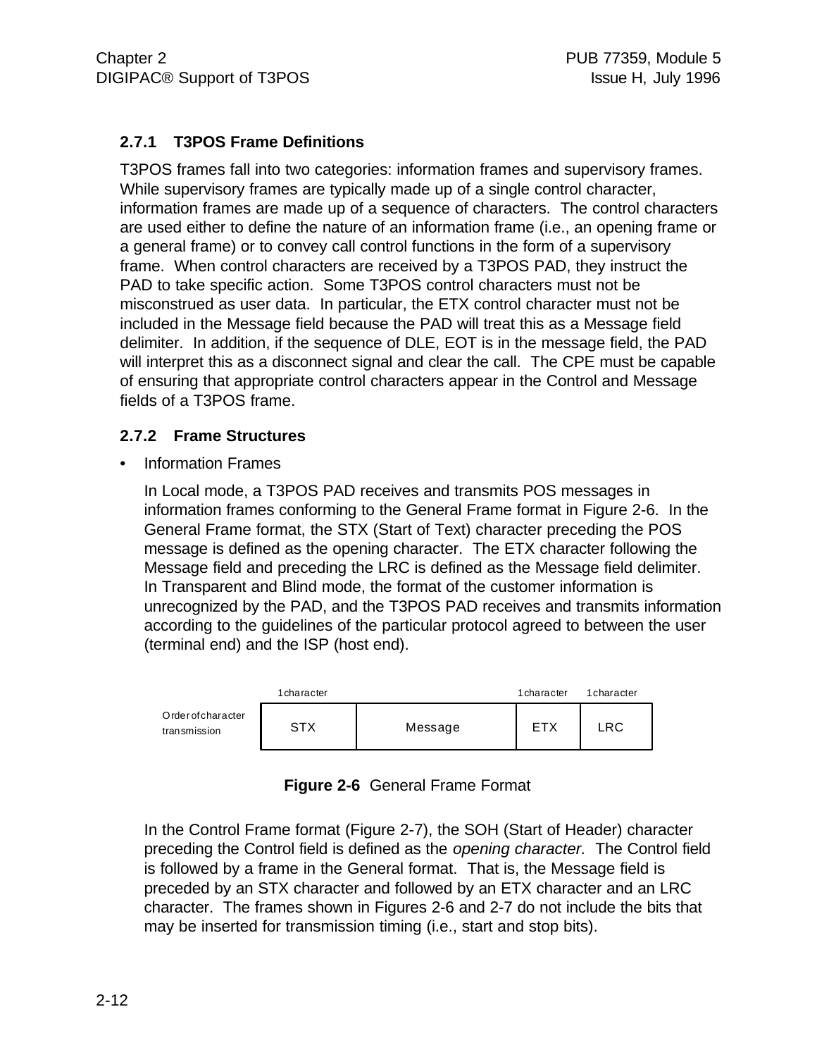### 2.7.1 T3POS Frame Definitions

T3POS frames fall into two categories: information frames and supervisory frames. While supervisory frames are typically made up of a single control character, information frames are made up of a sequence of characters. The control characters are used either to define the nature of an information frame (i.e., an opening frame or a general frame) or to convey call control functions in the form of a supervisory frame. When control characters are received by a T3POS PAD, they instruct the PAD to take specific action. Some T3POS control characters must not be misconstrued as user data. In particular, the ETX control character must not be included in the Message field because the PAD will treat this as a Message field delimiter. In addition, if the sequence of DLE, EOT is in the message field, the PAD will interpret this as a disconnect signal and clear the call. The CPE must be capable of ensuring that appropriate control characters appear in the Control and Message fields of a T3POS frame.

### 2.7.2 Frame Structures

- Information Frames

  In Local mode, a T3POS PAD receives and transmits POS messages in information frames conforming to the General Frame format in Figure 2-6. In the General Frame format, the STX (Start of Text) character preceding the POS message is defined as the opening character. The ETX character following the Message field and preceding the LRC is defined as the Message field delimiter. In Transparent and Blind mode, the format of the customer information is unrecognized by the PAD, and the T3POS PAD receives and transmits information according to the guidelines of the particular protocol agreed to between the user (terminal end) and the ISP (host end).

| Order of character transmission | 1 character | | 1 character | 1 character |
|---|---|---|---|---|
| | STX | Message | ETX | LRC |

**Figure 2-6** General Frame Format

In the Control Frame format (Figure 2-7), the SOH (Start of Header) character preceding the Control field is defined as the *opening character.* The Control field is followed by a frame in the General format. That is, the Message field is preceded by an STX character and followed by an ETX character and an LRC character. The frames shown in Figures 2-6 and 2-7 do not include the bits that may be inserted for transmission timing (i.e., start and stop bits).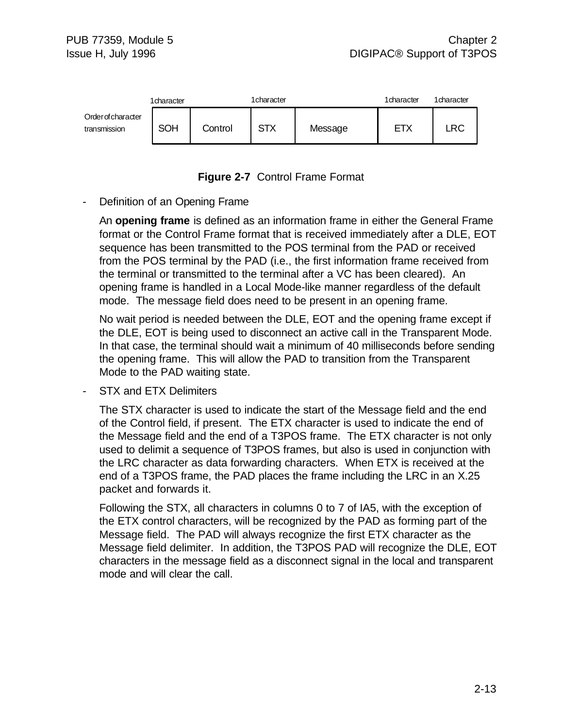| | 1 character | | 1 character | | 1 character | 1 character |
|---|---|---|---|---|---|---|
| Order of character transmission | SOH | Control | STX | Message | ETX | LRC |

**Figure 2-7** Control Frame Format

- Definition of an Opening Frame

  An **opening frame** is defined as an information frame in either the General Frame format or the Control Frame format that is received immediately after a DLE, EOT sequence has been transmitted to the POS terminal from the PAD or received from the POS terminal by the PAD (i.e., the first information frame received from the terminal or transmitted to the terminal after a VC has been cleared). An opening frame is handled in a Local Mode-like manner regardless of the default mode. The message field does need to be present in an opening frame.

  No wait period is needed between the DLE, EOT and the opening frame except if the DLE, EOT is being used to disconnect an active call in the Transparent Mode. In that case, the terminal should wait a minimum of 40 milliseconds before sending the opening frame. This will allow the PAD to transition from the Transparent Mode to the PAD waiting state.

- STX and ETX Delimiters

  The STX character is used to indicate the start of the Message field and the end of the Control field, if present. The ETX character is used to indicate the end of the Message field and the end of a T3POS frame. The ETX character is not only used to delimit a sequence of T3POS frames, but also is used in conjunction with the LRC character as data forwarding characters. When ETX is received at the end of a T3POS frame, the PAD places the frame including the LRC in an X.25 packet and forwards it.

  Following the STX, all characters in columns 0 to 7 of IA5, with the exception of the ETX control characters, will be recognized by the PAD as forming part of the Message field. The PAD will always recognize the first ETX character as the Message field delimiter. In addition, the T3POS PAD will recognize the DLE, EOT characters in the message field as a disconnect signal in the local and transparent mode and will clear the call.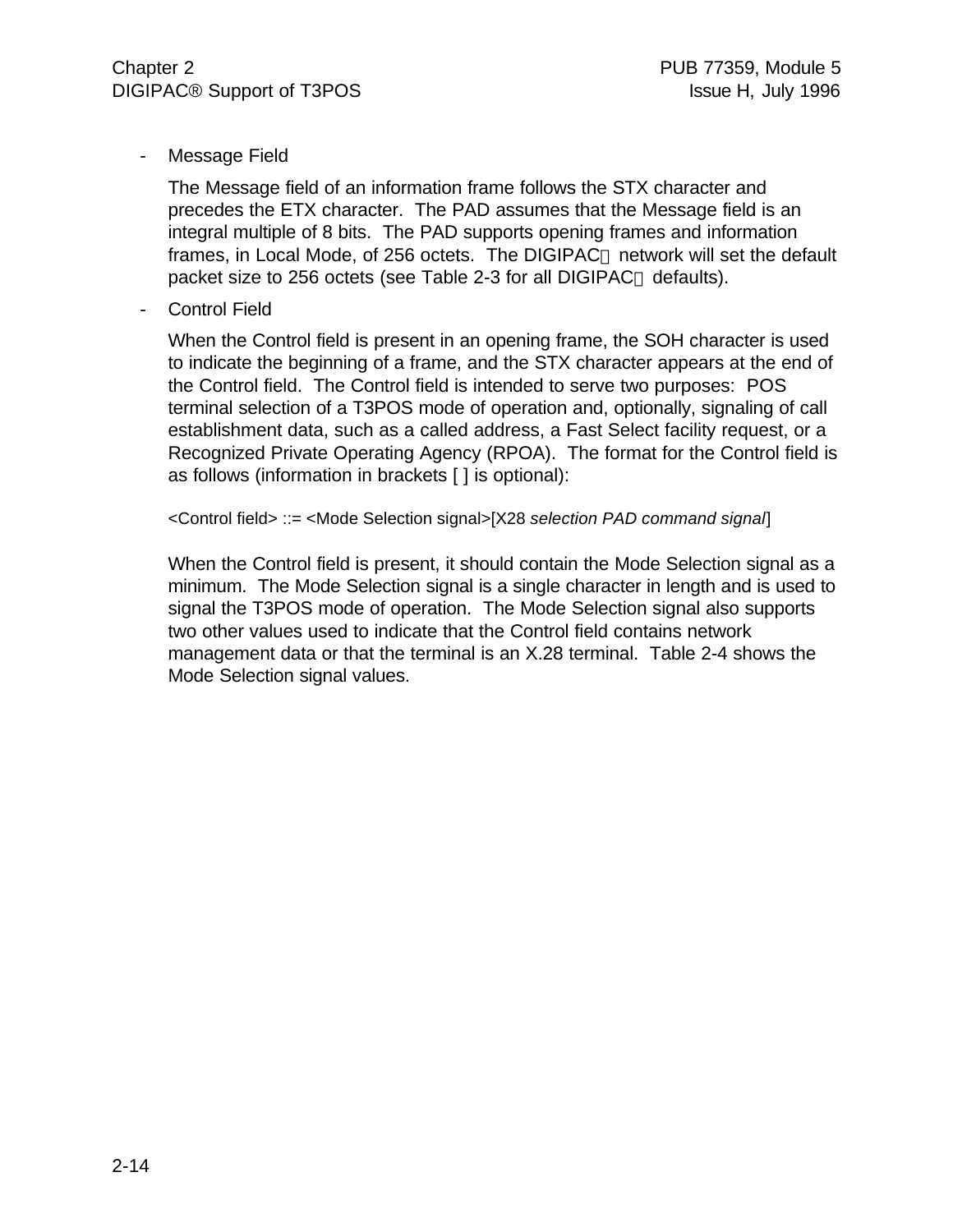- Message Field

  The Message field of an information frame follows the STX character and precedes the ETX character. The PAD assumes that the Message field is an integral multiple of 8 bits. The PAD supports opening frames and information frames, in Local Mode, of 256 octets. The DIGIPAC® network will set the default packet size to 256 octets (see Table 2-3 for all DIGIPAC® defaults).

- Control Field

  When the Control field is present in an opening frame, the SOH character is used to indicate the beginning of a frame, and the STX character appears at the end of the Control field. The Control field is intended to serve two purposes: POS terminal selection of a T3POS mode of operation and, optionally, signaling of call establishment data, such as a called address, a Fast Select facility request, or a Recognized Private Operating Agency (RPOA). The format for the Control field is as follows (information in brackets [ ] is optional):

  <Control field> ::= <Mode Selection signal>[X28 *selection PAD command signal*]

  When the Control field is present, it should contain the Mode Selection signal as a minimum. The Mode Selection signal is a single character in length and is used to signal the T3POS mode of operation. The Mode Selection signal also supports two other values used to indicate that the Control field contains network management data or that the terminal is an X.28 terminal. Table 2-4 shows the Mode Selection signal values.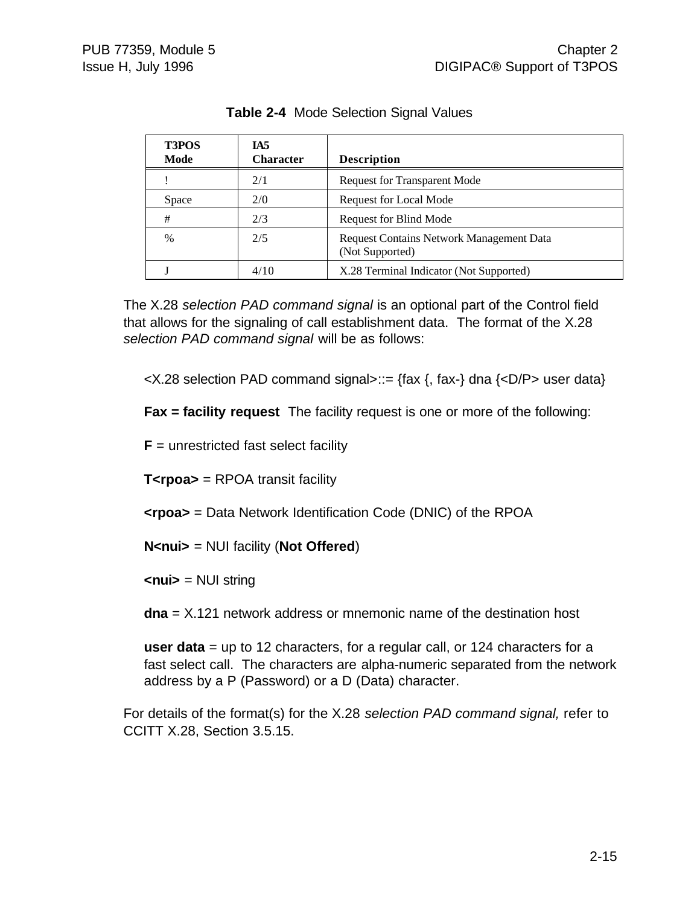**Table 2-4** Mode Selection Signal Values

| T3POS Mode | IA5 Character | Description |
|---|---|---|
| ! | 2/1 | Request for Transparent Mode |
| Space | 2/0 | Request for Local Mode |
| # | 2/3 | Request for Blind Mode |
| % | 2/5 | Request Contains Network Management Data (Not Supported) |
| J | 4/10 | X.28 Terminal Indicator (Not Supported) |

The X.28 *selection PAD command signal* is an optional part of the Control field that allows for the signaling of call establishment data. The format of the X.28 *selection PAD command signal* will be as follows:

<X.28 selection PAD command signal>::= {fax {, fax-} dna {<D/P> user data}

**Fax = facility request** The facility request is one or more of the following:

**F** = unrestricted fast select facility

**T<rpoa>** = RPOA transit facility

**<rpoa>** = Data Network Identification Code (DNIC) of the RPOA

**N<nui>** = NUI facility (**Not Offered**)

**<nui>** = NUI string

**dna** = X.121 network address or mnemonic name of the destination host

**user data** = up to 12 characters, for a regular call, or 124 characters for a fast select call. The characters are alpha-numeric separated from the network address by a P (Password) or a D (Data) character.

For details of the format(s) for the X.28 *selection PAD command signal,* refer to CCITT X.28, Section 3.5.15.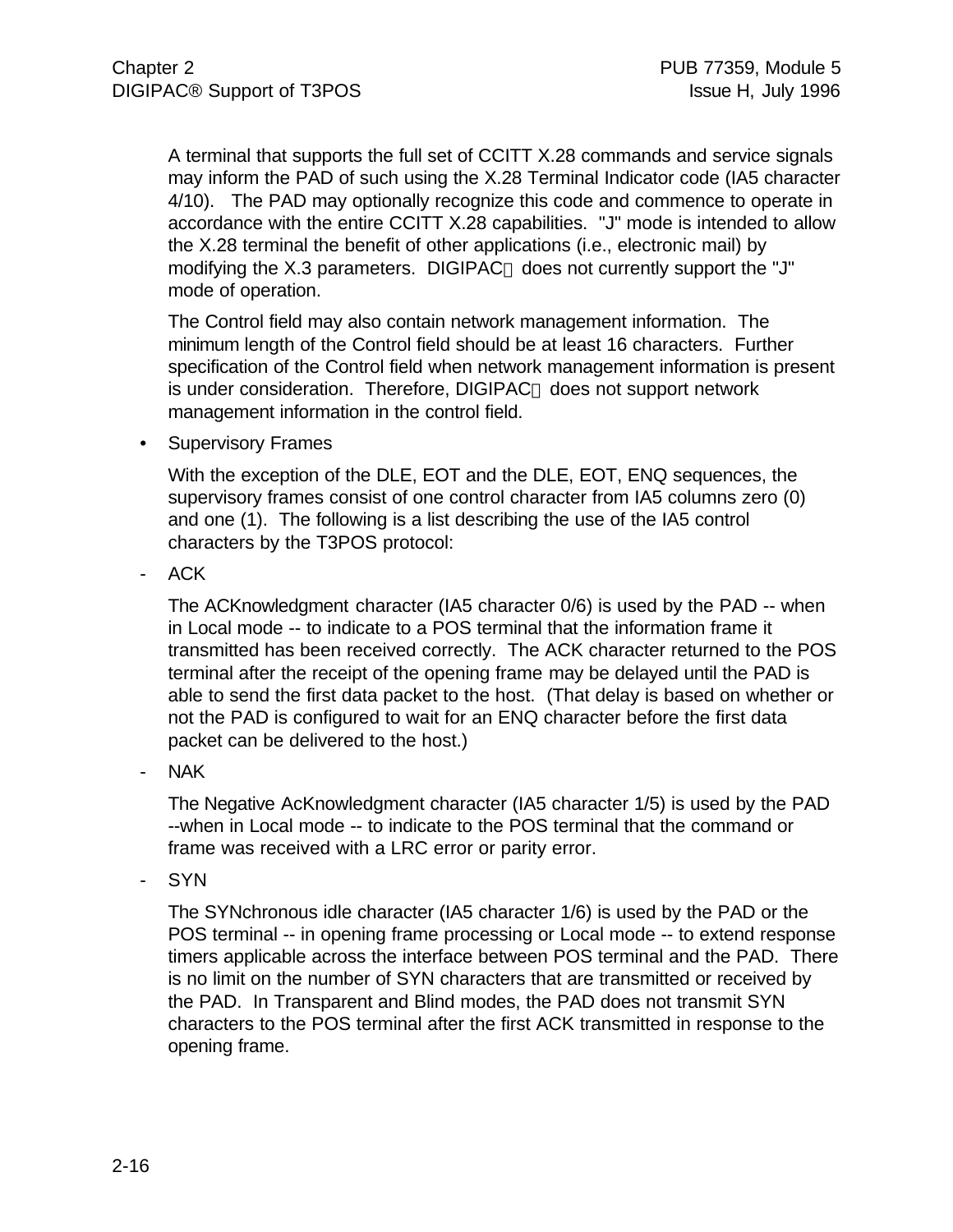A terminal that supports the full set of CCITT X.28 commands and service signals may inform the PAD of such using the X.28 Terminal Indicator code (IA5 character 4/10). The PAD may optionally recognize this code and commence to operate in accordance with the entire CCITT X.28 capabilities. "J" mode is intended to allow the X.28 terminal the benefit of other applications (i.e., electronic mail) by modifying the X.3 parameters. DIGIPAC® does not currently support the "J" mode of operation.

The Control field may also contain network management information. The minimum length of the Control field should be at least 16 characters. Further specification of the Control field when network management information is present is under consideration. Therefore, DIGIPAC® does not support network management information in the control field.

- Supervisory Frames

  With the exception of the DLE, EOT and the DLE, EOT, ENQ sequences, the supervisory frames consist of one control character from IA5 columns zero (0) and one (1). The following is a list describing the use of the IA5 control characters by the T3POS protocol:

- ACK

  The ACKnowledgment character (IA5 character 0/6) is used by the PAD -- when in Local mode -- to indicate to a POS terminal that the information frame it transmitted has been received correctly. The ACK character returned to the POS terminal after the receipt of the opening frame may be delayed until the PAD is able to send the first data packet to the host. (That delay is based on whether or not the PAD is configured to wait for an ENQ character before the first data packet can be delivered to the host.)

- NAK

  The Negative AcKnowledgment character (IA5 character 1/5) is used by the PAD --when in Local mode -- to indicate to the POS terminal that the command or frame was received with a LRC error or parity error.

- SYN

  The SYNchronous idle character (IA5 character 1/6) is used by the PAD or the POS terminal -- in opening frame processing or Local mode -- to extend response timers applicable across the interface between POS terminal and the PAD. There is no limit on the number of SYN characters that are transmitted or received by the PAD. In Transparent and Blind modes, the PAD does not transmit SYN characters to the POS terminal after the first ACK transmitted in response to the opening frame.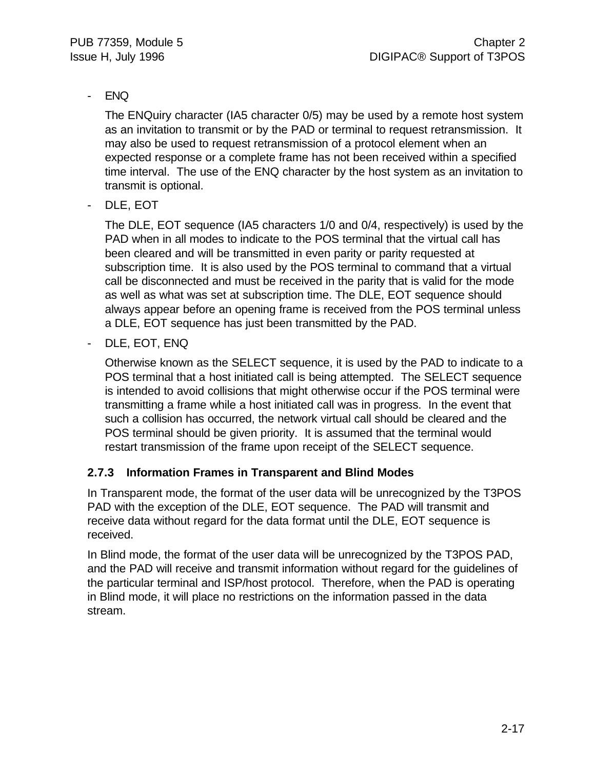- ENQ

  The ENQuiry character (IA5 character 0/5) may be used by a remote host system as an invitation to transmit or by the PAD or terminal to request retransmission. It may also be used to request retransmission of a protocol element when an expected response or a complete frame has not been received within a specified time interval. The use of the ENQ character by the host system as an invitation to transmit is optional.

- DLE, EOT

  The DLE, EOT sequence (IA5 characters 1/0 and 0/4, respectively) is used by the PAD when in all modes to indicate to the POS terminal that the virtual call has been cleared and will be transmitted in even parity or parity requested at subscription time. It is also used by the POS terminal to command that a virtual call be disconnected and must be received in the parity that is valid for the mode as well as what was set at subscription time. The DLE, EOT sequence should always appear before an opening frame is received from the POS terminal unless a DLE, EOT sequence has just been transmitted by the PAD.

- DLE, EOT, ENQ

  Otherwise known as the SELECT sequence, it is used by the PAD to indicate to a POS terminal that a host initiated call is being attempted. The SELECT sequence is intended to avoid collisions that might otherwise occur if the POS terminal were transmitting a frame while a host initiated call was in progress. In the event that such a collision has occurred, the network virtual call should be cleared and the POS terminal should be given priority. It is assumed that the terminal would restart transmission of the frame upon receipt of the SELECT sequence.

### 2.7.3 Information Frames in Transparent and Blind Modes

In Transparent mode, the format of the user data will be unrecognized by the T3POS PAD with the exception of the DLE, EOT sequence. The PAD will transmit and receive data without regard for the data format until the DLE, EOT sequence is received.

In Blind mode, the format of the user data will be unrecognized by the T3POS PAD, and the PAD will receive and transmit information without regard for the guidelines of the particular terminal and ISP/host protocol. Therefore, when the PAD is operating in Blind mode, it will place no restrictions on the information passed in the data stream.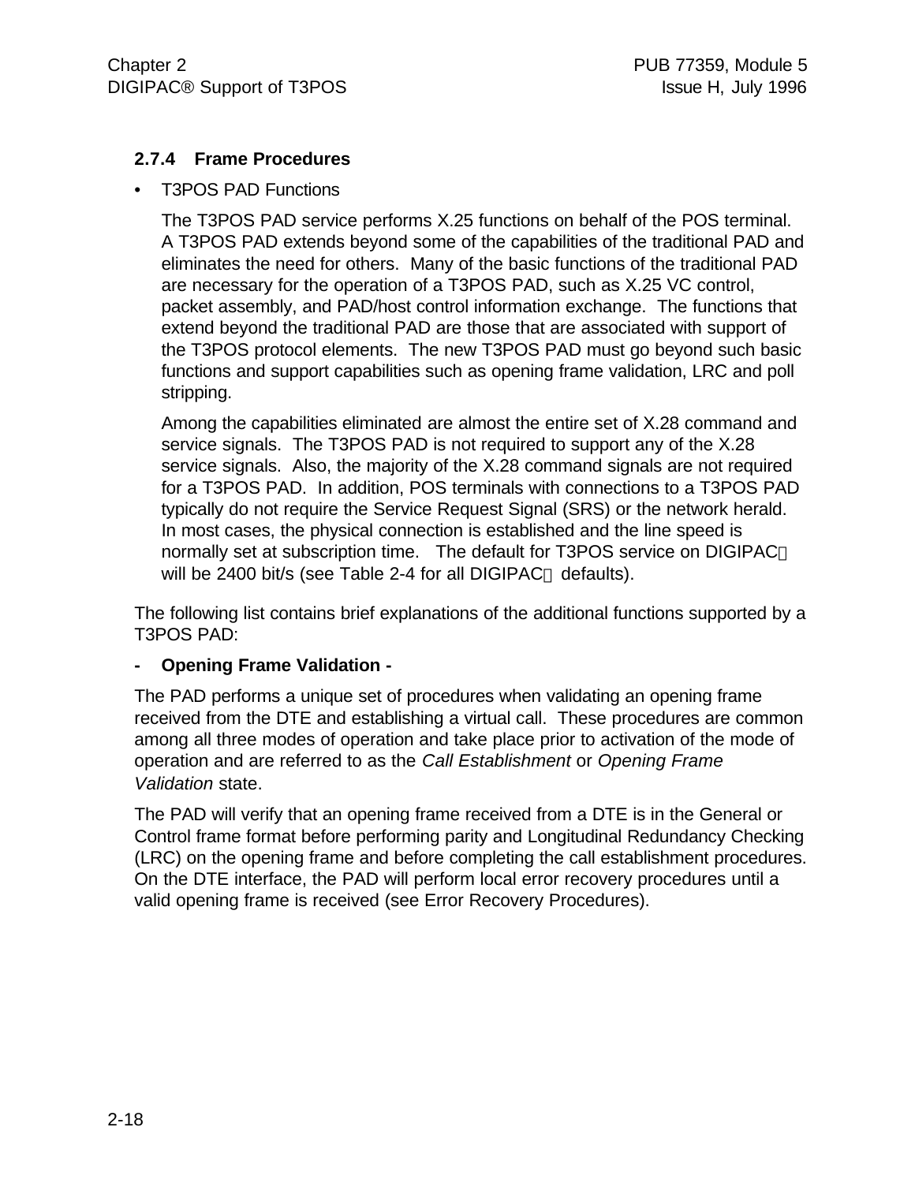### 2.7.4 Frame Procedures

- T3POS PAD Functions

  The T3POS PAD service performs X.25 functions on behalf of the POS terminal. A T3POS PAD extends beyond some of the capabilities of the traditional PAD and eliminates the need for others. Many of the basic functions of the traditional PAD are necessary for the operation of a T3POS PAD, such as X.25 VC control, packet assembly, and PAD/host control information exchange. The functions that extend beyond the traditional PAD are those that are associated with support of the T3POS protocol elements. The new T3POS PAD must go beyond such basic functions and support capabilities such as opening frame validation, LRC and poll stripping.

  Among the capabilities eliminated are almost the entire set of X.28 command and service signals. The T3POS PAD is not required to support any of the X.28 service signals. Also, the majority of the X.28 command signals are not required for a T3POS PAD. In addition, POS terminals with connections to a T3POS PAD typically do not require the Service Request Signal (SRS) or the network herald. In most cases, the physical connection is established and the line speed is normally set at subscription time. The default for T3POS service on DIGIPAC® will be 2400 bit/s (see Table 2-4 for all DIGIPAC® defaults).

The following list contains brief explanations of the additional functions supported by a T3POS PAD:

**- Opening Frame Validation -**

The PAD performs a unique set of procedures when validating an opening frame received from the DTE and establishing a virtual call. These procedures are common among all three modes of operation and take place prior to activation of the mode of operation and are referred to as the *Call Establishment* or *Opening Frame Validation* state.

The PAD will verify that an opening frame received from a DTE is in the General or Control frame format before performing parity and Longitudinal Redundancy Checking (LRC) on the opening frame and before completing the call establishment procedures. On the DTE interface, the PAD will perform local error recovery procedures until a valid opening frame is received (see Error Recovery Procedures).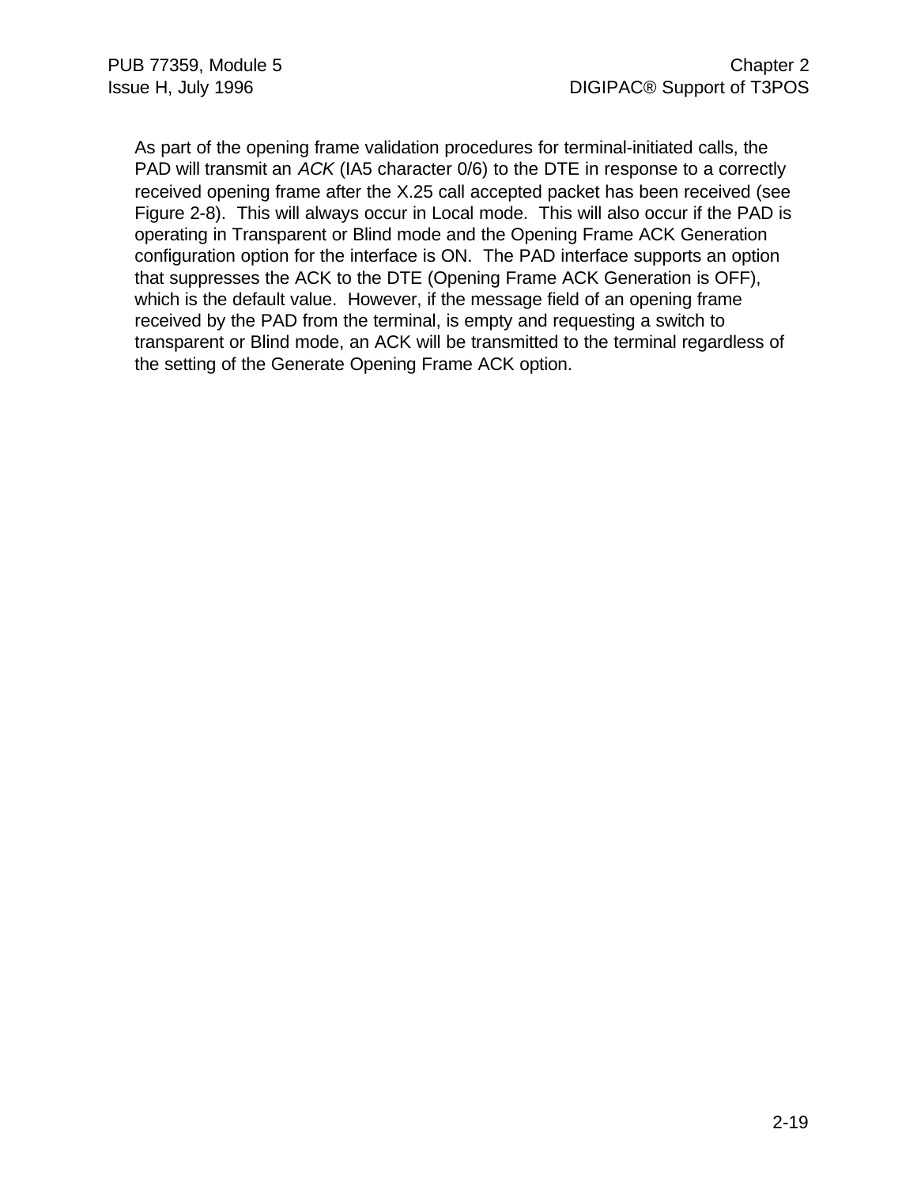As part of the opening frame validation procedures for terminal-initiated calls, the PAD will transmit an *ACK* (IA5 character 0/6) to the DTE in response to a correctly received opening frame after the X.25 call accepted packet has been received (see Figure 2-8). This will always occur in Local mode. This will also occur if the PAD is operating in Transparent or Blind mode and the Opening Frame ACK Generation configuration option for the interface is ON. The PAD interface supports an option that suppresses the ACK to the DTE (Opening Frame ACK Generation is OFF), which is the default value. However, if the message field of an opening frame received by the PAD from the terminal, is empty and requesting a switch to transparent or Blind mode, an ACK will be transmitted to the terminal regardless of the setting of the Generate Opening Frame ACK option.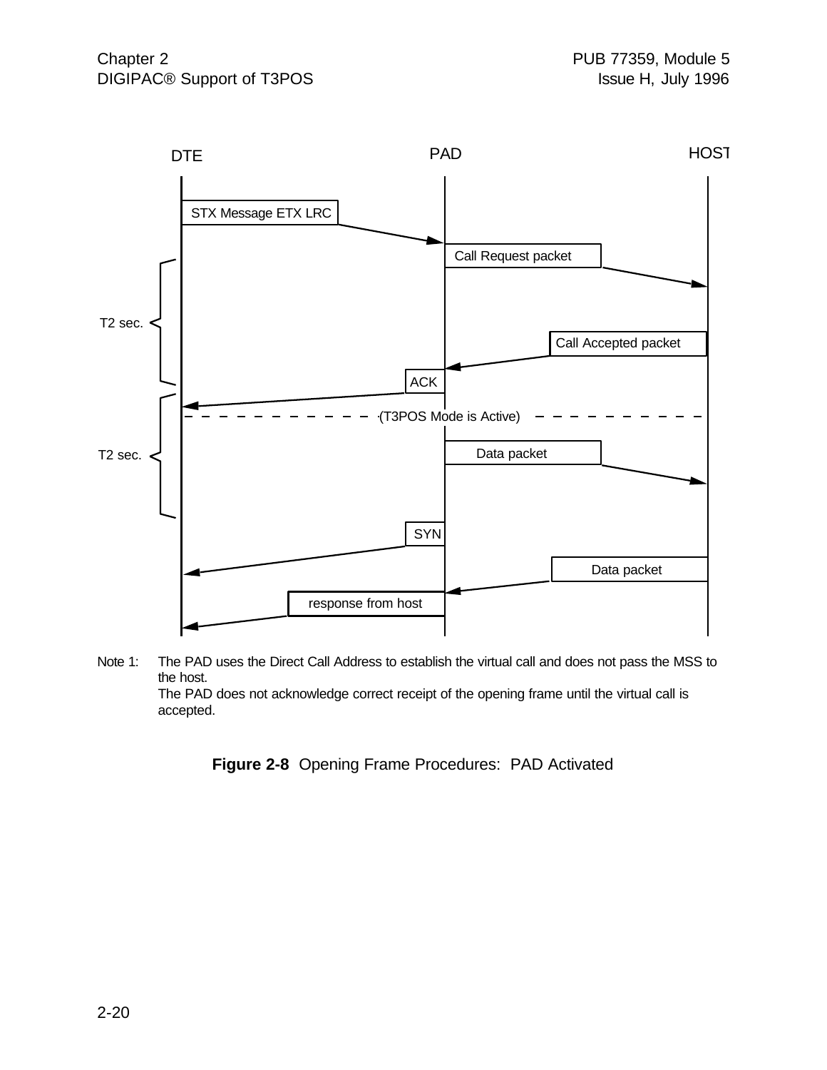DTE | PAD | HOST

STX Message ETX LRC

Call Request packet

T2 sec.

Call Accepted packet

ACK

(T3POS Mode is Active)

T2 sec.

Data packet

SYN

Data packet

response from host

Note 1: The PAD uses the Direct Call Address to establish the virtual call and does not pass the MSS to the host.
The PAD does not acknowledge correct receipt of the opening frame until the virtual call is accepted.

**Figure 2-8** Opening Frame Procedures: PAD Activated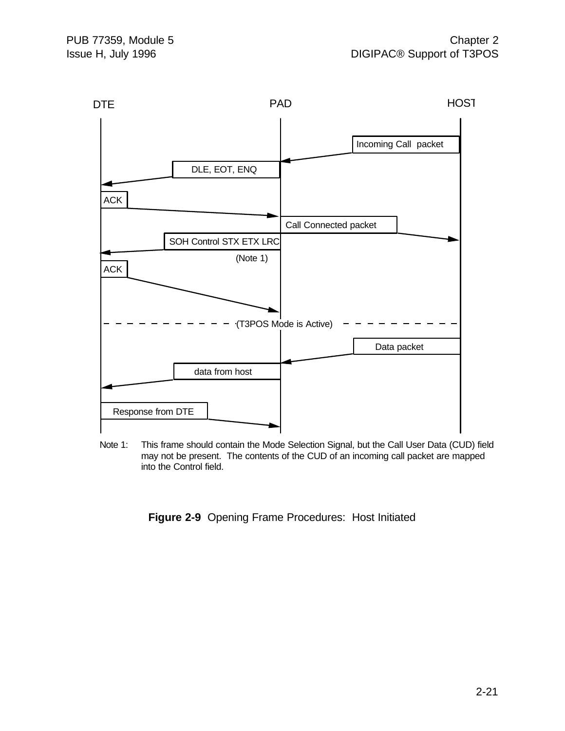DTE | PAD | HOST

Incoming Call packet

DLE, EOT, ENQ

ACK

Call Connected packet

SOH Control STX ETX LRC

(Note 1)

ACK

(T3POS Mode is Active)

Data packet

data from host

Response from DTE

Note 1: This frame should contain the Mode Selection Signal, but the Call User Data (CUD) field may not be present. The contents of the CUD of an incoming call packet are mapped into the Control field.

**Figure 2-9** Opening Frame Procedures: Host Initiated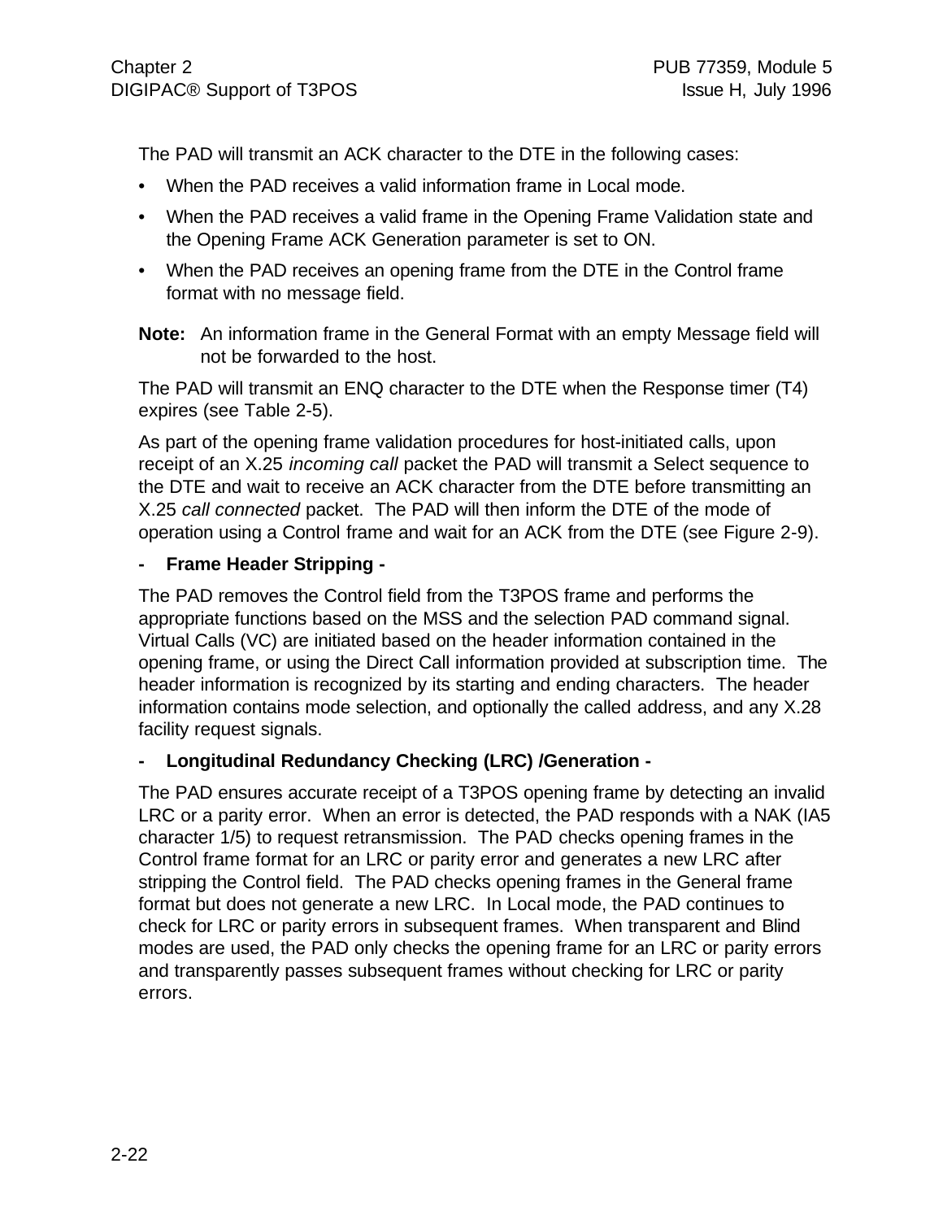The PAD will transmit an ACK character to the DTE in the following cases:

- When the PAD receives a valid information frame in Local mode.
- When the PAD receives a valid frame in the Opening Frame Validation state and the Opening Frame ACK Generation parameter is set to ON.
- When the PAD receives an opening frame from the DTE in the Control frame format with no message field.

**Note:** An information frame in the General Format with an empty Message field will not be forwarded to the host.

The PAD will transmit an ENQ character to the DTE when the Response timer (T4) expires (see Table 2-5).

As part of the opening frame validation procedures for host-initiated calls, upon receipt of an X.25 *incoming call* packet the PAD will transmit a Select sequence to the DTE and wait to receive an ACK character from the DTE before transmitting an X.25 *call connected* packet. The PAD will then inform the DTE of the mode of operation using a Control frame and wait for an ACK from the DTE (see Figure 2-9).

**- Frame Header Stripping -**

The PAD removes the Control field from the T3POS frame and performs the appropriate functions based on the MSS and the selection PAD command signal. Virtual Calls (VC) are initiated based on the header information contained in the opening frame, or using the Direct Call information provided at subscription time. The header information is recognized by its starting and ending characters. The header information contains mode selection, and optionally the called address, and any X.28 facility request signals.

**- Longitudinal Redundancy Checking (LRC) /Generation -**

The PAD ensures accurate receipt of a T3POS opening frame by detecting an invalid LRC or a parity error. When an error is detected, the PAD responds with a NAK (IA5 character 1/5) to request retransmission. The PAD checks opening frames in the Control frame format for an LRC or parity error and generates a new LRC after stripping the Control field. The PAD checks opening frames in the General frame format but does not generate a new LRC. In Local mode, the PAD continues to check for LRC or parity errors in subsequent frames. When transparent and Blind modes are used, the PAD only checks the opening frame for an LRC or parity errors and transparently passes subsequent frames without checking for LRC or parity errors.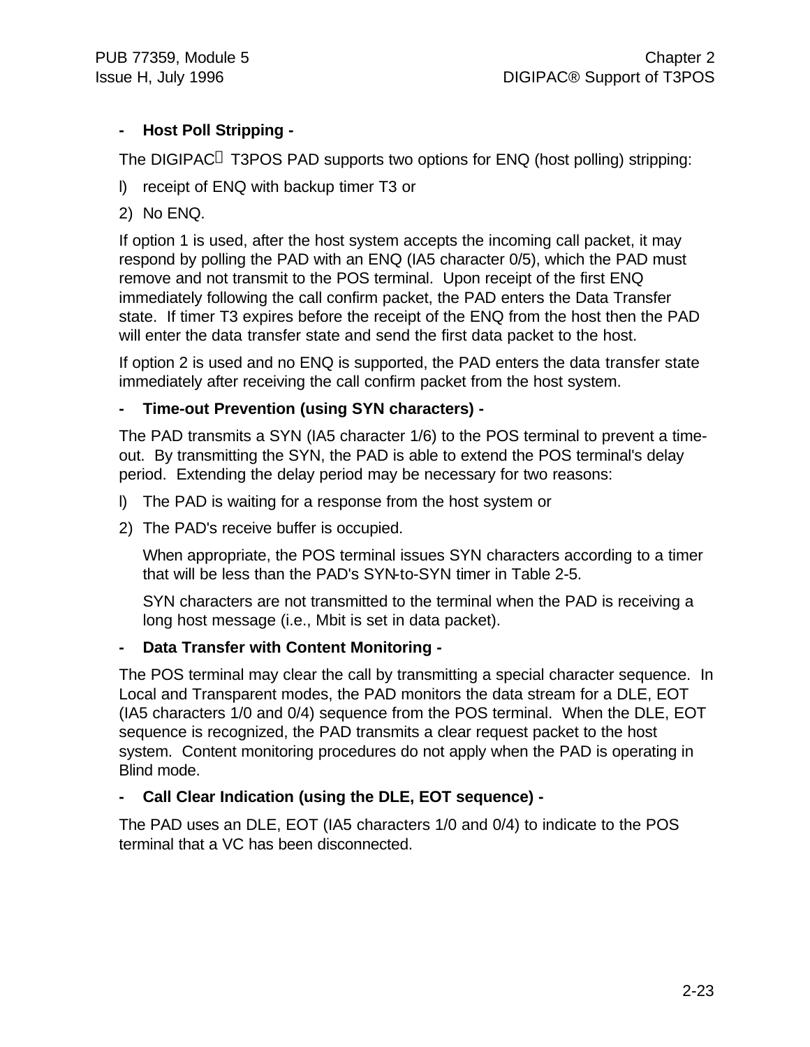**- Host Poll Stripping -**

The DIGIPAC® T3POS PAD supports two options for ENQ (host polling) stripping:

1) receipt of ENQ with backup timer T3 or

2) No ENQ.

If option 1 is used, after the host system accepts the incoming call packet, it may respond by polling the PAD with an ENQ (IA5 character 0/5), which the PAD must remove and not transmit to the POS terminal. Upon receipt of the first ENQ immediately following the call confirm packet, the PAD enters the Data Transfer state. If timer T3 expires before the receipt of the ENQ from the host then the PAD will enter the data transfer state and send the first data packet to the host.

If option 2 is used and no ENQ is supported, the PAD enters the data transfer state immediately after receiving the call confirm packet from the host system.

**- Time-out Prevention (using SYN characters) -**

The PAD transmits a SYN (IA5 character 1/6) to the POS terminal to prevent a time-out. By transmitting the SYN, the PAD is able to extend the POS terminal's delay period. Extending the delay period may be necessary for two reasons:

1) The PAD is waiting for a response from the host system or

2) The PAD's receive buffer is occupied.

When appropriate, the POS terminal issues SYN characters according to a timer that will be less than the PAD's SYN-to-SYN timer in Table 2-5.

SYN characters are not transmitted to the terminal when the PAD is receiving a long host message (i.e., Mbit is set in data packet).

**- Data Transfer with Content Monitoring -**

The POS terminal may clear the call by transmitting a special character sequence. In Local and Transparent modes, the PAD monitors the data stream for a DLE, EOT (IA5 characters 1/0 and 0/4) sequence from the POS terminal. When the DLE, EOT sequence is recognized, the PAD transmits a clear request packet to the host system. Content monitoring procedures do not apply when the PAD is operating in Blind mode.

**- Call Clear Indication (using the DLE, EOT sequence) -**

The PAD uses an DLE, EOT (IA5 characters 1/0 and 0/4) to indicate to the POS terminal that a VC has been disconnected.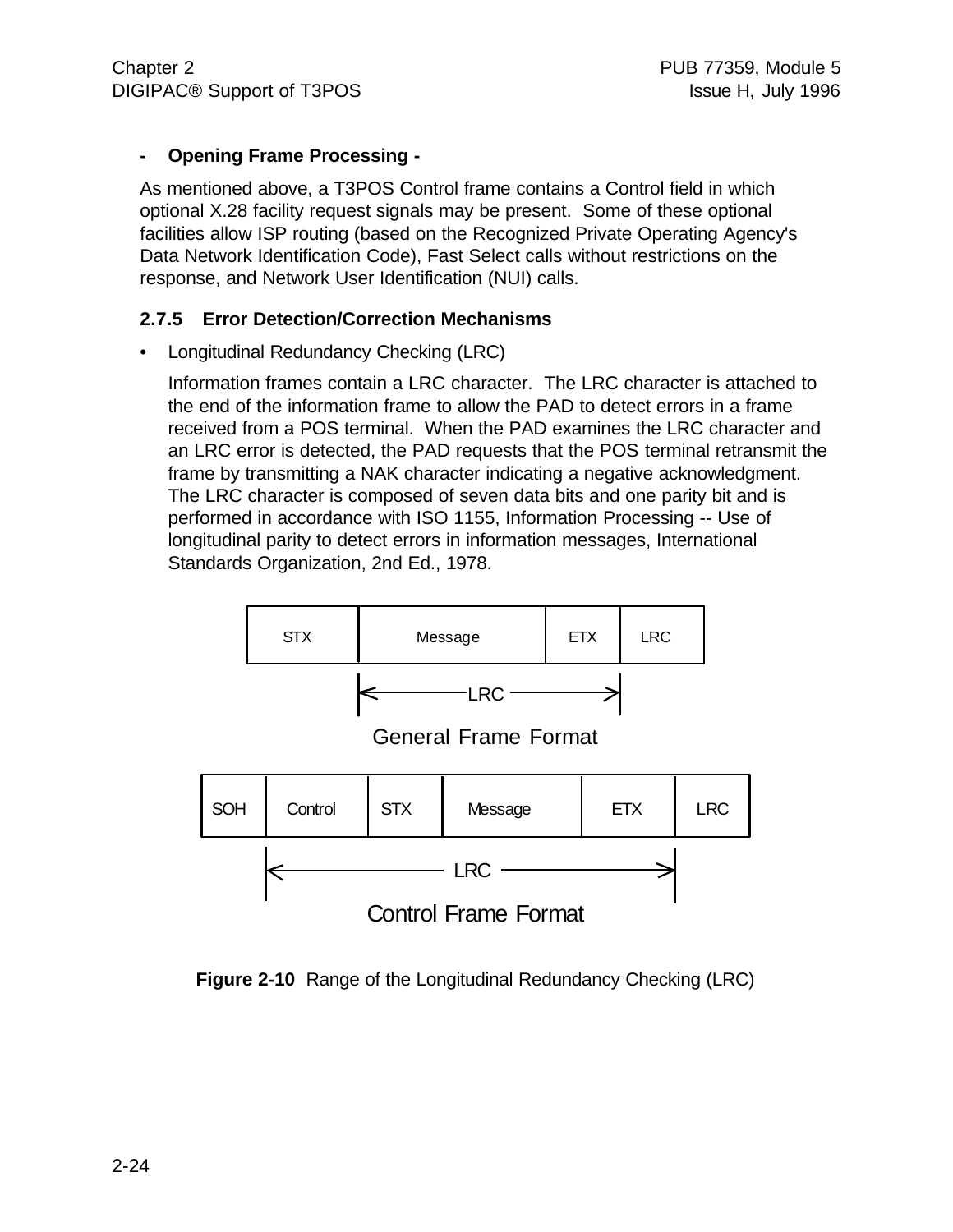**- Opening Frame Processing -**

As mentioned above, a T3POS Control frame contains a Control field in which optional X.28 facility request signals may be present. Some of these optional facilities allow ISP routing (based on the Recognized Private Operating Agency's Data Network Identification Code), Fast Select calls without restrictions on the response, and Network User Identification (NUI) calls.

### 2.7.5 Error Detection/Correction Mechanisms

- Longitudinal Redundancy Checking (LRC)

  Information frames contain a LRC character. The LRC character is attached to the end of the information frame to allow the PAD to detect errors in a frame received from a POS terminal. When the PAD examines the LRC character and an LRC error is detected, the PAD requests that the POS terminal retransmit the frame by transmitting a NAK character indicating a negative acknowledgment. The LRC character is composed of seven data bits and one parity bit and is performed in accordance with ISO 1155, Information Processing -- Use of longitudinal parity to detect errors in information messages, International Standards Organization, 2nd Ed., 1978.

| STX | Message | ETX | LRC |
|---|---|---|---|

|← LRC →| (Message through ETX)

General Frame Format

| SOH | Control | STX | Message | ETX | LRC |
|---|---|---|---|---|---|

|← LRC →| (Control through ETX)

Control Frame Format

**Figure 2-10** Range of the Longitudinal Redundancy Checking (LRC)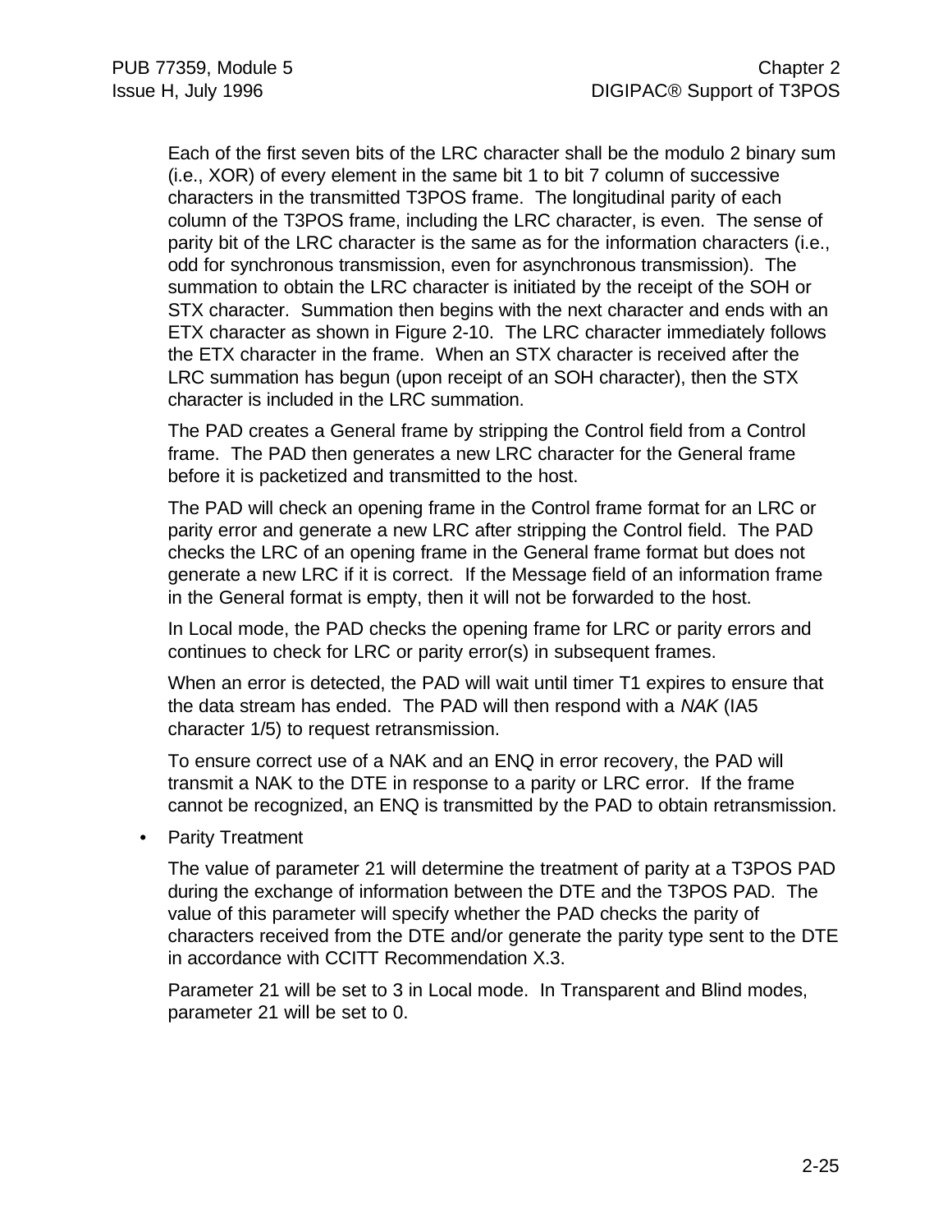Each of the first seven bits of the LRC character shall be the modulo 2 binary sum (i.e., XOR) of every element in the same bit 1 to bit 7 column of successive characters in the transmitted T3POS frame. The longitudinal parity of each column of the T3POS frame, including the LRC character, is even. The sense of parity bit of the LRC character is the same as for the information characters (i.e., odd for synchronous transmission, even for asynchronous transmission). The summation to obtain the LRC character is initiated by the receipt of the SOH or STX character. Summation then begins with the next character and ends with an ETX character as shown in Figure 2-10. The LRC character immediately follows the ETX character in the frame. When an STX character is received after the LRC summation has begun (upon receipt of an SOH character), then the STX character is included in the LRC summation.

The PAD creates a General frame by stripping the Control field from a Control frame. The PAD then generates a new LRC character for the General frame before it is packetized and transmitted to the host.

The PAD will check an opening frame in the Control frame format for an LRC or parity error and generate a new LRC after stripping the Control field. The PAD checks the LRC of an opening frame in the General frame format but does not generate a new LRC if it is correct. If the Message field of an information frame in the General format is empty, then it will not be forwarded to the host.

In Local mode, the PAD checks the opening frame for LRC or parity errors and continues to check for LRC or parity error(s) in subsequent frames.

When an error is detected, the PAD will wait until timer T1 expires to ensure that the data stream has ended. The PAD will then respond with a *NAK* (IA5 character 1/5) to request retransmission.

To ensure correct use of a NAK and an ENQ in error recovery, the PAD will transmit a NAK to the DTE in response to a parity or LRC error. If the frame cannot be recognized, an ENQ is transmitted by the PAD to obtain retransmission.

- Parity Treatment

  The value of parameter 21 will determine the treatment of parity at a T3POS PAD during the exchange of information between the DTE and the T3POS PAD. The value of this parameter will specify whether the PAD checks the parity of characters received from the DTE and/or generate the parity type sent to the DTE in accordance with CCITT Recommendation X.3.

  Parameter 21 will be set to 3 in Local mode. In Transparent and Blind modes, parameter 21 will be set to 0.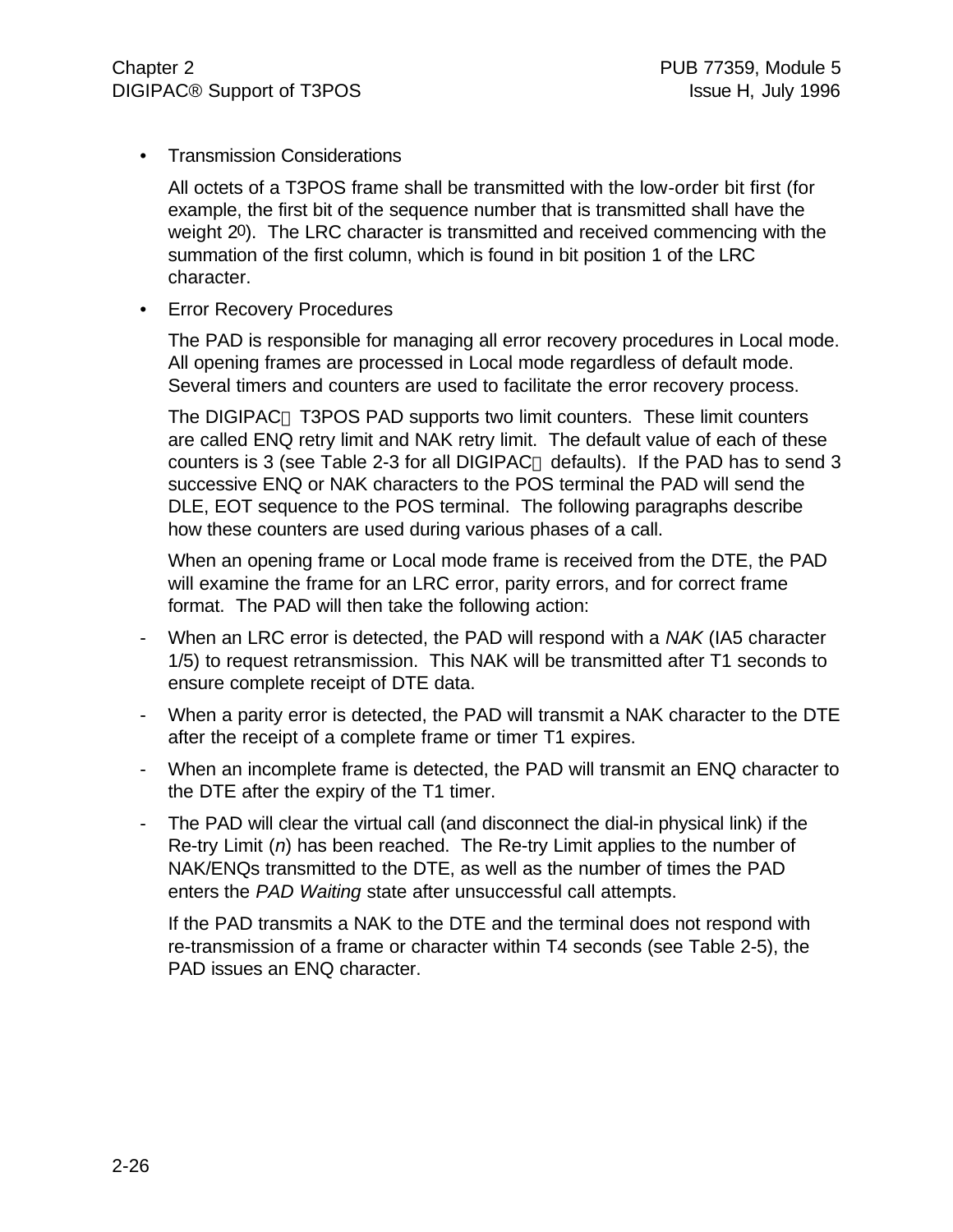- Transmission Considerations

  All octets of a T3POS frame shall be transmitted with the low-order bit first (for example, the first bit of the sequence number that is transmitted shall have the weight $2^0$). The LRC character is transmitted and received commencing with the summation of the first column, which is found in bit position 1 of the LRC character.

- Error Recovery Procedures

  The PAD is responsible for managing all error recovery procedures in Local mode. All opening frames are processed in Local mode regardless of default mode. Several timers and counters are used to facilitate the error recovery process.

  The DIGIPAC® T3POS PAD supports two limit counters. These limit counters are called ENQ retry limit and NAK retry limit. The default value of each of these counters is 3 (see Table 2-3 for all DIGIPAC® defaults). If the PAD has to send 3 successive ENQ or NAK characters to the POS terminal the PAD will send the DLE, EOT sequence to the POS terminal. The following paragraphs describe how these counters are used during various phases of a call.

  When an opening frame or Local mode frame is received from the DTE, the PAD will examine the frame for an LRC error, parity errors, and for correct frame format. The PAD will then take the following action:

- When an LRC error is detected, the PAD will respond with a *NAK* (IA5 character 1/5) to request retransmission. This NAK will be transmitted after T1 seconds to ensure complete receipt of DTE data.
- When a parity error is detected, the PAD will transmit a NAK character to the DTE after the receipt of a complete frame or timer T1 expires.
- When an incomplete frame is detected, the PAD will transmit an ENQ character to the DTE after the expiry of the T1 timer.
- The PAD will clear the virtual call (and disconnect the dial-in physical link) if the Re-try Limit (*n*) has been reached. The Re-try Limit applies to the number of NAK/ENQs transmitted to the DTE, as well as the number of times the PAD enters the *PAD Waiting* state after unsuccessful call attempts.

  If the PAD transmits a NAK to the DTE and the terminal does not respond with re-transmission of a frame or character within T4 seconds (see Table 2-5), the PAD issues an ENQ character.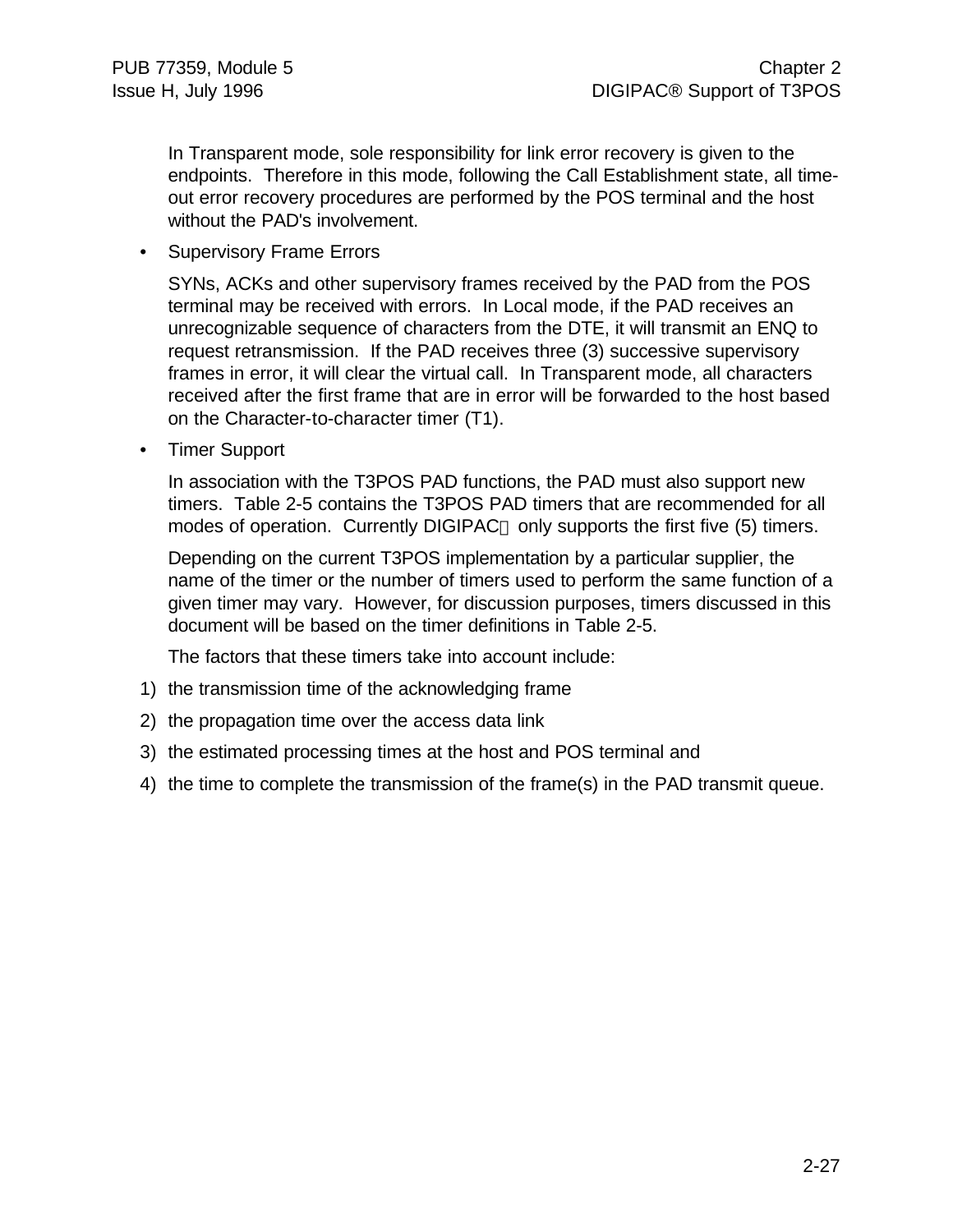In Transparent mode, sole responsibility for link error recovery is given to the endpoints. Therefore in this mode, following the Call Establishment state, all time-out error recovery procedures are performed by the POS terminal and the host without the PAD's involvement.

- Supervisory Frame Errors

  SYNs, ACKs and other supervisory frames received by the PAD from the POS terminal may be received with errors. In Local mode, if the PAD receives an unrecognizable sequence of characters from the DTE, it will transmit an ENQ to request retransmission. If the PAD receives three (3) successive supervisory frames in error, it will clear the virtual call. In Transparent mode, all characters received after the first frame that are in error will be forwarded to the host based on the Character-to-character timer (T1).

- Timer Support

  In association with the T3POS PAD functions, the PAD must also support new timers. Table 2-5 contains the T3POS PAD timers that are recommended for all modes of operation. Currently DIGIPAC® only supports the first five (5) timers.

  Depending on the current T3POS implementation by a particular supplier, the name of the timer or the number of timers used to perform the same function of a given timer may vary. However, for discussion purposes, timers discussed in this document will be based on the timer definitions in Table 2-5.

  The factors that these timers take into account include:

1) the transmission time of the acknowledging frame
2) the propagation time over the access data link
3) the estimated processing times at the host and POS terminal and
4) the time to complete the transmission of the frame(s) in the PAD transmit queue.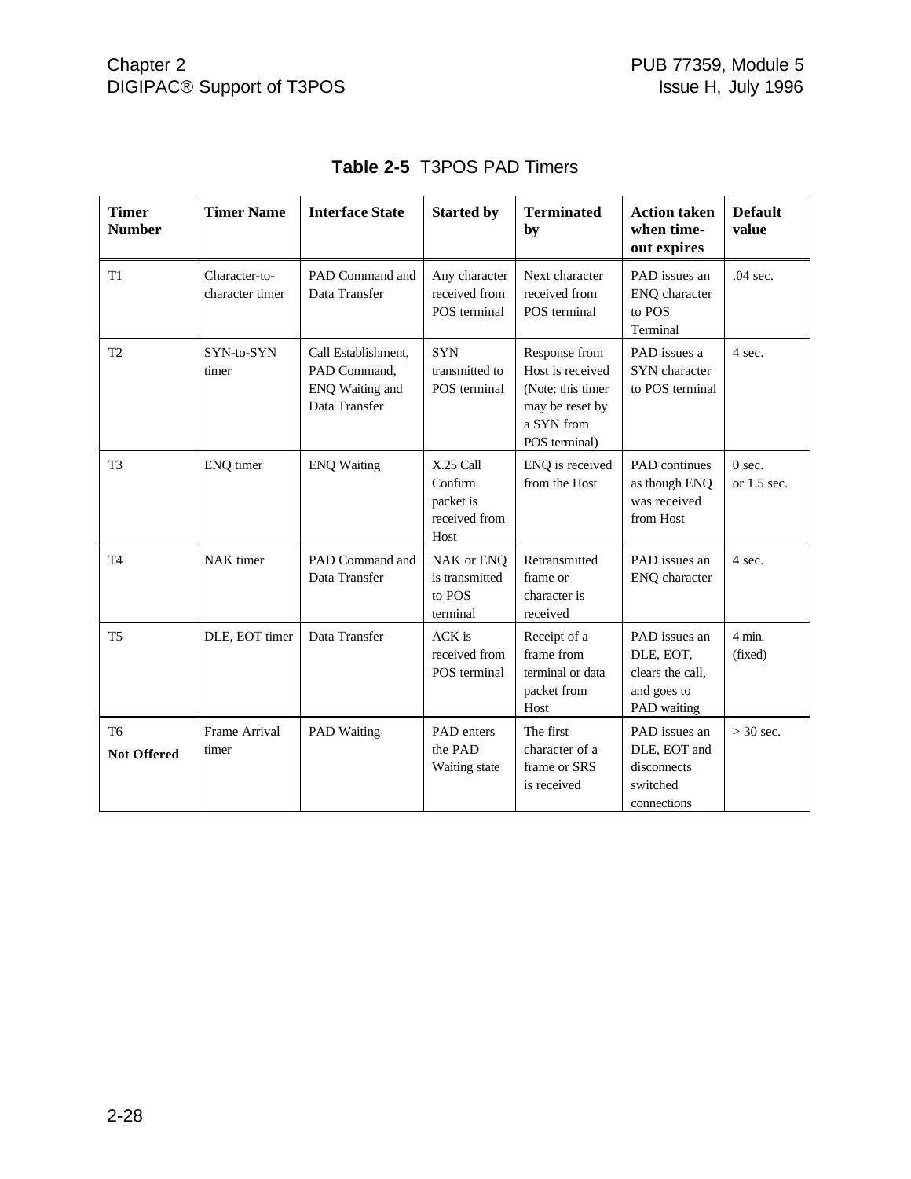**Table 2-5** T3POS PAD Timers

| Timer Number | Timer Name | Interface State | Started by | Terminated by | Action taken when time-out expires | Default value |
|---|---|---|---|---|---|---|
| T1 | Character-to-character timer | PAD Command and Data Transfer | Any character received from POS terminal | Next character received from POS terminal | PAD issues an ENQ character to POS Terminal | .04 sec. |
| T2 | SYN-to-SYN timer | Call Establishment, PAD Command, ENQ Waiting and Data Transfer | SYN transmitted to POS terminal | Response from Host is received (Note: this timer may be reset by a SYN from POS terminal) | PAD issues a SYN character to POS terminal | 4 sec. |
| T3 | ENQ timer | ENQ Waiting | X.25 Call Confirm packet is received from Host | ENQ is received from the Host | PAD continues as though ENQ was received from Host | 0 sec. or 1.5 sec. |
| T4 | NAK timer | PAD Command and Data Transfer | NAK or ENQ is transmitted to POS terminal | Retransmitted frame or character is received | PAD issues an ENQ character | 4 sec. |
| T5 | DLE, EOT timer | Data Transfer | ACK is received from POS terminal | Receipt of a frame from terminal or data packet from Host | PAD issues an DLE, EOT, clears the call, and goes to PAD waiting | 4 min. (fixed) |
| T6 **Not Offered** | Frame Arrival timer | PAD Waiting | PAD enters the PAD Waiting state | The first character of a frame or SRS is received | PAD issues an DLE, EOT and disconnects switched connections | > 30 sec. |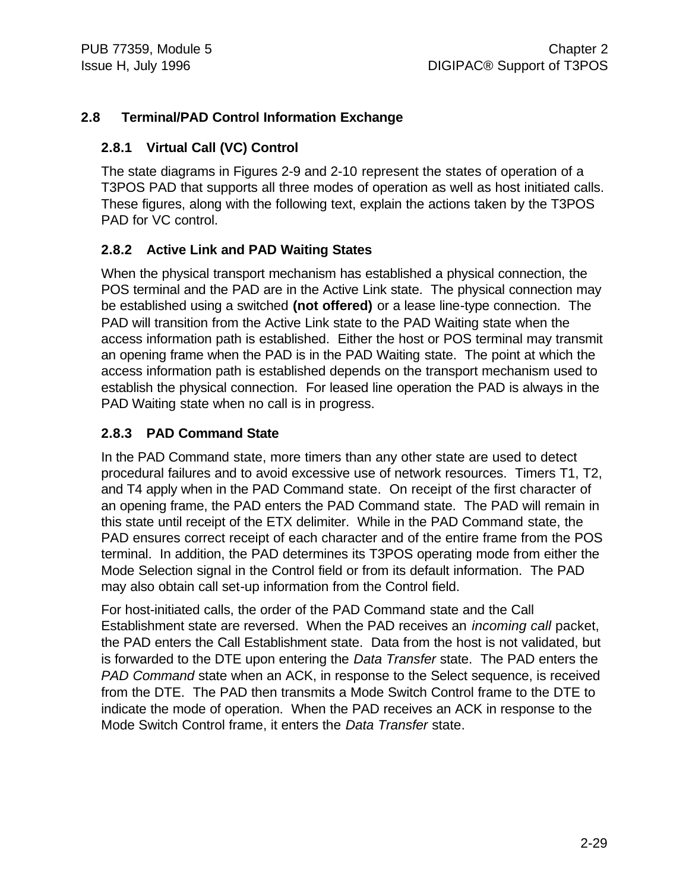## 2.8 Terminal/PAD Control Information Exchange

### 2.8.1 Virtual Call (VC) Control

The state diagrams in Figures 2-9 and 2-10 represent the states of operation of a T3POS PAD that supports all three modes of operation as well as host initiated calls. These figures, along with the following text, explain the actions taken by the T3POS PAD for VC control.

### 2.8.2 Active Link and PAD Waiting States

When the physical transport mechanism has established a physical connection, the POS terminal and the PAD are in the Active Link state. The physical connection may be established using a switched **(not offered)** or a lease line-type connection. The PAD will transition from the Active Link state to the PAD Waiting state when the access information path is established. Either the host or POS terminal may transmit an opening frame when the PAD is in the PAD Waiting state. The point at which the access information path is established depends on the transport mechanism used to establish the physical connection. For leased line operation the PAD is always in the PAD Waiting state when no call is in progress.

### 2.8.3 PAD Command State

In the PAD Command state, more timers than any other state are used to detect procedural failures and to avoid excessive use of network resources. Timers T1, T2, and T4 apply when in the PAD Command state. On receipt of the first character of an opening frame, the PAD enters the PAD Command state. The PAD will remain in this state until receipt of the ETX delimiter. While in the PAD Command state, the PAD ensures correct receipt of each character and of the entire frame from the POS terminal. In addition, the PAD determines its T3POS operating mode from either the Mode Selection signal in the Control field or from its default information. The PAD may also obtain call set-up information from the Control field.

For host-initiated calls, the order of the PAD Command state and the Call Establishment state are reversed. When the PAD receives an *incoming call* packet, the PAD enters the Call Establishment state. Data from the host is not validated, but is forwarded to the DTE upon entering the *Data Transfer* state. The PAD enters the *PAD Command* state when an ACK, in response to the Select sequence, is received from the DTE. The PAD then transmits a Mode Switch Control frame to the DTE to indicate the mode of operation. When the PAD receives an ACK in response to the Mode Switch Control frame, it enters the *Data Transfer* state.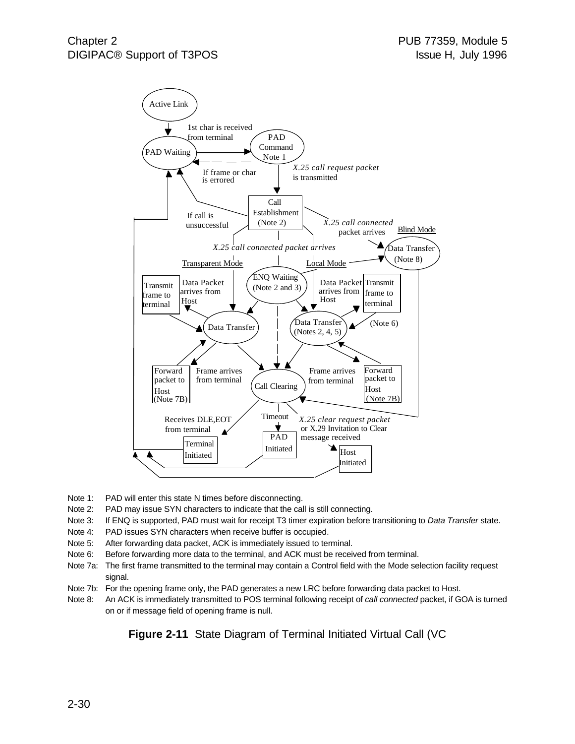Active Link

PAD Waiting

1st char is received from terminal

PAD Command Note 1

If frame or char is errored

*X.25 call request packet* is transmitted

Call Establishment (Note 2)

If call is unsuccessful

*X.25 call connected* packet arrives

Blind Mode

Data Transfer (Note 8)

*X.25 call connected packet arrives*

Transparent Mode

Local Mode

ENQ Waiting (Note 2 and 3)

Transmit frame to terminal

Data Packet arrives from Host

Data Transfer

Data Packet arrives from Host

Transmit frame to terminal

Data Transfer (Notes 2, 4, 5)

(Note 6)

Forward packet to Host (Note 7B)

Frame arrives from terminal

Call Clearing

Frame arrives from terminal

Forward packet to Host (Note 7B)

Receives DLE,EOT from terminal

Timeout

*X.25 clear request packet* or X.29 Invitation to Clear message received

Terminal Initiated

PAD Initiated

Host Initiated

Note 1: PAD will enter this state N times before disconnecting.

Note 2: PAD may issue SYN characters to indicate that the call is still connecting.

Note 3: If ENQ is supported, PAD must wait for receipt T3 timer expiration before transitioning to *Data Transfer* state.

Note 4: PAD issues SYN characters when receive buffer is occupied.

Note 5: After forwarding data packet, ACK is immediately issued to terminal.

Note 6: Before forwarding more data to the terminal, and ACK must be received from terminal.

Note 7a: The first frame transmitted to the terminal may contain a Control field with the Mode selection facility request signal.

Note 7b: For the opening frame only, the PAD generates a new LRC before forwarding data packet to Host.

Note 8: An ACK is immediately transmitted to POS terminal following receipt of *call connected* packet, if GOA is turned on or if message field of opening frame is null.

**Figure 2-11** State Diagram of Terminal Initiated Virtual Call (VC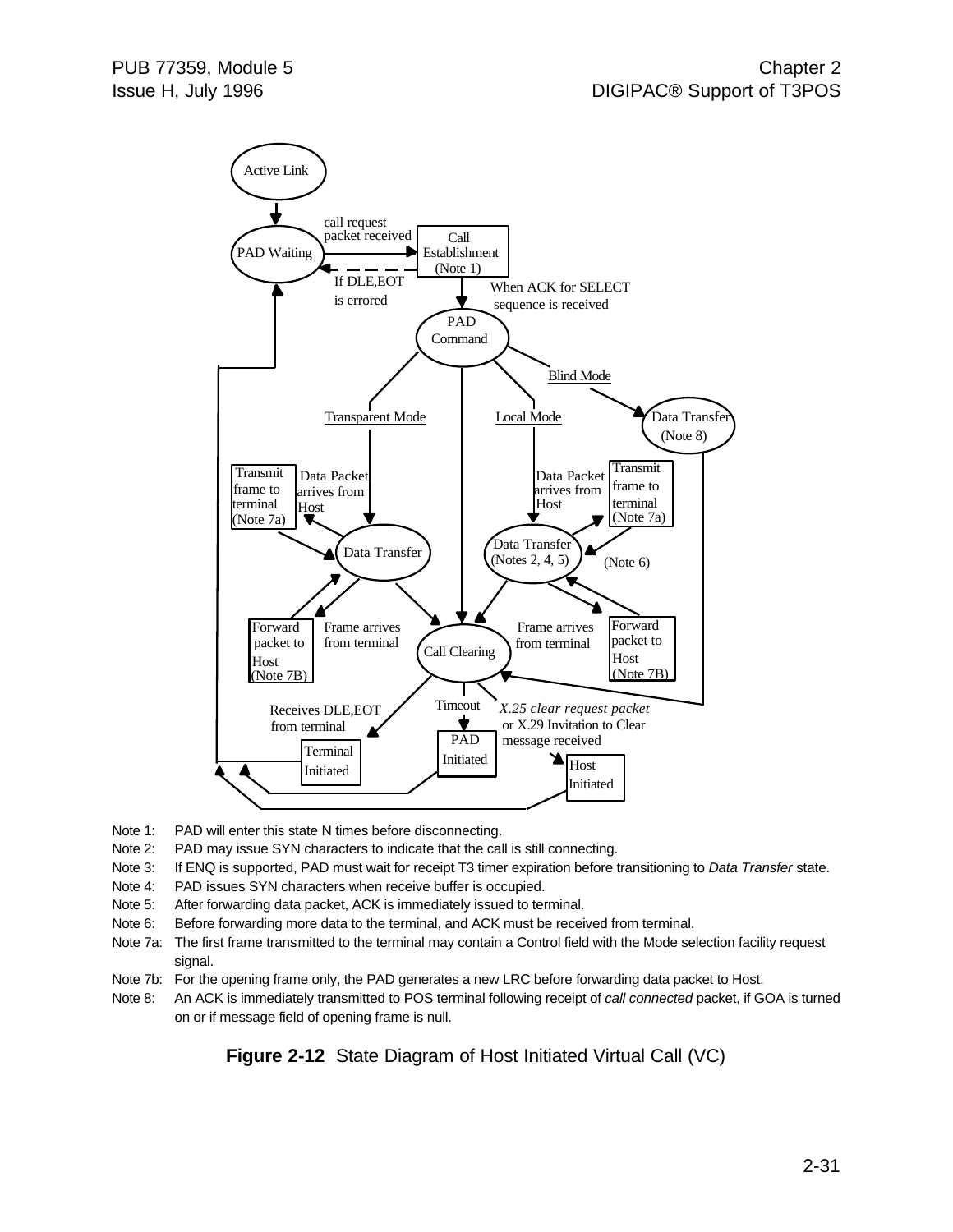Active Link

PAD Waiting

call request packet received

Call Establishment (Note 1)

If DLE,EOT is errored

When ACK for SELECT sequence is received

PAD Command

Blind Mode

Transparent Mode

Local Mode

Data Transfer (Note 8)

Transmit frame to terminal (Note 7a)

Data Packet arrives from Host

Data Packet arrives from Host

Transmit frame to terminal (Note 7a)

Data Transfer

Data Transfer (Notes 2, 4, 5)

(Note 6)

Forward packet to Host (Note 7B)

Frame arrives from terminal

Call Clearing

Frame arrives from terminal

Forward packet to Host (Note 7B)

Receives DLE,EOT from terminal

Timeout

*X.25 clear request packet* or X.29 Invitation to Clear message received

Terminal Initiated

PAD Initiated

Host Initiated

Note 1: PAD will enter this state N times before disconnecting.

Note 2: PAD may issue SYN characters to indicate that the call is still connecting.

Note 3: If ENQ is supported, PAD must wait for receipt T3 timer expiration before transitioning to *Data Transfer* state.

Note 4: PAD issues SYN characters when receive buffer is occupied.

Note 5: After forwarding data packet, ACK is immediately issued to terminal.

Note 6: Before forwarding more data to the terminal, and ACK must be received from terminal.

Note 7a: The first frame transmitted to the terminal may contain a Control field with the Mode selection facility request signal.

Note 7b: For the opening frame only, the PAD generates a new LRC before forwarding data packet to Host.

Note 8: An ACK is immediately transmitted to POS terminal following receipt of *call connected* packet, if GOA is turned on or if message field of opening frame is null.

**Figure 2-12** State Diagram of Host Initiated Virtual Call (VC)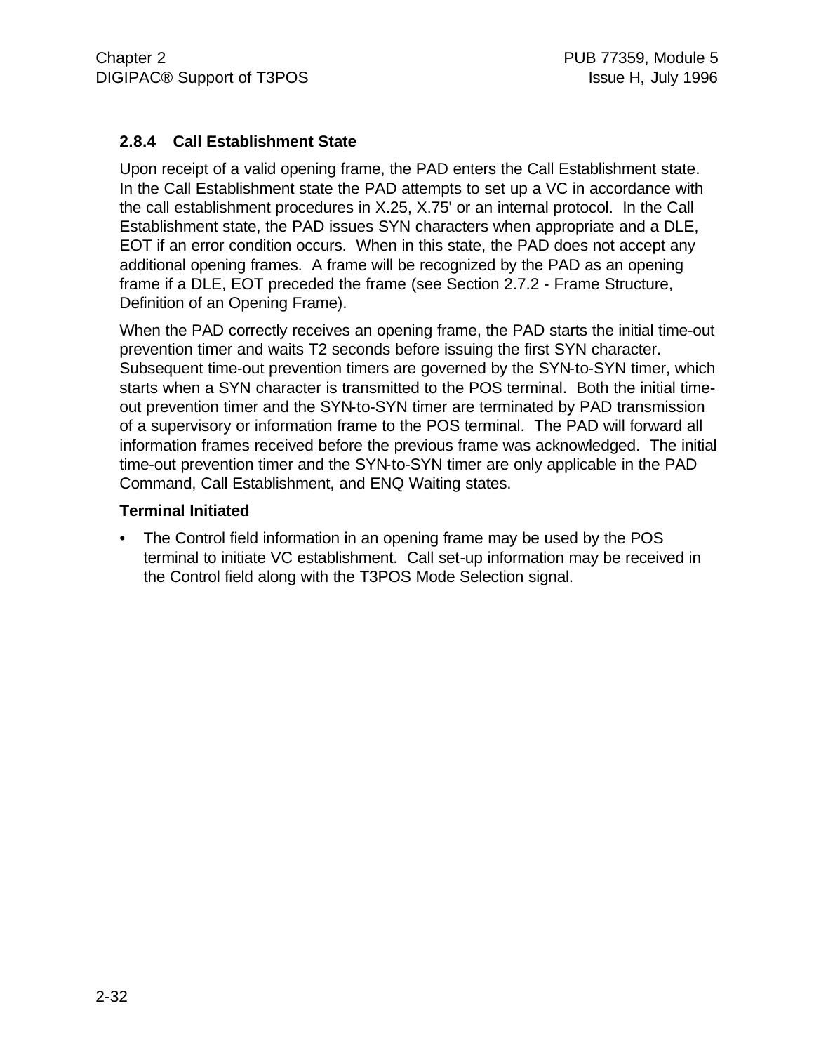### 2.8.4 Call Establishment State

Upon receipt of a valid opening frame, the PAD enters the Call Establishment state. In the Call Establishment state the PAD attempts to set up a VC in accordance with the call establishment procedures in X.25, X.75' or an internal protocol. In the Call Establishment state, the PAD issues SYN characters when appropriate and a DLE, EOT if an error condition occurs. When in this state, the PAD does not accept any additional opening frames. A frame will be recognized by the PAD as an opening frame if a DLE, EOT preceded the frame (see Section 2.7.2 - Frame Structure, Definition of an Opening Frame).

When the PAD correctly receives an opening frame, the PAD starts the initial time-out prevention timer and waits T2 seconds before issuing the first SYN character. Subsequent time-out prevention timers are governed by the SYN-to-SYN timer, which starts when a SYN character is transmitted to the POS terminal. Both the initial time-out prevention timer and the SYN-to-SYN timer are terminated by PAD transmission of a supervisory or information frame to the POS terminal. The PAD will forward all information frames received before the previous frame was acknowledged. The initial time-out prevention timer and the SYN-to-SYN timer are only applicable in the PAD Command, Call Establishment, and ENQ Waiting states.

**Terminal Initiated**

- The Control field information in an opening frame may be used by the POS terminal to initiate VC establishment. Call set-up information may be received in the Control field along with the T3POS Mode Selection signal.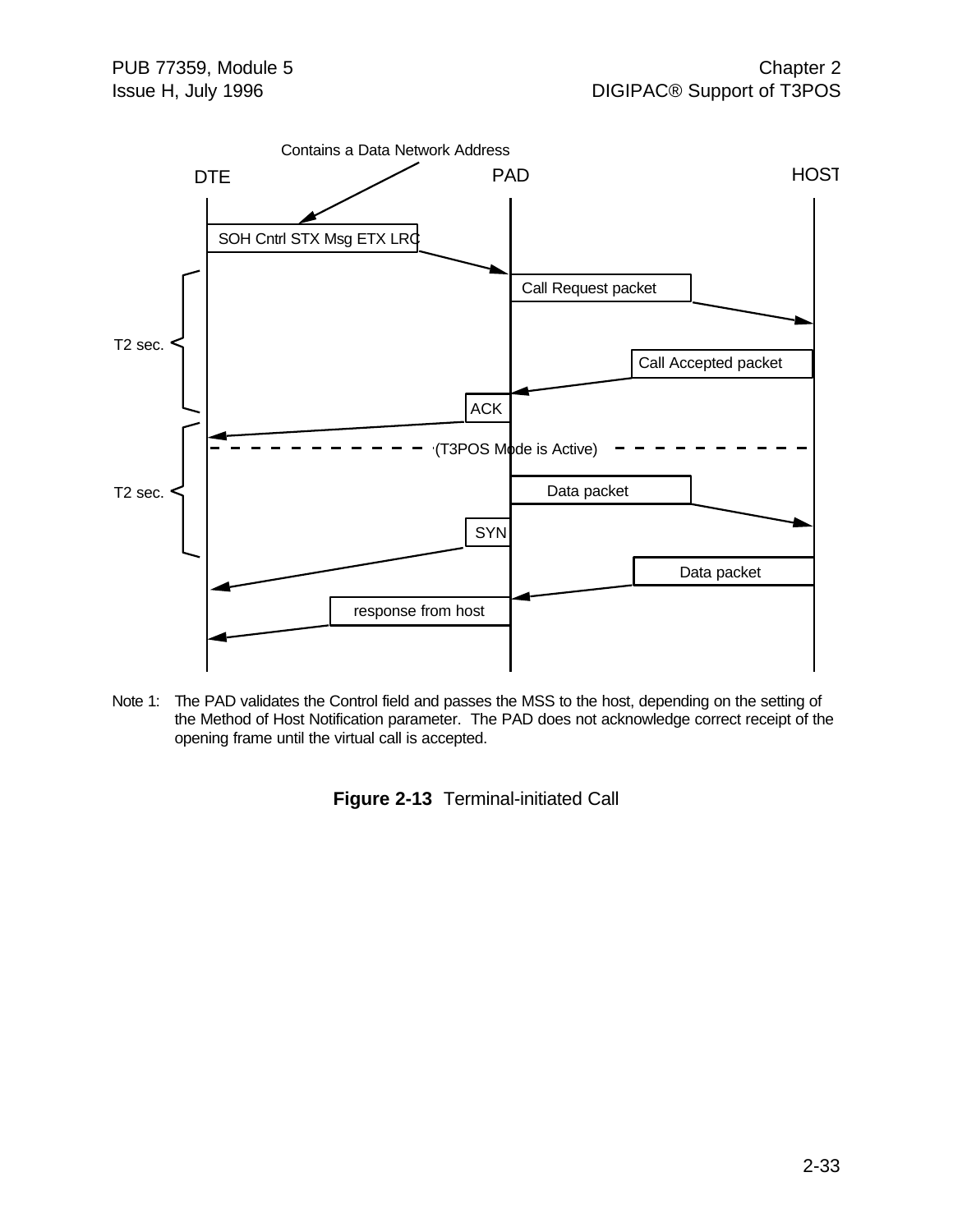Contains a Data Network Address

DTE | PAD | HOST

SOH Cntrl STX Msg ETX LRC

Call Request packet

T2 sec.

Call Accepted packet

ACK

(T3POS Mode is Active)

T2 sec.

Data packet

SYN

Data packet

response from host

Note 1: The PAD validates the Control field and passes the MSS to the host, depending on the setting of the Method of Host Notification parameter. The PAD does not acknowledge correct receipt of the opening frame until the virtual call is accepted.

**Figure 2-13** Terminal-initiated Call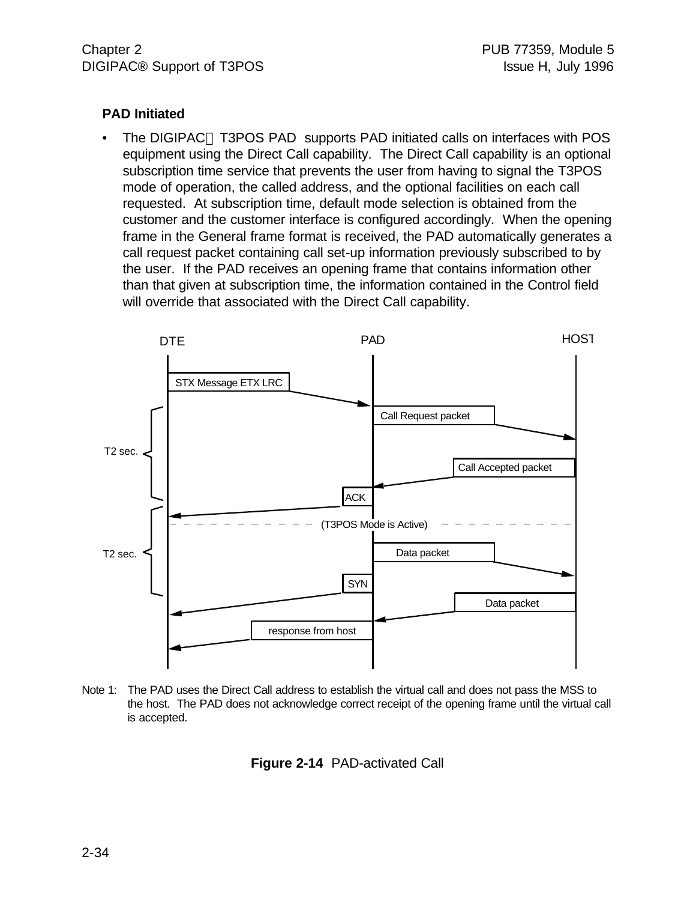### PAD Initiated

- The DIGIPAC® T3POS PAD supports PAD initiated calls on interfaces with POS equipment using the Direct Call capability. The Direct Call capability is an optional subscription time service that prevents the user from having to signal the T3POS mode of operation, the called address, and the optional facilities on each call requested. At subscription time, default mode selection is obtained from the customer and the customer interface is configured accordingly. When the opening frame in the General frame format is received, the PAD automatically generates a call request packet containing call set-up information previously subscribed to by the user. If the PAD receives an opening frame that contains information other than that given at subscription time, the information contained in the Control field will override that associated with the Direct Call capability.

DTE | PAD | HOST

STX Message ETX LRC

T2 sec.

Call Request packet

Call Accepted packet

ACK

(T3POS Mode is Active)

T2 sec.

Data packet

SYN

Data packet

response from host

Note 1: The PAD uses the Direct Call address to establish the virtual call and does not pass the MSS to the host. The PAD does not acknowledge correct receipt of the opening frame until the virtual call is accepted.

**Figure 2-14** PAD-activated Call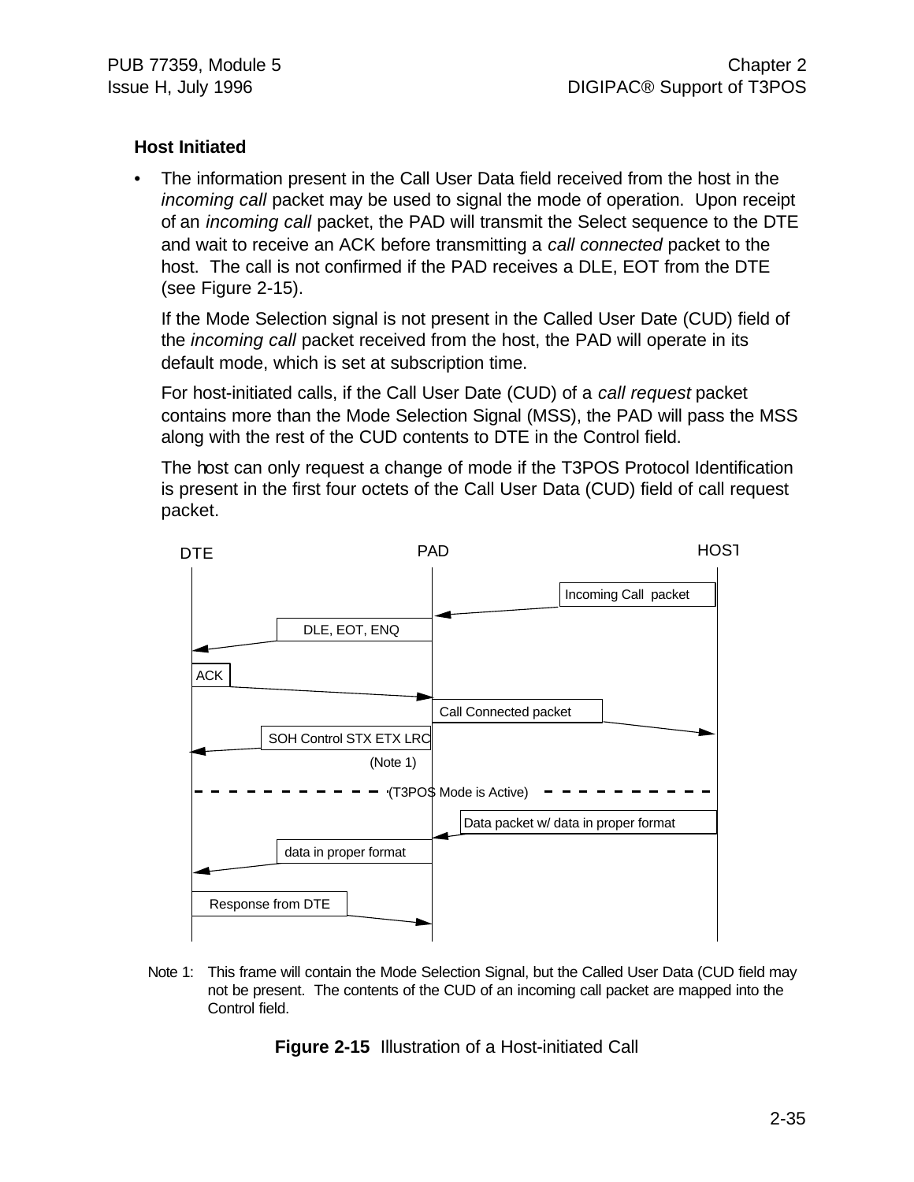### Host Initiated

- The information present in the Call User Data field received from the host in the *incoming call* packet may be used to signal the mode of operation. Upon receipt of an *incoming call* packet, the PAD will transmit the Select sequence to the DTE and wait to receive an ACK before transmitting a *call connected* packet to the host. The call is not confirmed if the PAD receives a DLE, EOT from the DTE (see Figure 2-15).

  If the Mode Selection signal is not present in the Called User Date (CUD) field of the *incoming call* packet received from the host, the PAD will operate in its default mode, which is set at subscription time.

  For host-initiated calls, if the Call User Date (CUD) of a *call request* packet contains more than the Mode Selection Signal (MSS), the PAD will pass the MSS along with the rest of the CUD contents to DTE in the Control field.

  The host can only request a change of mode if the T3POS Protocol Identification is present in the first four octets of the Call User Data (CUD) field of call request packet.

DTE | PAD | HOST

- HOST → PAD: Incoming Call packet
- PAD → DTE: DLE, EOT, ENQ
- DTE → PAD: ACK
- PAD → HOST: Call Connected packet
- PAD → DTE: SOH Control STX ETX LRC (Note 1)
- (T3POS Mode is Active)
- HOST → PAD: Data packet w/ data in proper format
- PAD → DTE: data in proper format
- DTE → PAD: Response from DTE

Note 1: This frame will contain the Mode Selection Signal, but the Called User Data (CUD field may not be present. The contents of the CUD of an incoming call packet are mapped into the Control field.

**Figure 2-15** Illustration of a Host-initiated Call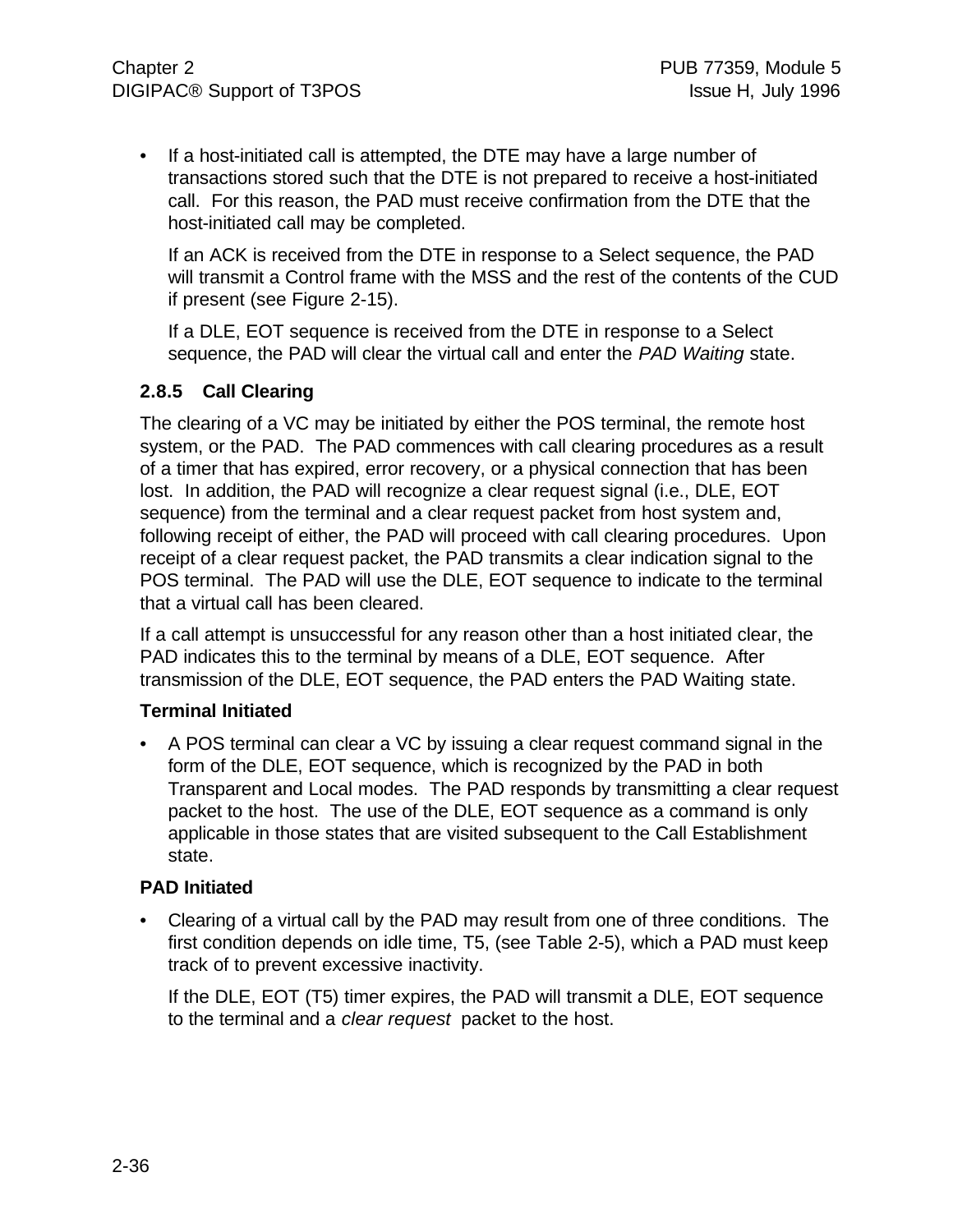- If a host-initiated call is attempted, the DTE may have a large number of transactions stored such that the DTE is not prepared to receive a host-initiated call. For this reason, the PAD must receive confirmation from the DTE that the host-initiated call may be completed.

  If an ACK is received from the DTE in response to a Select sequence, the PAD will transmit a Control frame with the MSS and the rest of the contents of the CUD if present (see Figure 2-15).

  If a DLE, EOT sequence is received from the DTE in response to a Select sequence, the PAD will clear the virtual call and enter the *PAD Waiting* state.

### 2.8.5 Call Clearing

The clearing of a VC may be initiated by either the POS terminal, the remote host system, or the PAD. The PAD commences with call clearing procedures as a result of a timer that has expired, error recovery, or a physical connection that has been lost. In addition, the PAD will recognize a clear request signal (i.e., DLE, EOT sequence) from the terminal and a clear request packet from host system and, following receipt of either, the PAD will proceed with call clearing procedures. Upon receipt of a clear request packet, the PAD transmits a clear indication signal to the POS terminal. The PAD will use the DLE, EOT sequence to indicate to the terminal that a virtual call has been cleared.

If a call attempt is unsuccessful for any reason other than a host initiated clear, the PAD indicates this to the terminal by means of a DLE, EOT sequence. After transmission of the DLE, EOT sequence, the PAD enters the PAD Waiting state.

**Terminal Initiated**

- A POS terminal can clear a VC by issuing a clear request command signal in the form of the DLE, EOT sequence, which is recognized by the PAD in both Transparent and Local modes. The PAD responds by transmitting a clear request packet to the host. The use of the DLE, EOT sequence as a command is only applicable in those states that are visited subsequent to the Call Establishment state.

**PAD Initiated**

- Clearing of a virtual call by the PAD may result from one of three conditions. The first condition depends on idle time, T5, (see Table 2-5), which a PAD must keep track of to prevent excessive inactivity.

  If the DLE, EOT (T5) timer expires, the PAD will transmit a DLE, EOT sequence to the terminal and a *clear request* packet to the host.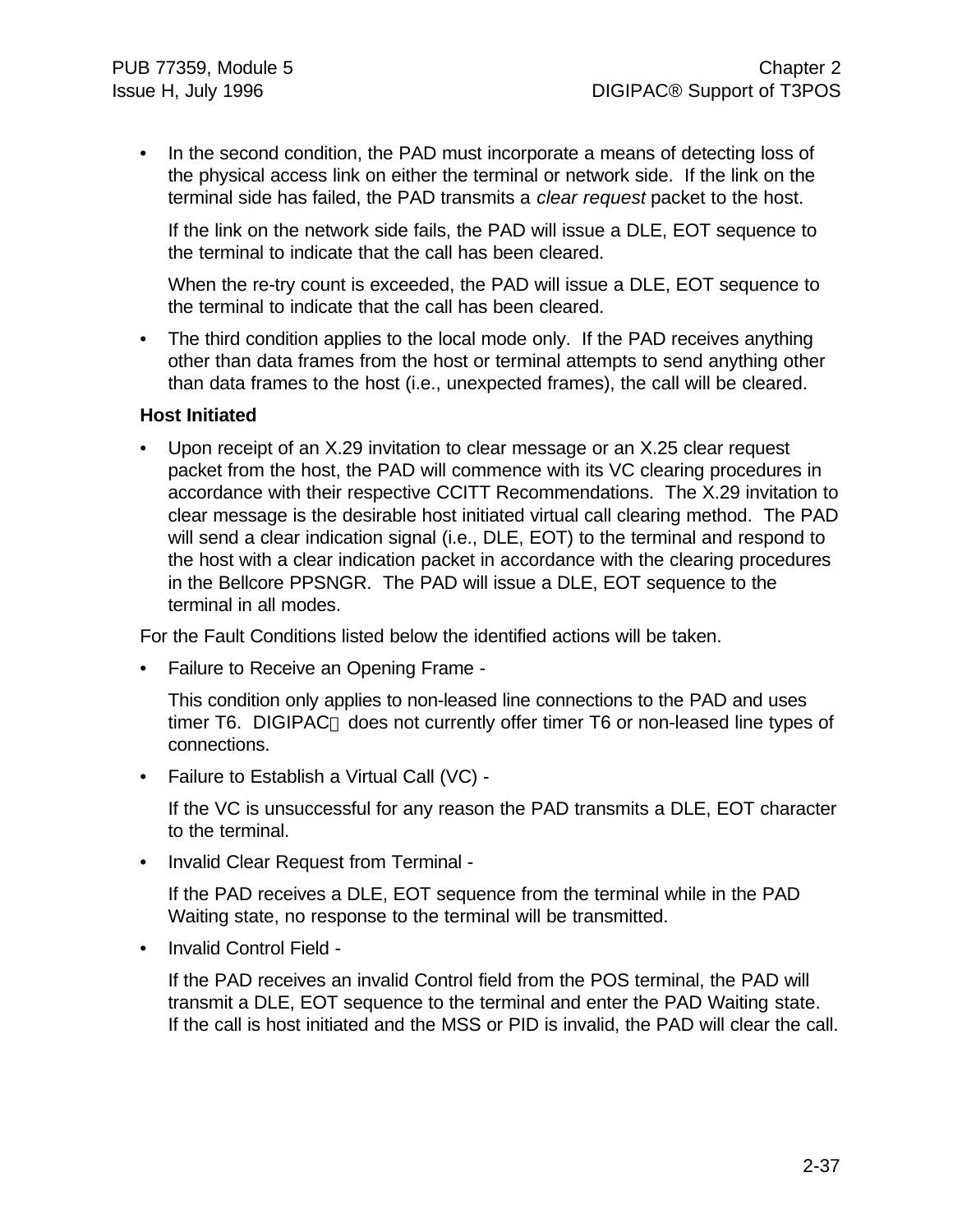- In the second condition, the PAD must incorporate a means of detecting loss of the physical access link on either the terminal or network side. If the link on the terminal side has failed, the PAD transmits a *clear request* packet to the host.

  If the link on the network side fails, the PAD will issue a DLE, EOT sequence to the terminal to indicate that the call has been cleared.

  When the re-try count is exceeded, the PAD will issue a DLE, EOT sequence to the terminal to indicate that the call has been cleared.

- The third condition applies to the local mode only. If the PAD receives anything other than data frames from the host or terminal attempts to send anything other than data frames to the host (i.e., unexpected frames), the call will be cleared.

**Host Initiated**

- Upon receipt of an X.29 invitation to clear message or an X.25 clear request packet from the host, the PAD will commence with its VC clearing procedures in accordance with their respective CCITT Recommendations. The X.29 invitation to clear message is the desirable host initiated virtual call clearing method. The PAD will send a clear indication signal (i.e., DLE, EOT) to the terminal and respond to the host with a clear indication packet in accordance with the clearing procedures in the Bellcore PPSNGR. The PAD will issue a DLE, EOT sequence to the terminal in all modes.

For the Fault Conditions listed below the identified actions will be taken.

- Failure to Receive an Opening Frame -

  This condition only applies to non-leased line connections to the PAD and uses timer T6. DIGIPAC® does not currently offer timer T6 or non-leased line types of connections.

- Failure to Establish a Virtual Call (VC) -

  If the VC is unsuccessful for any reason the PAD transmits a DLE, EOT character to the terminal.

- Invalid Clear Request from Terminal -

  If the PAD receives a DLE, EOT sequence from the terminal while in the PAD Waiting state, no response to the terminal will be transmitted.

- Invalid Control Field -

  If the PAD receives an invalid Control field from the POS terminal, the PAD will transmit a DLE, EOT sequence to the terminal and enter the PAD Waiting state. If the call is host initiated and the MSS or PID is invalid, the PAD will clear the call.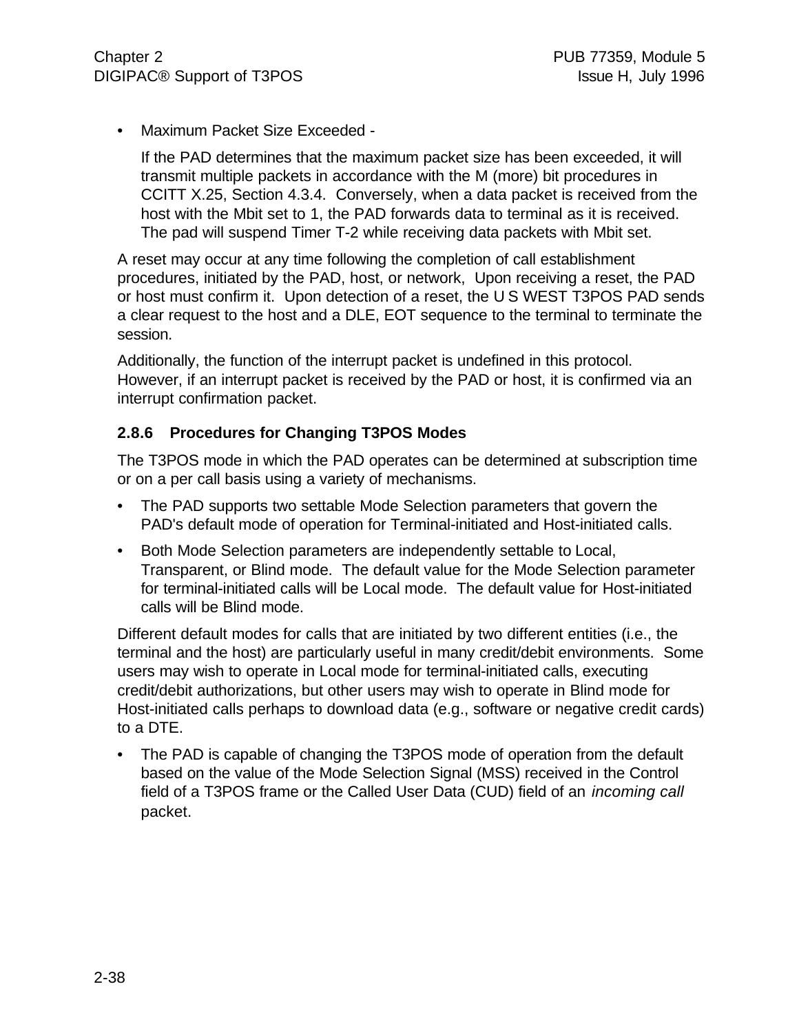- Maximum Packet Size Exceeded -

  If the PAD determines that the maximum packet size has been exceeded, it will transmit multiple packets in accordance with the M (more) bit procedures in CCITT X.25, Section 4.3.4. Conversely, when a data packet is received from the host with the Mbit set to 1, the PAD forwards data to terminal as it is received. The pad will suspend Timer T-2 while receiving data packets with Mbit set.

A reset may occur at any time following the completion of call establishment procedures, initiated by the PAD, host, or network, Upon receiving a reset, the PAD or host must confirm it. Upon detection of a reset, the U S WEST T3POS PAD sends a clear request to the host and a DLE, EOT sequence to the terminal to terminate the session.

Additionally, the function of the interrupt packet is undefined in this protocol. However, if an interrupt packet is received by the PAD or host, it is confirmed via an interrupt confirmation packet.

### 2.8.6 Procedures for Changing T3POS Modes

The T3POS mode in which the PAD operates can be determined at subscription time or on a per call basis using a variety of mechanisms.

- The PAD supports two settable Mode Selection parameters that govern the PAD's default mode of operation for Terminal-initiated and Host-initiated calls.
- Both Mode Selection parameters are independently settable to Local, Transparent, or Blind mode. The default value for the Mode Selection parameter for terminal-initiated calls will be Local mode. The default value for Host-initiated calls will be Blind mode.

Different default modes for calls that are initiated by two different entities (i.e., the terminal and the host) are particularly useful in many credit/debit environments. Some users may wish to operate in Local mode for terminal-initiated calls, executing credit/debit authorizations, but other users may wish to operate in Blind mode for Host-initiated calls perhaps to download data (e.g., software or negative credit cards) to a DTE.

- The PAD is capable of changing the T3POS mode of operation from the default based on the value of the Mode Selection Signal (MSS) received in the Control field of a T3POS frame or the Called User Data (CUD) field of an *incoming call* packet.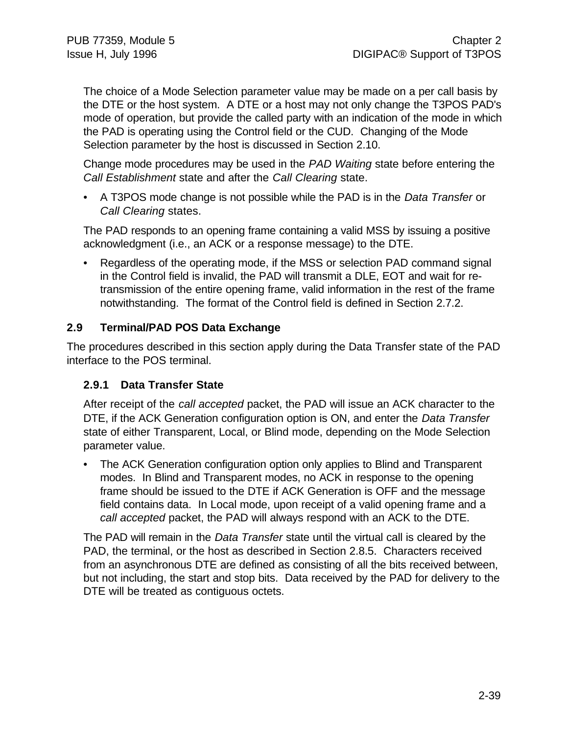The choice of a Mode Selection parameter value may be made on a per call basis by the DTE or the host system. A DTE or a host may not only change the T3POS PAD's mode of operation, but provide the called party with an indication of the mode in which the PAD is operating using the Control field or the CUD. Changing of the Mode Selection parameter by the host is discussed in Section 2.10.

Change mode procedures may be used in the *PAD Waiting* state before entering the *Call Establishment* state and after the *Call Clearing* state.

- A T3POS mode change is not possible while the PAD is in the *Data Transfer* or *Call Clearing* states.

The PAD responds to an opening frame containing a valid MSS by issuing a positive acknowledgment (i.e., an ACK or a response message) to the DTE.

- Regardless of the operating mode, if the MSS or selection PAD command signal in the Control field is invalid, the PAD will transmit a DLE, EOT and wait for re-transmission of the entire opening frame, valid information in the rest of the frame notwithstanding. The format of the Control field is defined in Section 2.7.2.

## 2.9 Terminal/PAD POS Data Exchange

The procedures described in this section apply during the Data Transfer state of the PAD interface to the POS terminal.

### 2.9.1 Data Transfer State

After receipt of the *call accepted* packet, the PAD will issue an ACK character to the DTE, if the ACK Generation configuration option is ON, and enter the *Data Transfer* state of either Transparent, Local, or Blind mode, depending on the Mode Selection parameter value.

- The ACK Generation configuration option only applies to Blind and Transparent modes. In Blind and Transparent modes, no ACK in response to the opening frame should be issued to the DTE if ACK Generation is OFF and the message field contains data. In Local mode, upon receipt of a valid opening frame and a *call accepted* packet, the PAD will always respond with an ACK to the DTE.

The PAD will remain in the *Data Transfer* state until the virtual call is cleared by the PAD, the terminal, or the host as described in Section 2.8.5. Characters received from an asynchronous DTE are defined as consisting of all the bits received between, but not including, the start and stop bits. Data received by the PAD for delivery to the DTE will be treated as contiguous octets.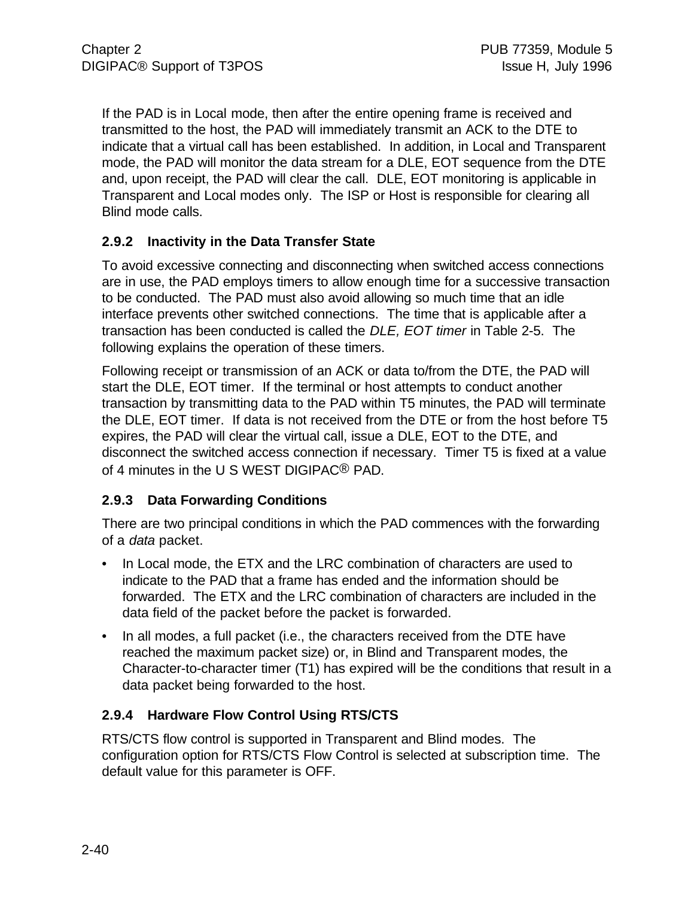If the PAD is in Local mode, then after the entire opening frame is received and transmitted to the host, the PAD will immediately transmit an ACK to the DTE to indicate that a virtual call has been established. In addition, in Local and Transparent mode, the PAD will monitor the data stream for a DLE, EOT sequence from the DTE and, upon receipt, the PAD will clear the call. DLE, EOT monitoring is applicable in Transparent and Local modes only. The ISP or Host is responsible for clearing all Blind mode calls.

### 2.9.2 Inactivity in the Data Transfer State

To avoid excessive connecting and disconnecting when switched access connections are in use, the PAD employs timers to allow enough time for a successive transaction to be conducted. The PAD must also avoid allowing so much time that an idle interface prevents other switched connections. The time that is applicable after a transaction has been conducted is called the *DLE, EOT timer* in Table 2-5. The following explains the operation of these timers.

Following receipt or transmission of an ACK or data to/from the DTE, the PAD will start the DLE, EOT timer. If the terminal or host attempts to conduct another transaction by transmitting data to the PAD within T5 minutes, the PAD will terminate the DLE, EOT timer. If data is not received from the DTE or from the host before T5 expires, the PAD will clear the virtual call, issue a DLE, EOT to the DTE, and disconnect the switched access connection if necessary. Timer T5 is fixed at a value of 4 minutes in the U S WEST DIGIPAC® PAD.

### 2.9.3 Data Forwarding Conditions

There are two principal conditions in which the PAD commences with the forwarding of a *data* packet.

- In Local mode, the ETX and the LRC combination of characters are used to indicate to the PAD that a frame has ended and the information should be forwarded. The ETX and the LRC combination of characters are included in the data field of the packet before the packet is forwarded.
- In all modes, a full packet (i.e., the characters received from the DTE have reached the maximum packet size) or, in Blind and Transparent modes, the Character-to-character timer (T1) has expired will be the conditions that result in a data packet being forwarded to the host.

### 2.9.4 Hardware Flow Control Using RTS/CTS

RTS/CTS flow control is supported in Transparent and Blind modes. The configuration option for RTS/CTS Flow Control is selected at subscription time. The default value for this parameter is OFF.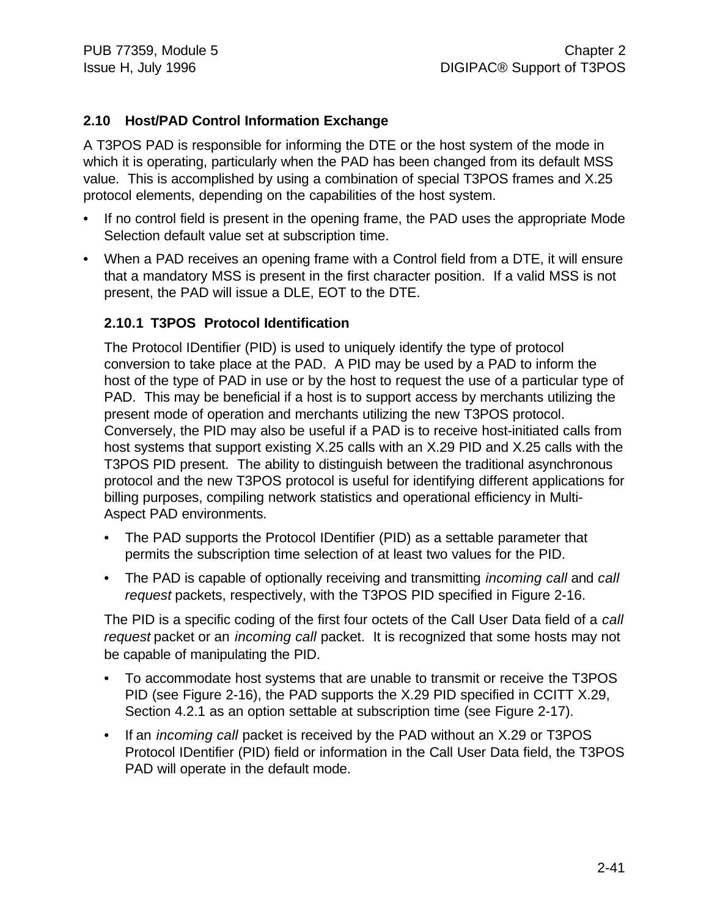## 2.10 Host/PAD Control Information Exchange

A T3POS PAD is responsible for informing the DTE or the host system of the mode in which it is operating, particularly when the PAD has been changed from its default MSS value. This is accomplished by using a combination of special T3POS frames and X.25 protocol elements, depending on the capabilities of the host system.

- If no control field is present in the opening frame, the PAD uses the appropriate Mode Selection default value set at subscription time.
- When a PAD receives an opening frame with a Control field from a DTE, it will ensure that a mandatory MSS is present in the first character position. If a valid MSS is not present, the PAD will issue a DLE, EOT to the DTE.

### 2.10.1 T3POS Protocol Identification

The Protocol IDentifier (PID) is used to uniquely identify the type of protocol conversion to take place at the PAD. A PID may be used by a PAD to inform the host of the type of PAD in use or by the host to request the use of a particular type of PAD. This may be beneficial if a host is to support access by merchants utilizing the present mode of operation and merchants utilizing the new T3POS protocol. Conversely, the PID may also be useful if a PAD is to receive host-initiated calls from host systems that support existing X.25 calls with an X.29 PID and X.25 calls with the T3POS PID present. The ability to distinguish between the traditional asynchronous protocol and the new T3POS protocol is useful for identifying different applications for billing purposes, compiling network statistics and operational efficiency in Multi-Aspect PAD environments.

- The PAD supports the Protocol IDentifier (PID) as a settable parameter that permits the subscription time selection of at least two values for the PID.
- The PAD is capable of optionally receiving and transmitting *incoming call* and *call request* packets, respectively, with the T3POS PID specified in Figure 2-16.

The PID is a specific coding of the first four octets of the Call User Data field of a *call request* packet or an *incoming call* packet. It is recognized that some hosts may not be capable of manipulating the PID.

- To accommodate host systems that are unable to transmit or receive the T3POS PID (see Figure 2-16), the PAD supports the X.29 PID specified in CCITT X.29, Section 4.2.1 as an option settable at subscription time (see Figure 2-17).
- If an *incoming call* packet is received by the PAD without an X.29 or T3POS Protocol IDentifier (PID) field or information in the Call User Data field, the T3POS PAD will operate in the default mode.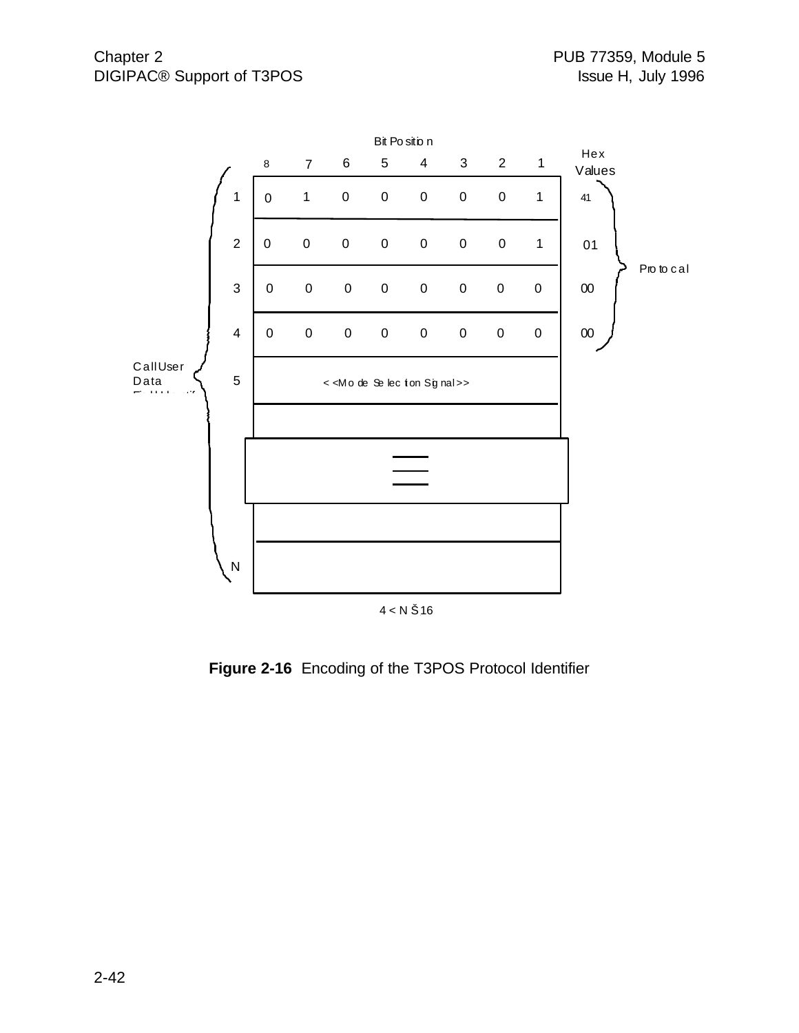Bit Position

| | 8 | 7 | 6 | 5 | 4 | 3 | 2 | 1 | Hex Values | |
|---|---|---|---|---|---|---|---|---|---|---|
| 1 | 0 | 1 | 0 | 0 | 0 | 0 | 0 | 1 | 41 | Protocal |
| 2 | 0 | 0 | 0 | 0 | 0 | 0 | 0 | 1 | 01 | |
| 3 | 0 | 0 | 0 | 0 | 0 | 0 | 0 | 0 | 00 | |
| 4 | 0 | 0 | 0 | 0 | 0 | 0 | 0 | 0 | 00 | |
| 5 | << Mode Selection Signal >> | | | | | | | | | |
| | | | | | | | | | | |
| | | | | | | | | | | |
| N | | | | | | | | | | |

Call User Data Field Identif...

4 < N Š 16

**Figure 2-16** Encoding of the T3POS Protocol Identifier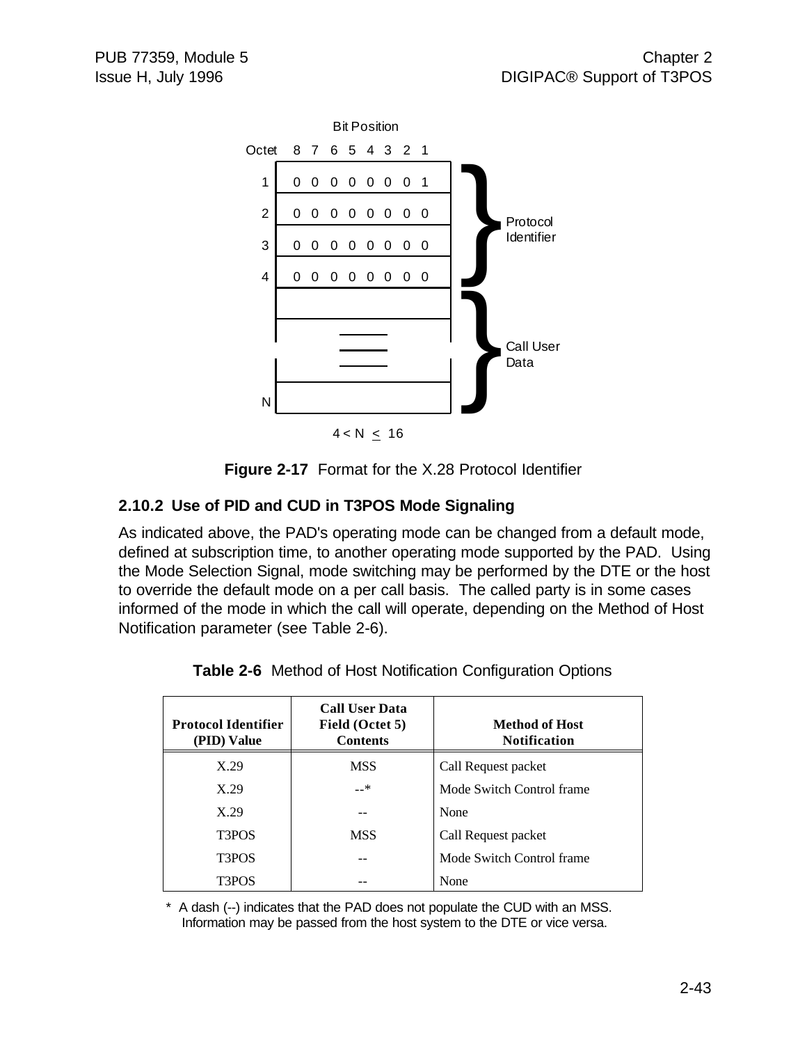Bit Position

| Octet | 8 | 7 | 6 | 5 | 4 | 3 | 2 | 1 | |
|---|---|---|---|---|---|---|---|---|---|
| 1 | 0 | 0 | 0 | 0 | 0 | 0 | 0 | 1 | Protocol Identifier |
| 2 | 0 | 0 | 0 | 0 | 0 | 0 | 0 | 0 | |
| 3 | 0 | 0 | 0 | 0 | 0 | 0 | 0 | 0 | |
| 4 | 0 | 0 | 0 | 0 | 0 | 0 | 0 | 0 | |
| | | | | | | | | | Call User Data |
| N | | | | | | | | | |

$4 < N \leq 16$

**Figure 2-17** Format for the X.28 Protocol Identifier

### 2.10.2 Use of PID and CUD in T3POS Mode Signaling

As indicated above, the PAD's operating mode can be changed from a default mode, defined at subscription time, to another operating mode supported by the PAD. Using the Mode Selection Signal, mode switching may be performed by the DTE or the host to override the default mode on a per call basis. The called party is in some cases informed of the mode in which the call will operate, depending on the Method of Host Notification parameter (see Table 2-6).

**Table 2-6** Method of Host Notification Configuration Options

| Protocol Identifier (PID) Value | Call User Data Field (Octet 5) Contents | Method of Host Notification |
|---|---|---|
| X.29 | MSS | Call Request packet |
| X.29 | --* | Mode Switch Control frame |
| X.29 | -- | None |
| T3POS | MSS | Call Request packet |
| T3POS | -- | Mode Switch Control frame |
| T3POS | -- | None |

\* A dash (--) indicates that the PAD does not populate the CUD with an MSS. Information may be passed from the host system to the DTE or vice versa.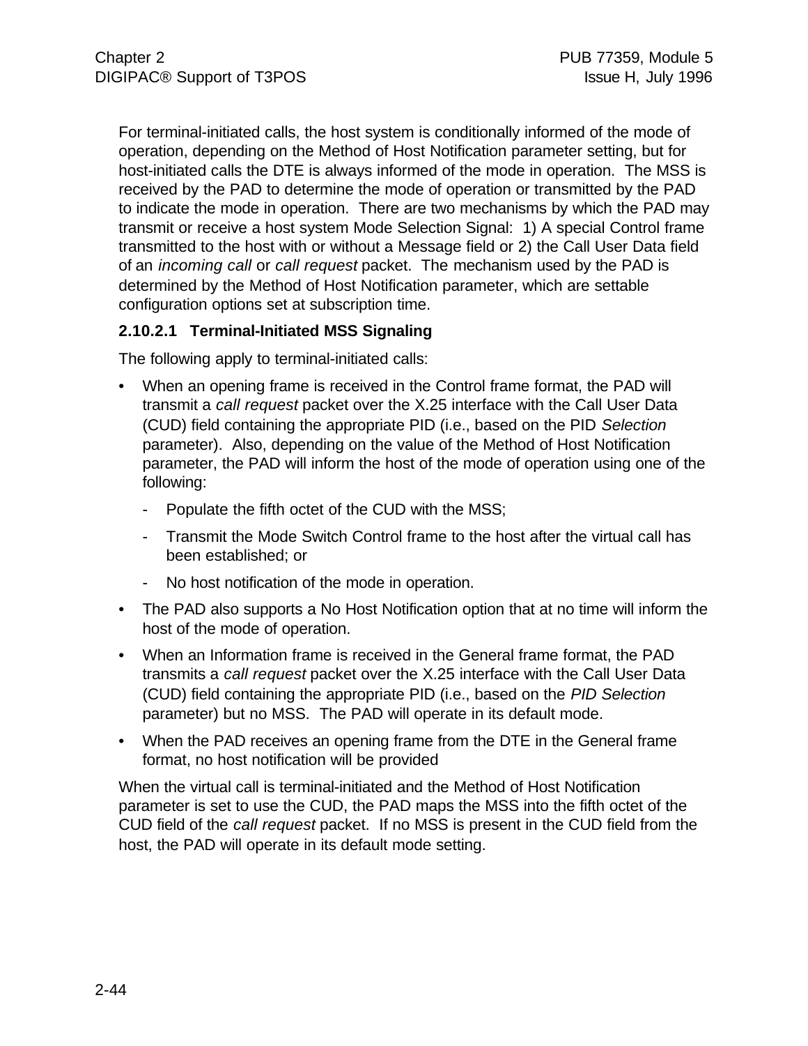For terminal-initiated calls, the host system is conditionally informed of the mode of operation, depending on the Method of Host Notification parameter setting, but for host-initiated calls the DTE is always informed of the mode in operation. The MSS is received by the PAD to determine the mode of operation or transmitted by the PAD to indicate the mode in operation. There are two mechanisms by which the PAD may transmit or receive a host system Mode Selection Signal: 1) A special Control frame transmitted to the host with or without a Message field or 2) the Call User Data field of an *incoming call* or *call request* packet. The mechanism used by the PAD is determined by the Method of Host Notification parameter, which are settable configuration options set at subscription time.

### 2.10.2.1 Terminal-Initiated MSS Signaling

The following apply to terminal-initiated calls:

- When an opening frame is received in the Control frame format, the PAD will transmit a *call request* packet over the X.25 interface with the Call User Data (CUD) field containing the appropriate PID (i.e., based on the PID *Selection* parameter). Also, depending on the value of the Method of Host Notification parameter, the PAD will inform the host of the mode of operation using one of the following:
  - Populate the fifth octet of the CUD with the MSS;
  - Transmit the Mode Switch Control frame to the host after the virtual call has been established; or
  - No host notification of the mode in operation.
- The PAD also supports a No Host Notification option that at no time will inform the host of the mode of operation.
- When an Information frame is received in the General frame format, the PAD transmits a *call request* packet over the X.25 interface with the Call User Data (CUD) field containing the appropriate PID (i.e., based on the *PID Selection* parameter) but no MSS. The PAD will operate in its default mode.
- When the PAD receives an opening frame from the DTE in the General frame format, no host notification will be provided

When the virtual call is terminal-initiated and the Method of Host Notification parameter is set to use the CUD, the PAD maps the MSS into the fifth octet of the CUD field of the *call request* packet. If no MSS is present in the CUD field from the host, the PAD will operate in its default mode setting.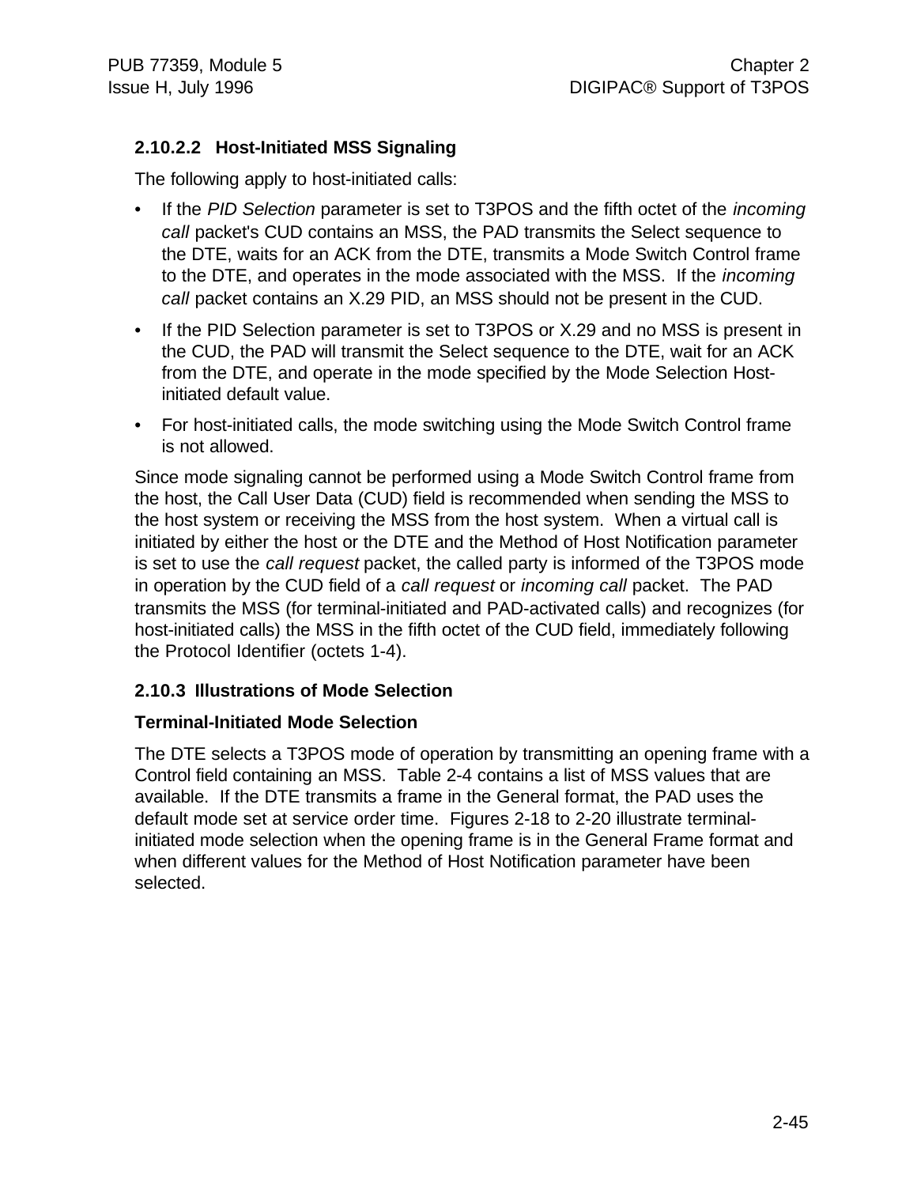### 2.10.2.2 Host-Initiated MSS Signaling

The following apply to host-initiated calls:

- If the *PID Selection* parameter is set to T3POS and the fifth octet of the *incoming call* packet's CUD contains an MSS, the PAD transmits the Select sequence to the DTE, waits for an ACK from the DTE, transmits a Mode Switch Control frame to the DTE, and operates in the mode associated with the MSS. If the *incoming call* packet contains an X.29 PID, an MSS should not be present in the CUD.
- If the PID Selection parameter is set to T3POS or X.29 and no MSS is present in the CUD, the PAD will transmit the Select sequence to the DTE, wait for an ACK from the DTE, and operate in the mode specified by the Mode Selection Host-initiated default value.
- For host-initiated calls, the mode switching using the Mode Switch Control frame is not allowed.

Since mode signaling cannot be performed using a Mode Switch Control frame from the host, the Call User Data (CUD) field is recommended when sending the MSS to the host system or receiving the MSS from the host system. When a virtual call is initiated by either the host or the DTE and the Method of Host Notification parameter is set to use the *call request* packet, the called party is informed of the T3POS mode in operation by the CUD field of a *call request* or *incoming call* packet. The PAD transmits the MSS (for terminal-initiated and PAD-activated calls) and recognizes (for host-initiated calls) the MSS in the fifth octet of the CUD field, immediately following the Protocol Identifier (octets 1-4).

### 2.10.3 Illustrations of Mode Selection

**Terminal-Initiated Mode Selection**

The DTE selects a T3POS mode of operation by transmitting an opening frame with a Control field containing an MSS. Table 2-4 contains a list of MSS values that are available. If the DTE transmits a frame in the General format, the PAD uses the default mode set at service order time. Figures 2-18 to 2-20 illustrate terminal-initiated mode selection when the opening frame is in the General Frame format and when different values for the Method of Host Notification parameter have been selected.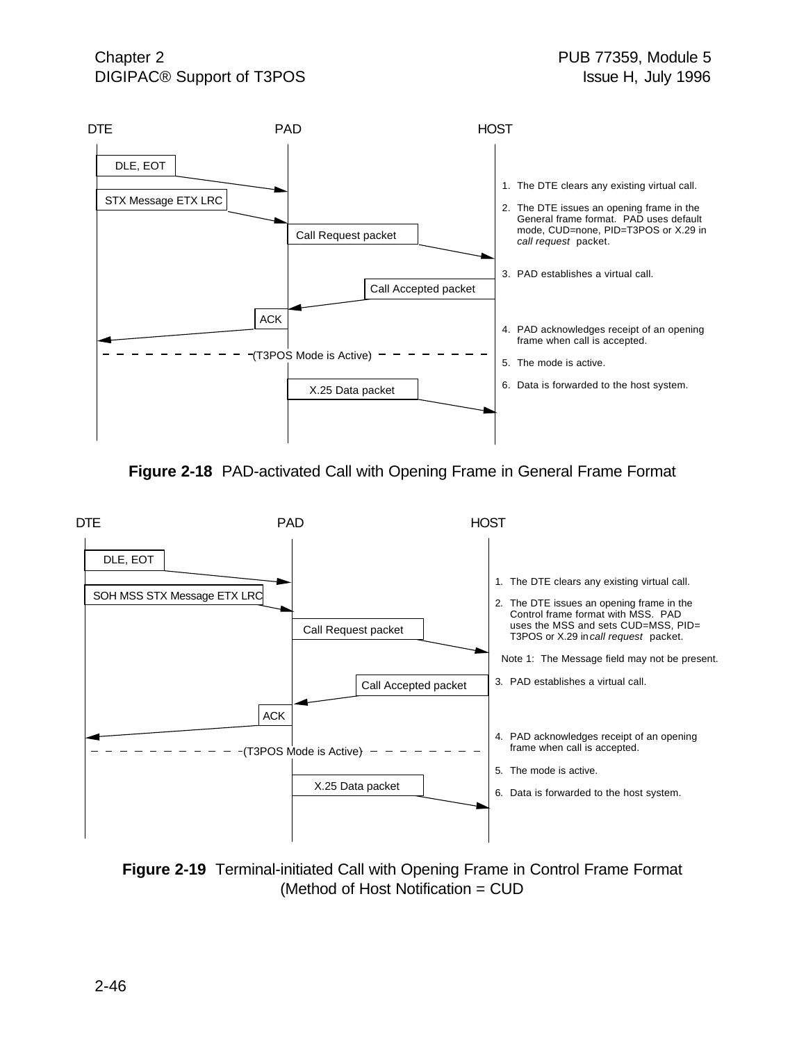DTE PAD HOST

DLE, EOT

STX Message ETX LRC

Call Request packet

Call Accepted packet

ACK

(T3POS Mode is Active)

X.25 Data packet

1. The DTE clears any existing virtual call.
2. The DTE issues an opening frame in the General frame format. PAD uses default mode, CUD=none, PID=T3POS or X.29 in *call request* packet.
3. PAD establishes a virtual call.
4. PAD acknowledges receipt of an opening frame when call is accepted.
5. The mode is active.
6. Data is forwarded to the host system.

**Figure 2-18** PAD-activated Call with Opening Frame in General Frame Format

DTE PAD HOST

DLE, EOT

SOH MSS STX Message ETX LRC

Call Request packet

Call Accepted packet

ACK

(T3POS Mode is Active)

X.25 Data packet

1. The DTE clears any existing virtual call.
2. The DTE issues an opening frame in the Control frame format with MSS. PAD uses the MSS and sets CUD=MSS, PID= T3POS or X.29 in *call request* packet.

   Note 1: The Message field may not be present.
3. PAD establishes a virtual call.
4. PAD acknowledges receipt of an opening frame when call is accepted.
5. The mode is active.
6. Data is forwarded to the host system.

**Figure 2-19** Terminal-initiated Call with Opening Frame in Control Frame Format (Method of Host Notification = CUD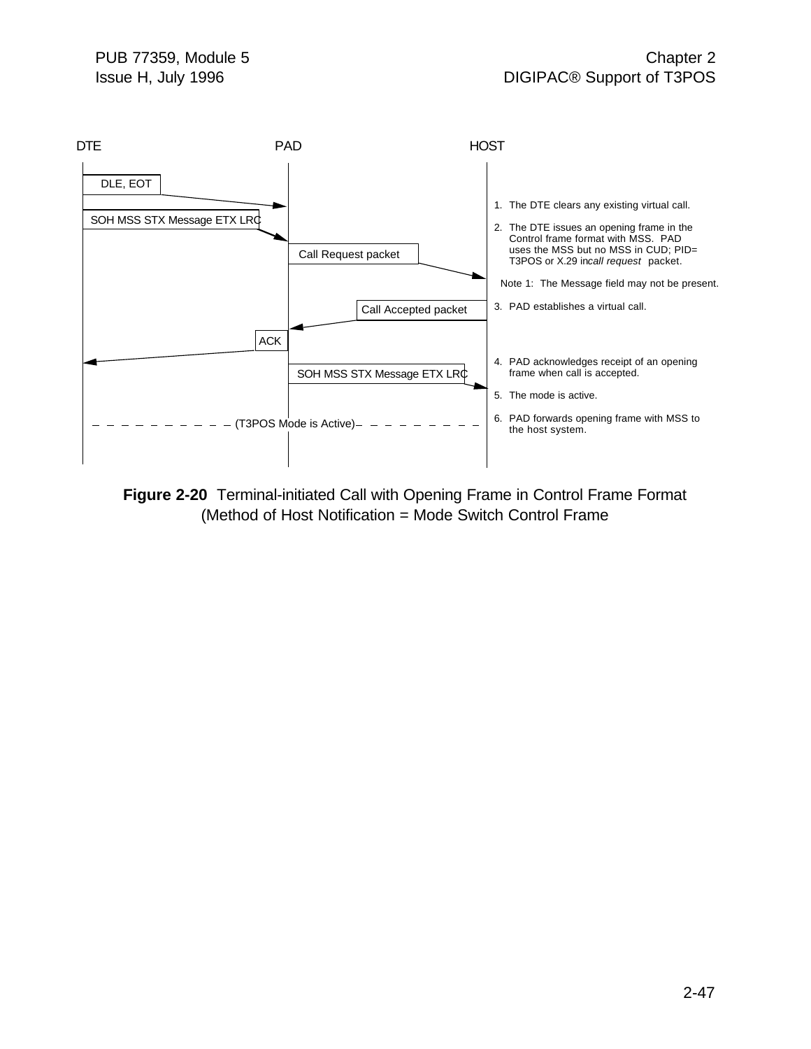DTE PAD HOST

DLE, EOT

SOH MSS STX Message ETX LRC

Call Request packet

Call Accepted packet

ACK

SOH MSS STX Message ETX LRC

(T3POS Mode is Active)

1. The DTE clears any existing virtual call.
2. The DTE issues an opening frame in the Control frame format with MSS. PAD uses the MSS but no MSS in CUD; PID= T3POS or X.29 in *call request* packet.

Note 1: The Message field may not be present.

3. PAD establishes a virtual call.
4. PAD acknowledges receipt of an opening frame when call is accepted.
5. The mode is active.
6. PAD forwards opening frame with MSS to the host system.

**Figure 2-20** Terminal-initiated Call with Opening Frame in Control Frame Format (Method of Host Notification = Mode Switch Control Frame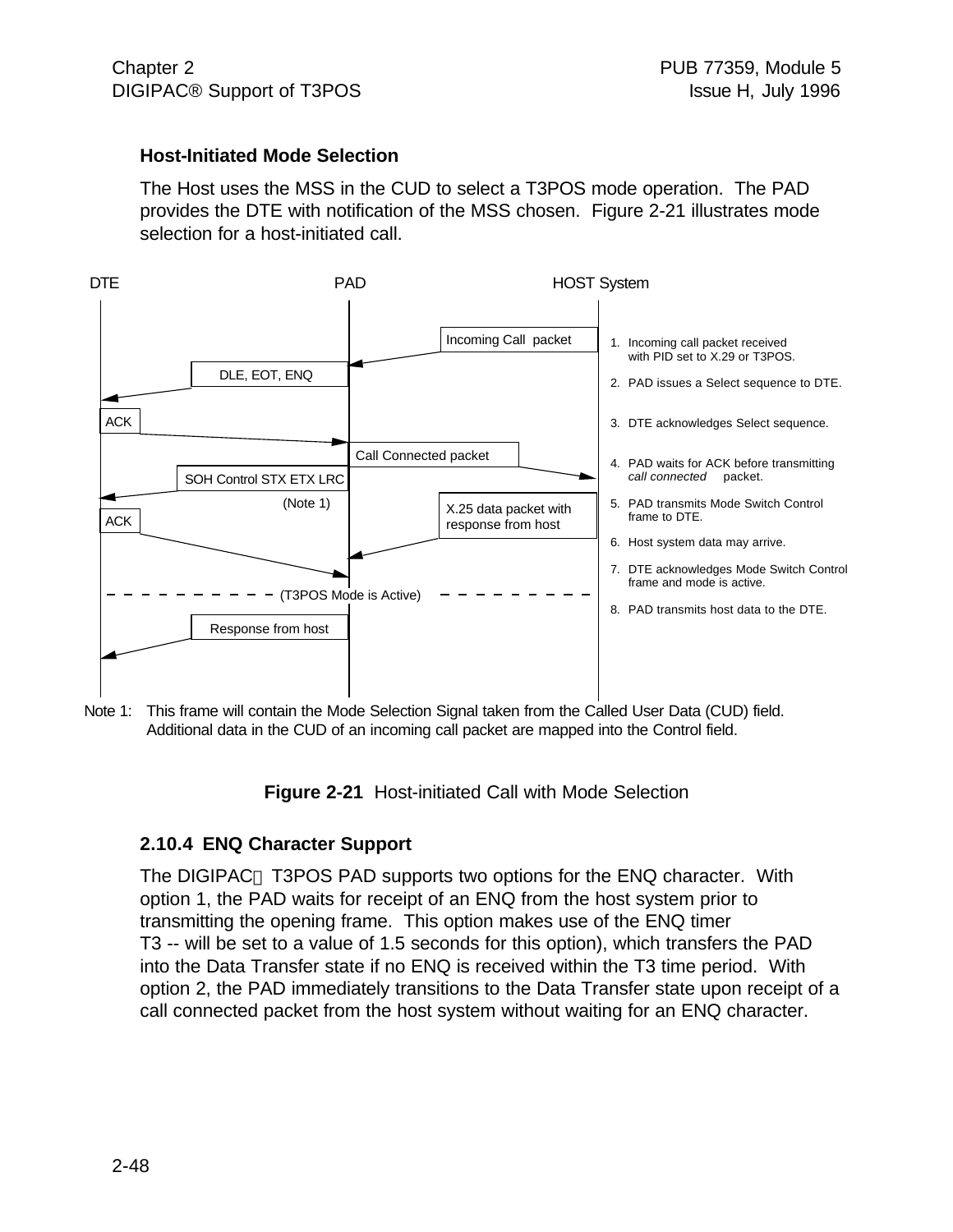### Host-Initiated Mode Selection

The Host uses the MSS in the CUD to select a T3POS mode operation. The PAD provides the DTE with notification of the MSS chosen. Figure 2-21 illustrates mode selection for a host-initiated call.

DTE | PAD | HOST System

- Incoming Call packet
- DLE, EOT, ENQ
- ACK
- Call Connected packet
- SOH Control STX ETX LRC (Note 1)
- X.25 data packet with response from host
- ACK
- (T3POS Mode is Active)
- Response from host

1. Incoming call packet received with PID set to X.29 or T3POS.
2. PAD issues a Select sequence to DTE.
3. DTE acknowledges Select sequence.
4. PAD waits for ACK before transmitting *call connected* packet.
5. PAD transmits Mode Switch Control frame to DTE.
6. Host system data may arrive.
7. DTE acknowledges Mode Switch Control frame and mode is active.
8. PAD transmits host data to the DTE.

Note 1: This frame will contain the Mode Selection Signal taken from the Called User Data (CUD) field. Additional data in the CUD of an incoming call packet are mapped into the Control field.

**Figure 2-21** Host-initiated Call with Mode Selection

### 2.10.4 ENQ Character Support

The DIGIPAC® T3POS PAD supports two options for the ENQ character. With option 1, the PAD waits for receipt of an ENQ from the host system prior to transmitting the opening frame. This option makes use of the ENQ timer T3 -- will be set to a value of 1.5 seconds for this option), which transfers the PAD into the Data Transfer state if no ENQ is received within the T3 time period. With option 2, the PAD immediately transitions to the Data Transfer state upon receipt of a call connected packet from the host system without waiting for an ENQ character.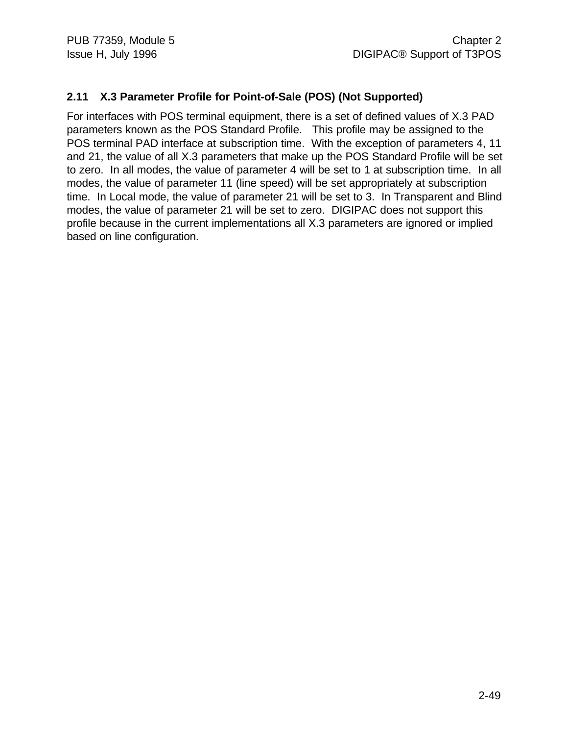## 2.11 X.3 Parameter Profile for Point-of-Sale (POS) (Not Supported)

For interfaces with POS terminal equipment, there is a set of defined values of X.3 PAD parameters known as the POS Standard Profile. This profile may be assigned to the POS terminal PAD interface at subscription time. With the exception of parameters 4, 11 and 21, the value of all X.3 parameters that make up the POS Standard Profile will be set to zero. In all modes, the value of parameter 4 will be set to 1 at subscription time. In all modes, the value of parameter 11 (line speed) will be set appropriately at subscription time. In Local mode, the value of parameter 21 will be set to 3. In Transparent and Blind modes, the value of parameter 21 will be set to zero. DIGIPAC does not support this profile because in the current implementations all X.3 parameters are ignored or implied based on line configuration.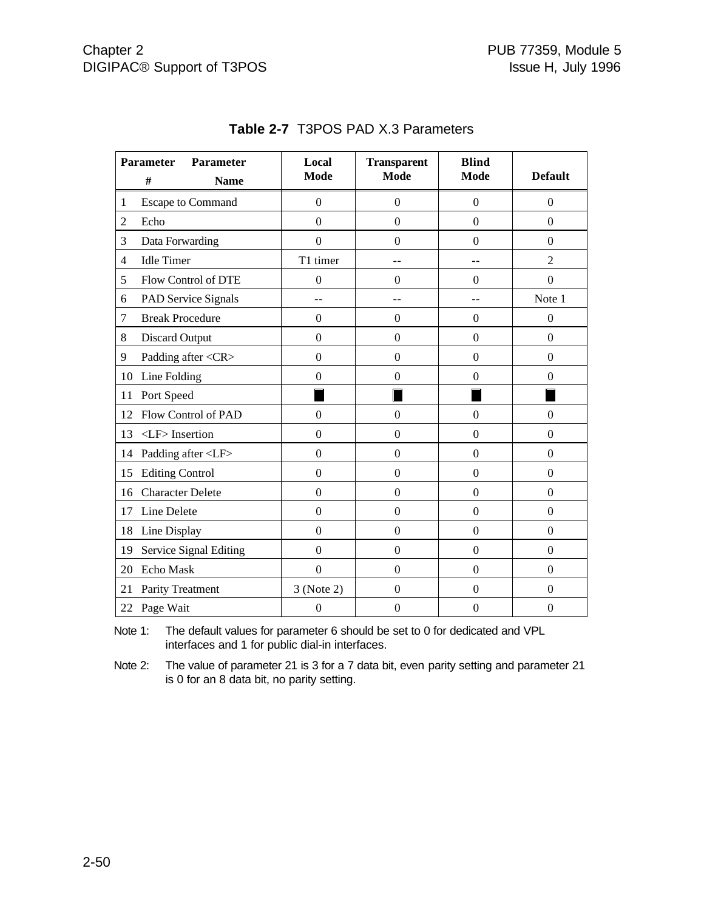**Table 2-7** T3POS PAD X.3 Parameters

| Parameter # | Parameter Name | Local Mode | Transparent Mode | Blind Mode | Default |
|---|---|---|---|---|---|
| 1 | Escape to Command | 0 | 0 | 0 | 0 |
| 2 | Echo | 0 | 0 | 0 | 0 |
| 3 | Data Forwarding | 0 | 0 | 0 | 0 |
| 4 | Idle Timer | T1 timer | -- | -- | 2 |
| 5 | Flow Control of DTE | 0 | 0 | 0 | 0 |
| 6 | PAD Service Signals | -- | -- | -- | Note 1 |
| 7 | Break Procedure | 0 | 0 | 0 | 0 |
| 8 | Discard Output | 0 | 0 | 0 | 0 |
| 9 | Padding after <CR> | 0 | 0 | 0 | 0 |
| 10 | Line Folding | 0 | 0 | 0 | 0 |
| 11 | Port Speed | ■ | ■ | ■ | ■ |
| 12 | Flow Control of PAD | 0 | 0 | 0 | 0 |
| 13 | <LF> Insertion | 0 | 0 | 0 | 0 |
| 14 | Padding after <LF> | 0 | 0 | 0 | 0 |
| 15 | Editing Control | 0 | 0 | 0 | 0 |
| 16 | Character Delete | 0 | 0 | 0 | 0 |
| 17 | Line Delete | 0 | 0 | 0 | 0 |
| 18 | Line Display | 0 | 0 | 0 | 0 |
| 19 | Service Signal Editing | 0 | 0 | 0 | 0 |
| 20 | Echo Mask | 0 | 0 | 0 | 0 |
| 21 | Parity Treatment | 3 (Note 2) | 0 | 0 | 0 |
| 22 | Page Wait | 0 | 0 | 0 | 0 |

Note 1: The default values for parameter 6 should be set to 0 for dedicated and VPL interfaces and 1 for public dial-in interfaces.

Note 2: The value of parameter 21 is 3 for a 7 data bit, even parity setting and parameter 21 is 0 for an 8 data bit, no parity setting.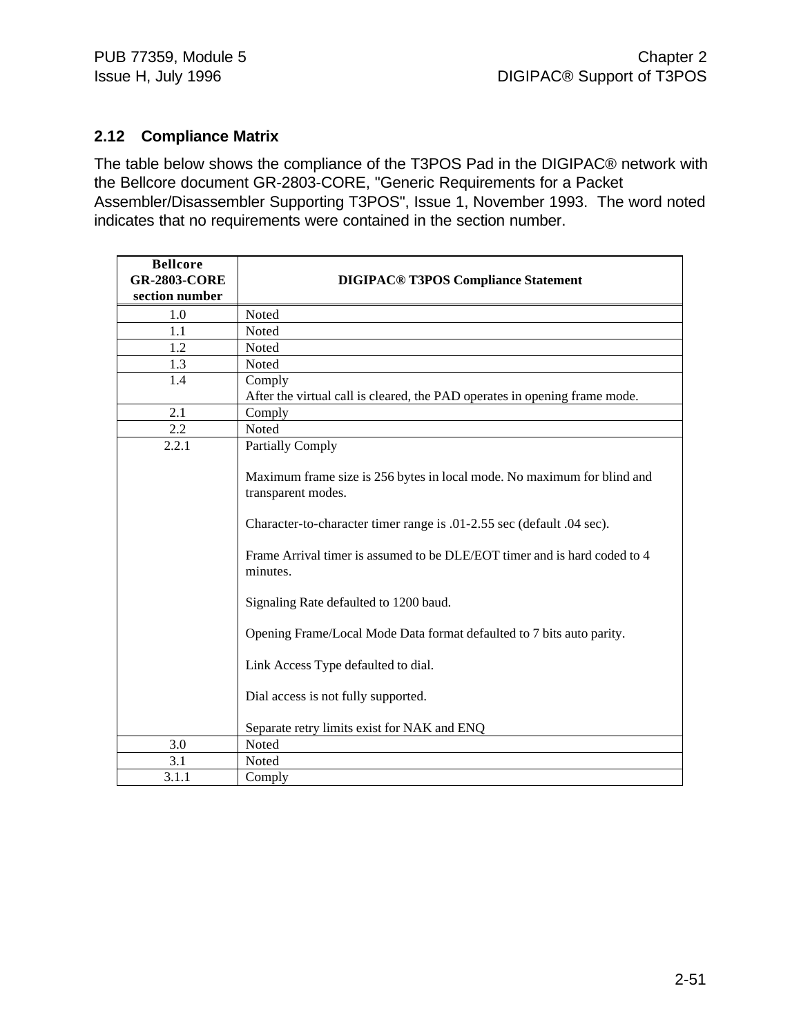## 2.12 Compliance Matrix

The table below shows the compliance of the T3POS Pad in the DIGIPAC® network with the Bellcore document GR-2803-CORE, "Generic Requirements for a Packet Assembler/Disassembler Supporting T3POS", Issue 1, November 1993. The word noted indicates that no requirements were contained in the section number.

| Bellcore GR-2803-CORE section number | DIGIPAC® T3POS Compliance Statement |
|---|---|
| 1.0 | Noted |
| 1.1 | Noted |
| 1.2 | Noted |
| 1.3 | Noted |
| 1.4 | Comply<br>After the virtual call is cleared, the PAD operates in opening frame mode. |
| 2.1 | Comply |
| 2.2 | Noted |
| 2.2.1 | Partially Comply<br><br>Maximum frame size is 256 bytes in local mode. No maximum for blind and transparent modes.<br><br>Character-to-character timer range is .01-2.55 sec (default .04 sec).<br><br>Frame Arrival timer is assumed to be DLE/EOT timer and is hard coded to 4 minutes.<br><br>Signaling Rate defaulted to 1200 baud.<br><br>Opening Frame/Local Mode Data format defaulted to 7 bits auto parity.<br><br>Link Access Type defaulted to dial.<br><br>Dial access is not fully supported.<br><br>Separate retry limits exist for NAK and ENQ |
| 3.0 | Noted |
| 3.1 | Noted |
| 3.1.1 | Comply |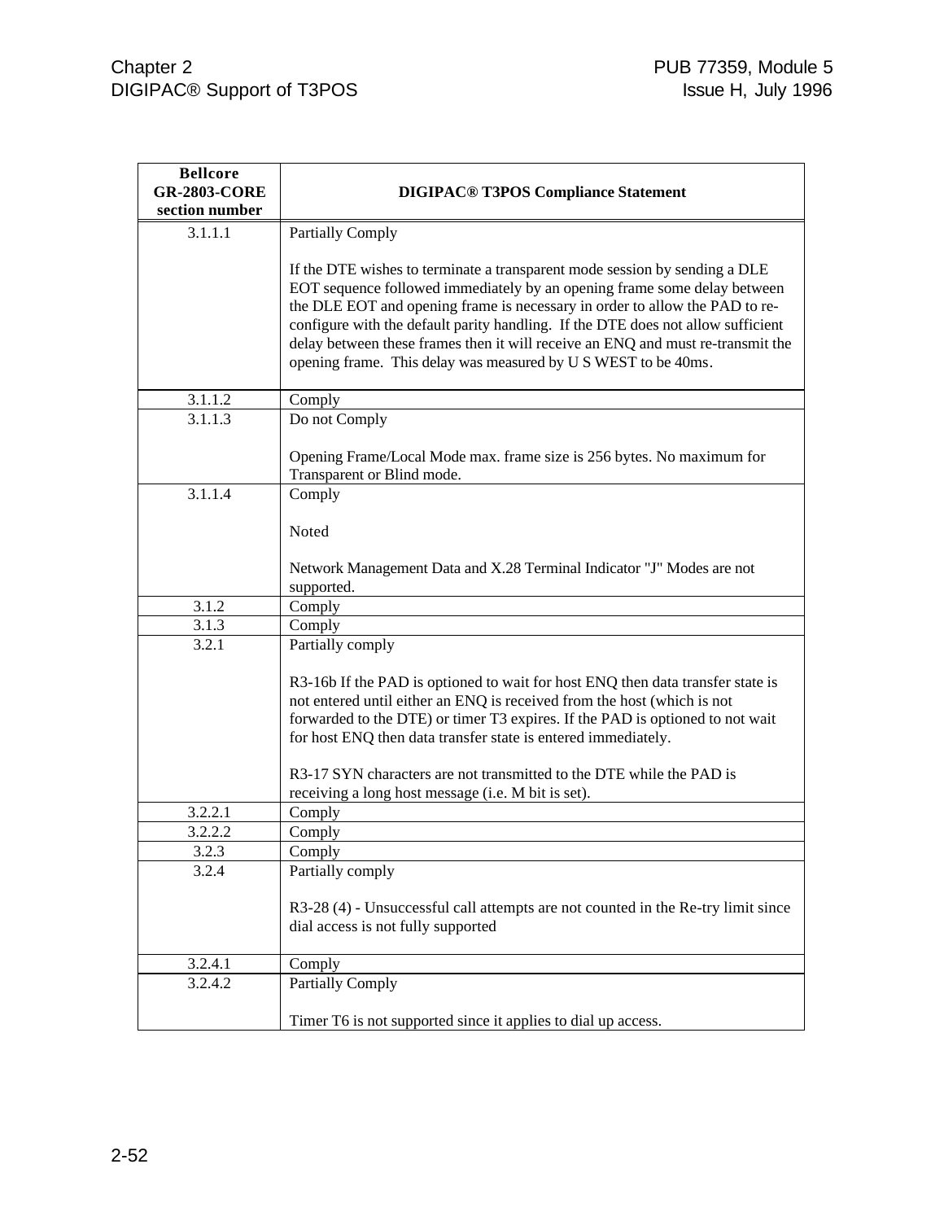| Bellcore GR-2803-CORE section number | DIGIPAC® T3POS Compliance Statement |
|---|---|
| 3.1.1.1 | Partially Comply<br><br>If the DTE wishes to terminate a transparent mode session by sending a DLE EOT sequence followed immediately by an opening frame some delay between the DLE EOT and opening frame is necessary in order to allow the PAD to re-configure with the default parity handling. If the DTE does not allow sufficient delay between these frames then it will receive an ENQ and must re-transmit the opening frame. This delay was measured by U S WEST to be 40ms. |
| 3.1.1.2 | Comply |
| 3.1.1.3 | Do not Comply<br><br>Opening Frame/Local Mode max. frame size is 256 bytes. No maximum for Transparent or Blind mode. |
| 3.1.1.4 | Comply<br><br>Noted<br><br>Network Management Data and X.28 Terminal Indicator "J" Modes are not supported. |
| 3.1.2 | Comply |
| 3.1.3 | Comply |
| 3.2.1 | Partially comply<br><br>R3-16b If the PAD is optioned to wait for host ENQ then data transfer state is not entered until either an ENQ is received from the host (which is not forwarded to the DTE) or timer T3 expires. If the PAD is optioned to not wait for host ENQ then data transfer state is entered immediately.<br><br>R3-17 SYN characters are not transmitted to the DTE while the PAD is receiving a long host message (i.e. M bit is set). |
| 3.2.2.1 | Comply |
| 3.2.2.2 | Comply |
| 3.2.3 | Comply |
| 3.2.4 | Partially comply<br><br>R3-28 (4) - Unsuccessful call attempts are not counted in the Re-try limit since dial access is not fully supported |
| 3.2.4.1 | Comply |
| 3.2.4.2 | Partially Comply<br><br>Timer T6 is not supported since it applies to dial up access. |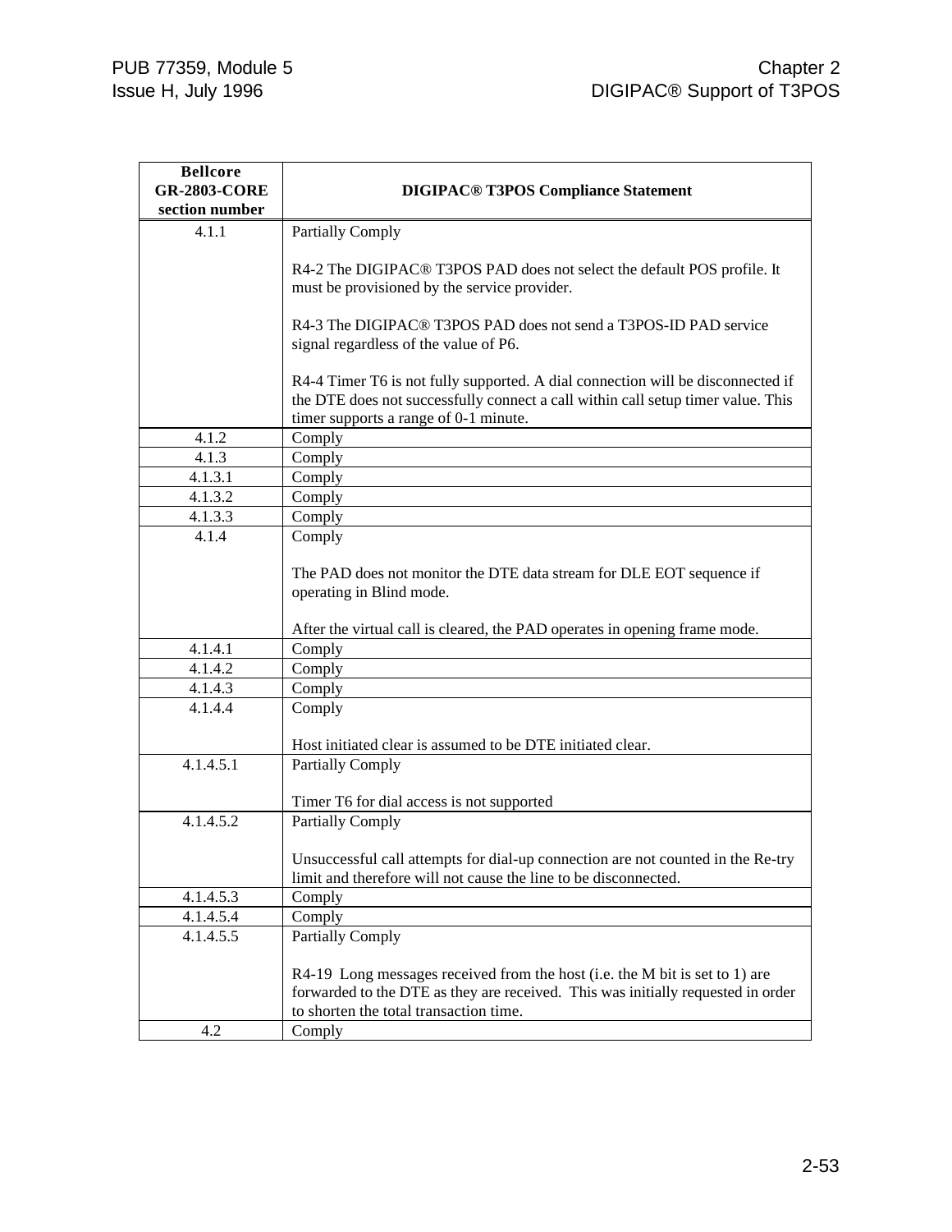| Bellcore GR-2803-CORE section number | DIGIPAC® T3POS Compliance Statement |
|---|---|
| 4.1.1 | Partially Comply<br><br>R4-2 The DIGIPAC® T3POS PAD does not select the default POS profile. It must be provisioned by the service provider.<br><br>R4-3 The DIGIPAC® T3POS PAD does not send a T3POS-ID PAD service signal regardless of the value of P6.<br><br>R4-4 Timer T6 is not fully supported. A dial connection will be disconnected if the DTE does not successfully connect a call within call setup timer value. This timer supports a range of 0-1 minute. |
| 4.1.2 | Comply |
| 4.1.3 | Comply |
| 4.1.3.1 | Comply |
| 4.1.3.2 | Comply |
| 4.1.3.3 | Comply |
| 4.1.4 | Comply<br><br>The PAD does not monitor the DTE data stream for DLE EOT sequence if operating in Blind mode.<br><br>After the virtual call is cleared, the PAD operates in opening frame mode. |
| 4.1.4.1 | Comply |
| 4.1.4.2 | Comply |
| 4.1.4.3 | Comply |
| 4.1.4.4 | Comply<br><br>Host initiated clear is assumed to be DTE initiated clear. |
| 4.1.4.5.1 | Partially Comply<br><br>Timer T6 for dial access is not supported |
| 4.1.4.5.2 | Partially Comply<br><br>Unsuccessful call attempts for dial-up connection are not counted in the Re-try limit and therefore will not cause the line to be disconnected. |
| 4.1.4.5.3 | Comply |
| 4.1.4.5.4 | Comply |
| 4.1.4.5.5 | Partially Comply<br><br>R4-19 Long messages received from the host (i.e. the M bit is set to 1) are forwarded to the DTE as they are received. This was initially requested in order to shorten the total transaction time. |
| 4.2 | Comply |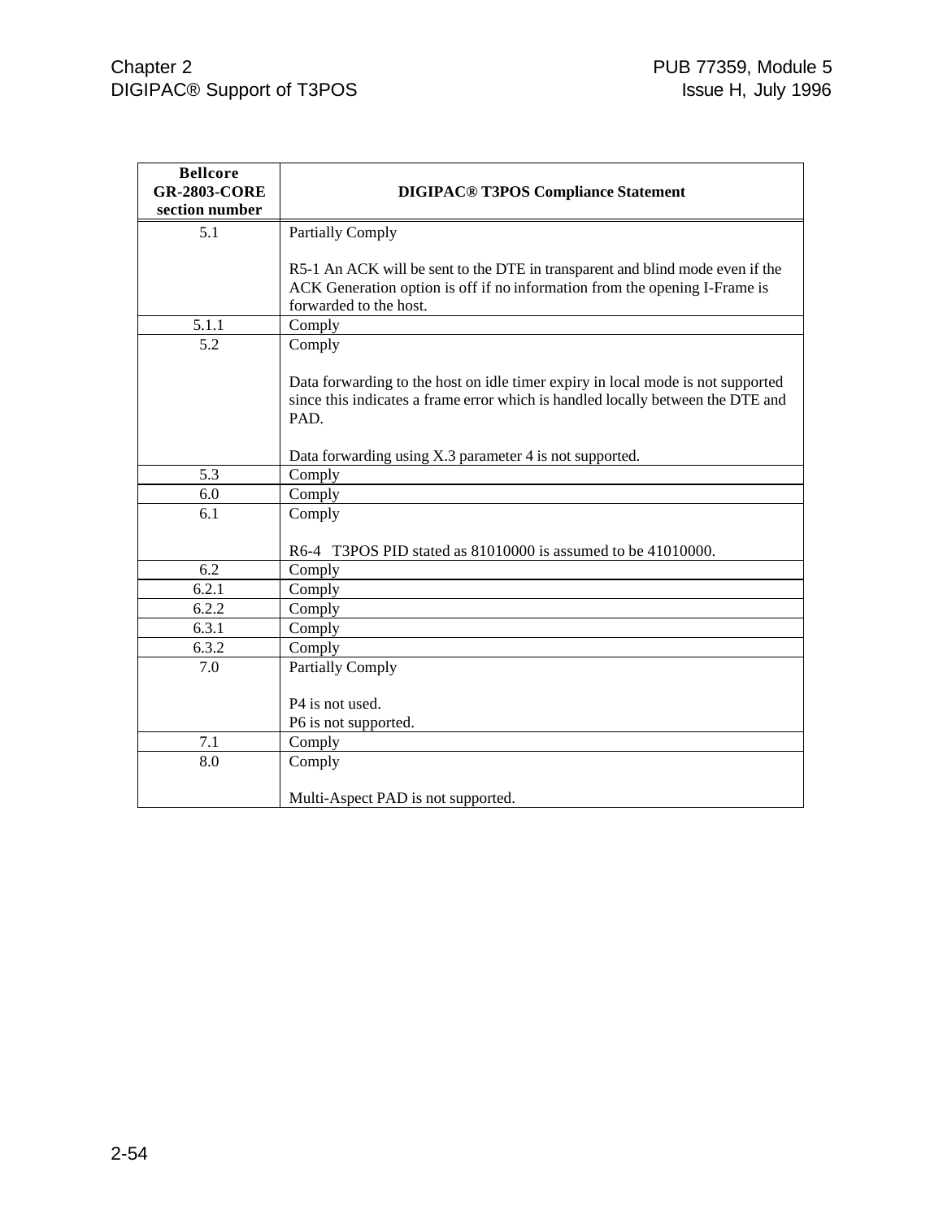| Bellcore GR-2803-CORE section number | DIGIPAC® T3POS Compliance Statement |
|---|---|
| 5.1 | Partially Comply<br><br>R5-1 An ACK will be sent to the DTE in transparent and blind mode even if the ACK Generation option is off if no information from the opening I-Frame is forwarded to the host. |
| 5.1.1 | Comply |
| 5.2 | Comply<br><br>Data forwarding to the host on idle timer expiry in local mode is not supported since this indicates a frame error which is handled locally between the DTE and PAD.<br><br>Data forwarding using X.3 parameter 4 is not supported. |
| 5.3 | Comply |
| 6.0 | Comply |
| 6.1 | Comply<br><br>R6-4 T3POS PID stated as 81010000 is assumed to be 41010000. |
| 6.2 | Comply |
| 6.2.1 | Comply |
| 6.2.2 | Comply |
| 6.3.1 | Comply |
| 6.3.2 | Comply |
| 7.0 | Partially Comply<br><br>P4 is not used.<br>P6 is not supported. |
| 7.1 | Comply |
| 8.0 | Comply<br><br>Multi-Aspect PAD is not supported. |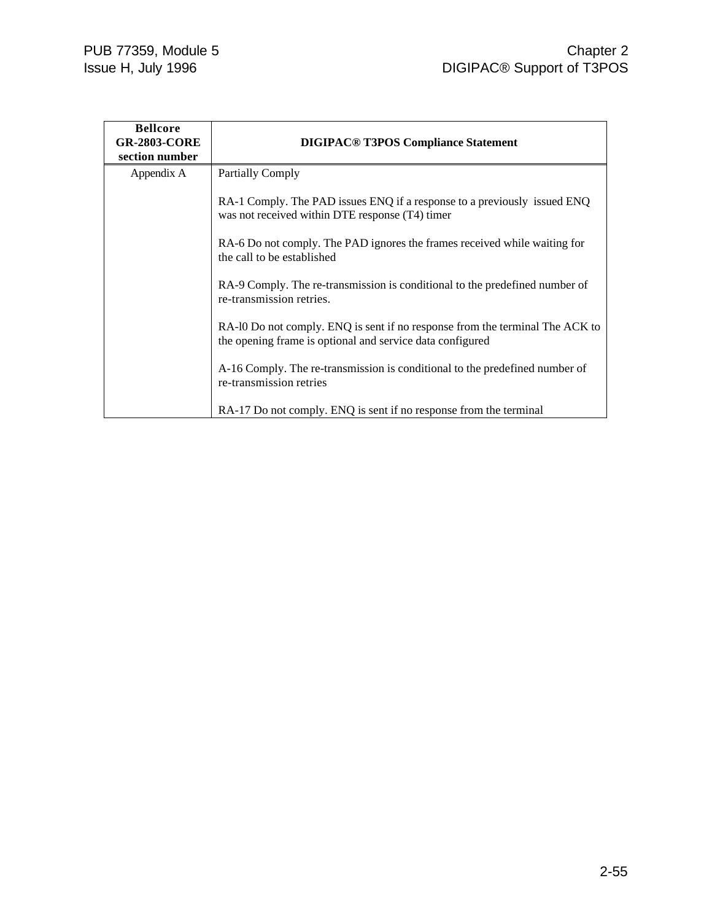| Bellcore GR-2803-CORE section number | DIGIPAC® T3POS Compliance Statement |
|---|---|
| Appendix A | Partially Comply<br><br>RA-1 Comply. The PAD issues ENQ if a response to a previously issued ENQ was not received within DTE response (T4) timer<br><br>RA-6 Do not comply. The PAD ignores the frames received while waiting for the call to be established<br><br>RA-9 Comply. The re-transmission is conditional to the predefined number of re-transmission retries.<br><br>RA-l0 Do not comply. ENQ is sent if no response from the terminal The ACK to the opening frame is optional and service data configured<br><br>A-16 Comply. The re-transmission is conditional to the predefined number of re-transmission retries<br><br>RA-17 Do not comply. ENQ is sent if no response from the terminal |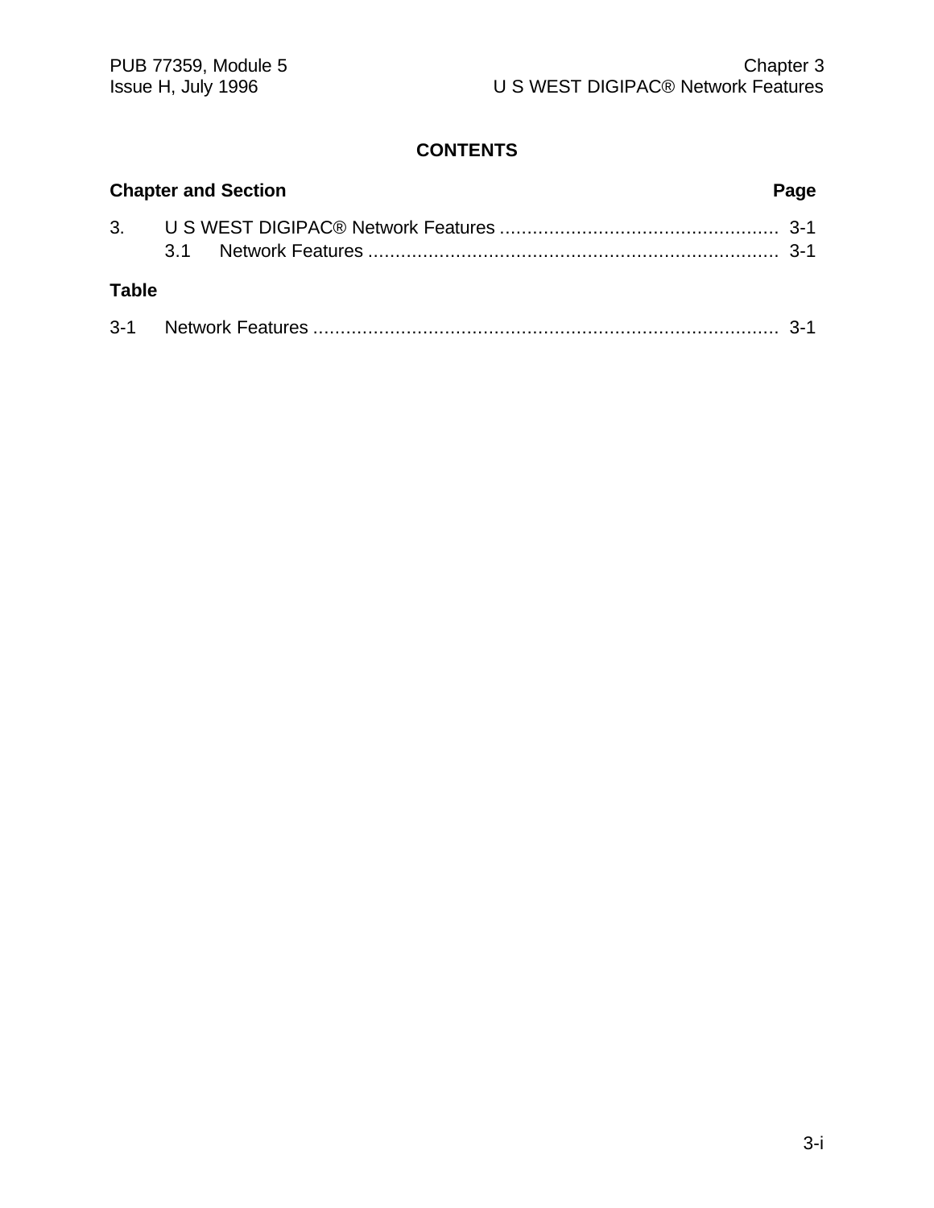# CONTENTS

| Chapter and Section | | Page |
|---|---|---|
| 3. | U S WEST DIGIPAC® Network Features | 3-1 |
| | 3.1 Network Features | 3-1 |

**Table**

| | | |
|---|---|---|
| 3-1 | Network Features | 3-1 |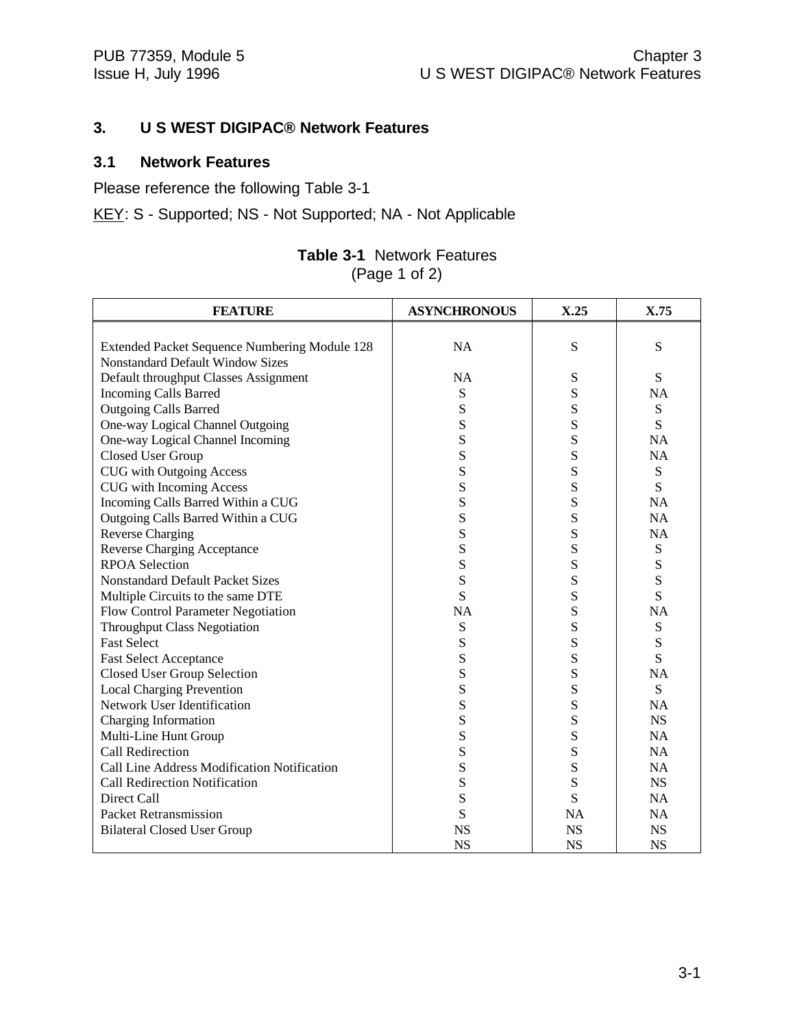# 3. U S WEST DIGIPAC® Network Features

## 3.1 Network Features

Please reference the following Table 3-1

KEY: S - Supported; NS - Not Supported; NA - Not Applicable

**Table 3-1** Network Features
(Page 1 of 2)

| FEATURE | ASYNCHRONOUS | X.25 | X.75 |
|---|---|---|---|
| Extended Packet Sequence Numbering Module 128 | NA | S | S |
| Nonstandard Default Window Sizes | | | |
| Default throughput Classes Assignment | NA | S | S |
| Incoming Calls Barred | S | S | NA |
| Outgoing Calls Barred | S | S | S |
| One-way Logical Channel Outgoing | S | S | S |
| One-way Logical Channel Incoming | S | S | NA |
| Closed User Group | S | S | NA |
| CUG with Outgoing Access | S | S | S |
| CUG with Incoming Access | S | S | S |
| Incoming Calls Barred Within a CUG | S | S | NA |
| Outgoing Calls Barred Within a CUG | S | S | NA |
| Reverse Charging | S | S | NA |
| Reverse Charging Acceptance | S | S | S |
| RPOA Selection | S | S | S |
| Nonstandard Default Packet Sizes | S | S | S |
| Multiple Circuits to the same DTE | S | S | S |
| Flow Control Parameter Negotiation | NA | S | NA |
| Throughput Class Negotiation | S | S | S |
| Fast Select | S | S | S |
| Fast Select Acceptance | S | S | S |
| Closed User Group Selection | S | S | NA |
| Local Charging Prevention | S | S | S |
| Network User Identification | S | S | NA |
| Charging Information | S | S | NS |
| Multi-Line Hunt Group | S | S | NA |
| Call Redirection | S | S | NA |
| Call Line Address Modification Notification | S | S | NA |
| Call Redirection Notification | S | S | NS |
| Direct Call | S | S | NA |
| Packet Retransmission | S | NA | NA |
| Bilateral Closed User Group | NS | NS | NS |
| | NS | NS | NS |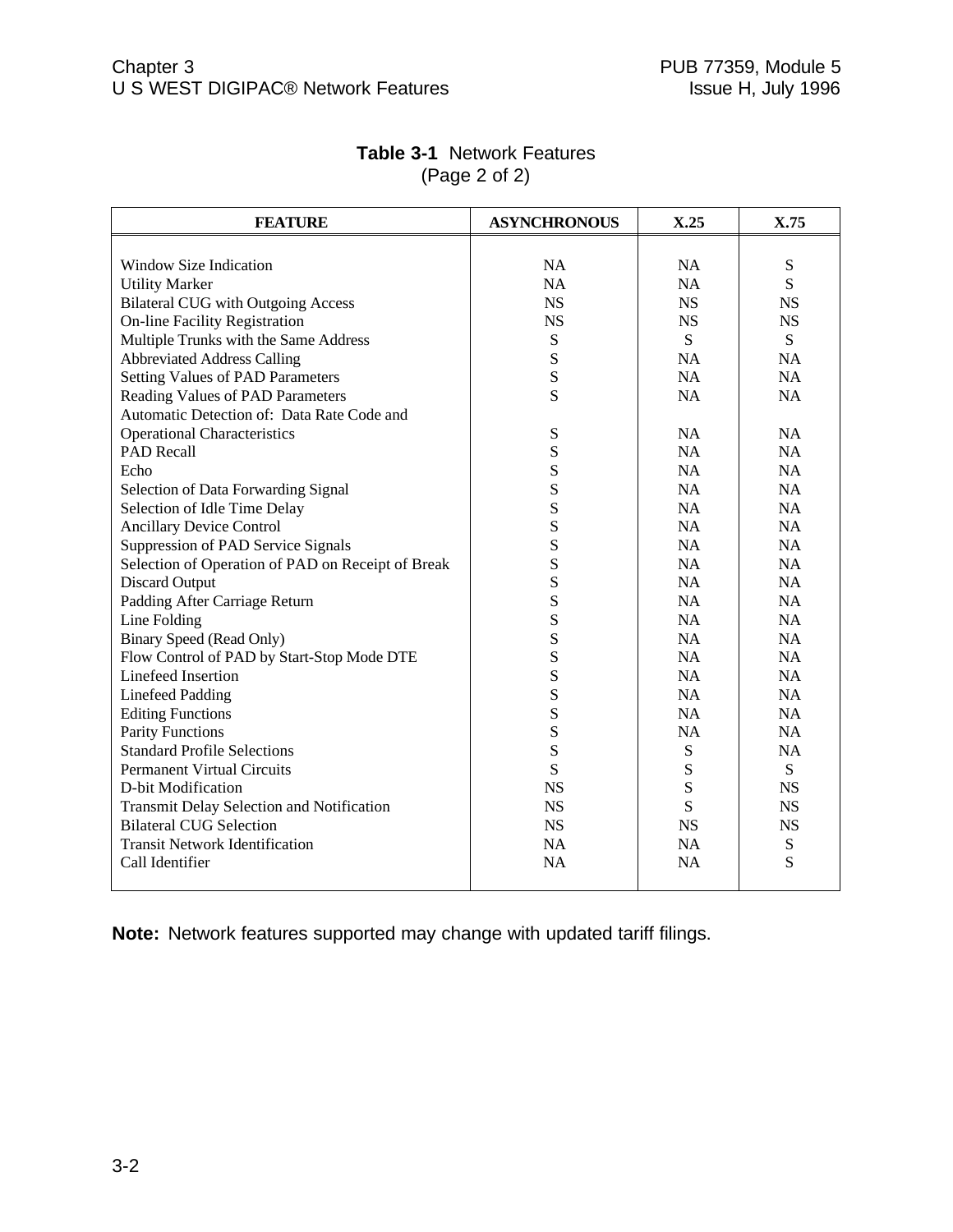**Table 3-1** Network Features
(Page 2 of 2)

| FEATURE | ASYNCHRONOUS | X.25 | X.75 |
|---|---|---|---|
| Window Size Indication | NA | NA | S |
| Utility Marker | NA | NA | S |
| Bilateral CUG with Outgoing Access | NS | NS | NS |
| On-line Facility Registration | NS | NS | NS |
| Multiple Trunks with the Same Address | S | S | S |
| Abbreviated Address Calling | S | NA | NA |
| Setting Values of PAD Parameters | S | NA | NA |
| Reading Values of PAD Parameters | S | NA | NA |
| Automatic Detection of: Data Rate Code and Operational Characteristics | S | NA | NA |
| PAD Recall | S | NA | NA |
| Echo | S | NA | NA |
| Selection of Data Forwarding Signal | S | NA | NA |
| Selection of Idle Time Delay | S | NA | NA |
| Ancillary Device Control | S | NA | NA |
| Suppression of PAD Service Signals | S | NA | NA |
| Selection of Operation of PAD on Receipt of Break | S | NA | NA |
| Discard Output | S | NA | NA |
| Padding After Carriage Return | S | NA | NA |
| Line Folding | S | NA | NA |
| Binary Speed (Read Only) | S | NA | NA |
| Flow Control of PAD by Start-Stop Mode DTE | S | NA | NA |
| Linefeed Insertion | S | NA | NA |
| Linefeed Padding | S | NA | NA |
| Editing Functions | S | NA | NA |
| Parity Functions | S | NA | NA |
| Standard Profile Selections | S | S | NA |
| Permanent Virtual Circuits | S | S | S |
| D-bit Modification | NS | S | NS |
| Transmit Delay Selection and Notification | NS | S | NS |
| Bilateral CUG Selection | NS | NS | NS |
| Transit Network Identification | NA | NA | S |
| Call Identifier | NA | NA | S |

**Note:** Network features supported may change with updated tariff filings.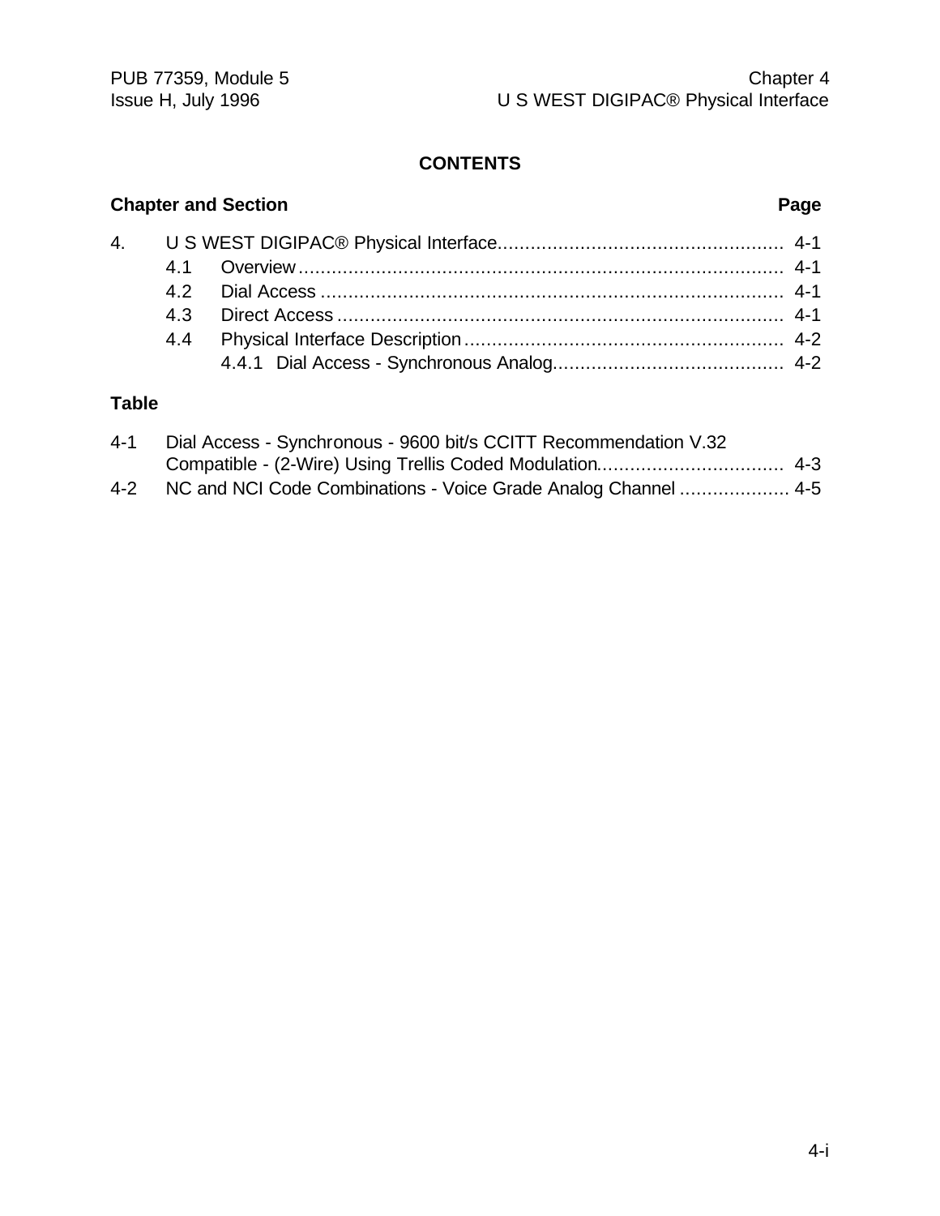# CONTENTS

| Chapter and Section | | | Page |
|---|---|---|---|
| 4. | U S WEST DIGIPAC® Physical Interface | | 4-1 |
| | 4.1 | Overview | 4-1 |
| | 4.2 | Dial Access | 4-1 |
| | 4.3 | Direct Access | 4-1 |
| | 4.4 | Physical Interface Description | 4-2 |
| | | 4.4.1 Dial Access - Synchronous Analog | 4-2 |

**Table**

| | | |
|---|---|---|
| 4-1 | Dial Access - Synchronous - 9600 bit/s CCITT Recommendation V.32 Compatible - (2-Wire) Using Trellis Coded Modulation | 4-3 |
| 4-2 | NC and NCI Code Combinations - Voice Grade Analog Channel | 4-5 |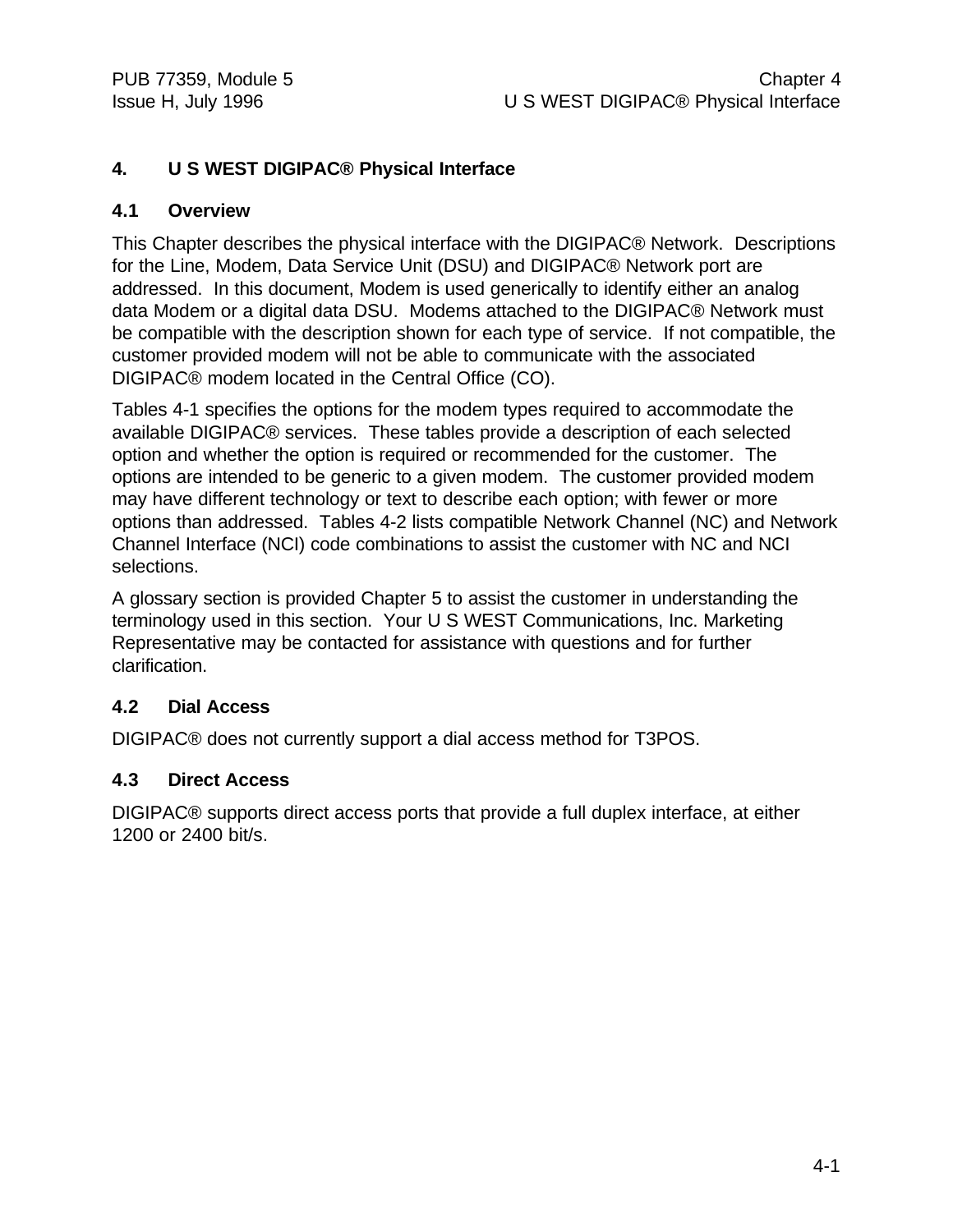# 4. U S WEST DIGIPAC® Physical Interface

## 4.1 Overview

This Chapter describes the physical interface with the DIGIPAC® Network. Descriptions for the Line, Modem, Data Service Unit (DSU) and DIGIPAC® Network port are addressed. In this document, Modem is used generically to identify either an analog data Modem or a digital data DSU. Modems attached to the DIGIPAC® Network must be compatible with the description shown for each type of service. If not compatible, the customer provided modem will not be able to communicate with the associated DIGIPAC® modem located in the Central Office (CO).

Tables 4-1 specifies the options for the modem types required to accommodate the available DIGIPAC® services. These tables provide a description of each selected option and whether the option is required or recommended for the customer. The options are intended to be generic to a given modem. The customer provided modem may have different technology or text to describe each option; with fewer or more options than addressed. Tables 4-2 lists compatible Network Channel (NC) and Network Channel Interface (NCI) code combinations to assist the customer with NC and NCI selections.

A glossary section is provided Chapter 5 to assist the customer in understanding the terminology used in this section. Your U S WEST Communications, Inc. Marketing Representative may be contacted for assistance with questions and for further clarification.

## 4.2 Dial Access

DIGIPAC® does not currently support a dial access method for T3POS.

## 4.3 Direct Access

DIGIPAC® supports direct access ports that provide a full duplex interface, at either 1200 or 2400 bit/s.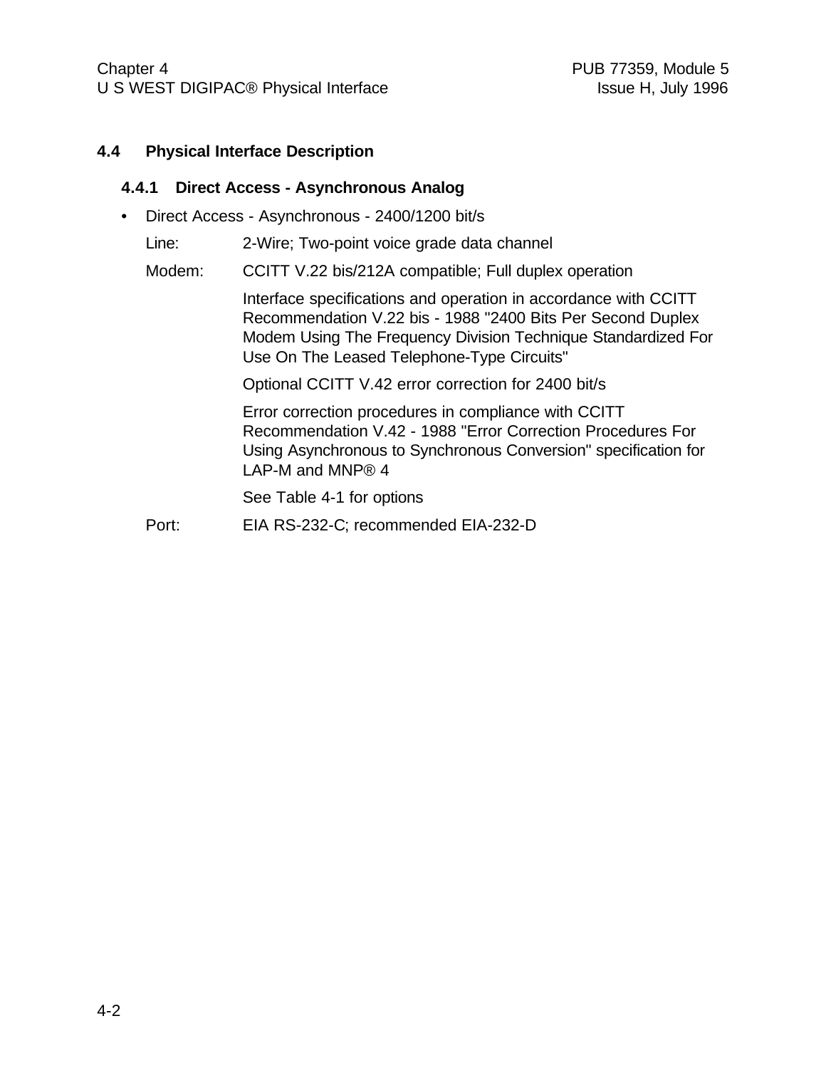## 4.4 Physical Interface Description

### 4.4.1 Direct Access - Asynchronous Analog

- Direct Access - Asynchronous - 2400/1200 bit/s

  Line: 2-Wire; Two-point voice grade data channel

  Modem: CCITT V.22 bis/212A compatible; Full duplex operation

  Interface specifications and operation in accordance with CCITT Recommendation V.22 bis - 1988 "2400 Bits Per Second Duplex Modem Using The Frequency Division Technique Standardized For Use On The Leased Telephone-Type Circuits"

  Optional CCITT V.42 error correction for 2400 bit/s

  Error correction procedures in compliance with CCITT Recommendation V.42 - 1988 "Error Correction Procedures For Using Asynchronous to Synchronous Conversion" specification for LAP-M and MNP® 4

  See Table 4-1 for options

  Port: EIA RS-232-C; recommended EIA-232-D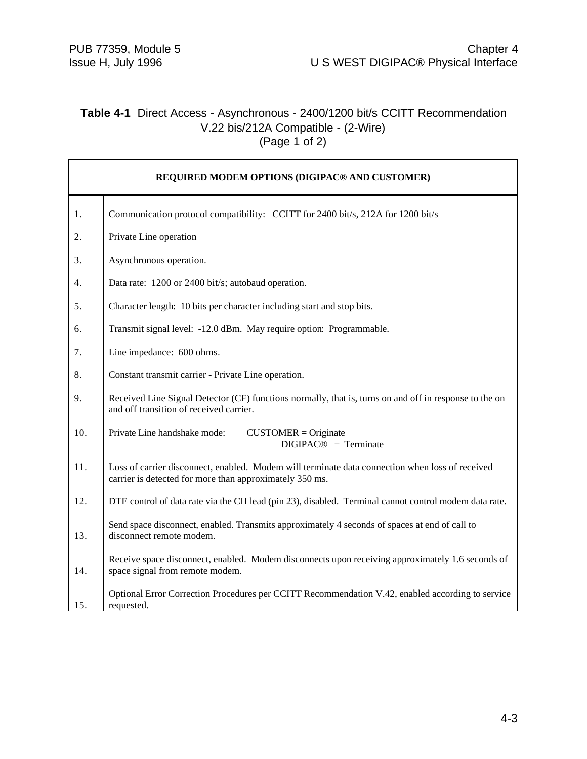**Table 4-1** Direct Access - Asynchronous - 2400/1200 bit/s CCITT Recommendation V.22 bis/212A Compatible - (2-Wire)
(Page 1 of 2)

| REQUIRED MODEM OPTIONS (DIGIPAC® AND CUSTOMER) | |
|---|---|
| 1. | Communication protocol compatibility: CCITT for 2400 bit/s, 212A for 1200 bit/s |
| 2. | Private Line operation |
| 3. | Asynchronous operation. |
| 4. | Data rate: 1200 or 2400 bit/s; autobaud operation. |
| 5. | Character length: 10 bits per character including start and stop bits. |
| 6. | Transmit signal level: -12.0 dBm. May require option: Programmable. |
| 7. | Line impedance: 600 ohms. |
| 8. | Constant transmit carrier - Private Line operation. |
| 9. | Received Line Signal Detector (CF) functions normally, that is, turns on and off in response to the on and off transition of received carrier. |
| 10. | Private Line handshake mode: CUSTOMER = Originate<br>DIGIPAC® = Terminate |
| 11. | Loss of carrier disconnect, enabled. Modem will terminate data connection when loss of received carrier is detected for more than approximately 350 ms. |
| 12. | DTE control of data rate via the CH lead (pin 23), disabled. Terminal cannot control modem data rate. |
| 13. | Send space disconnect, enabled. Transmits approximately 4 seconds of spaces at end of call to disconnect remote modem. |
| 14. | Receive space disconnect, enabled. Modem disconnects upon receiving approximately 1.6 seconds of space signal from remote modem. |
| 15. | Optional Error Correction Procedures per CCITT Recommendation V.42, enabled according to service requested. |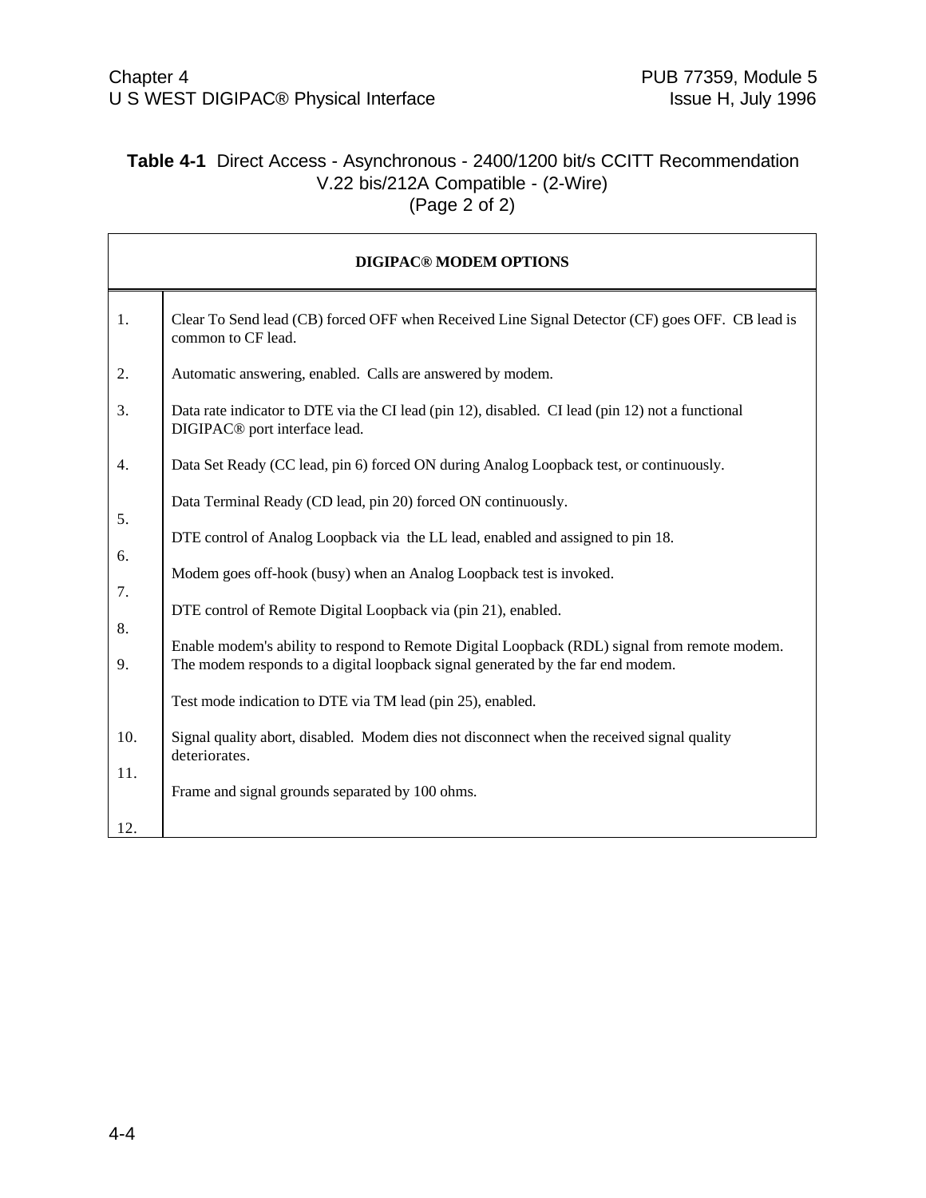**Table 4-1** Direct Access - Asynchronous - 2400/1200 bit/s CCITT Recommendation V.22 bis/212A Compatible - (2-Wire)
(Page 2 of 2)

| DIGIPAC® MODEM OPTIONS | |
|---|---|
| 1. | Clear To Send lead (CB) forced OFF when Received Line Signal Detector (CF) goes OFF. CB lead is common to CF lead. |
| 2. | Automatic answering, enabled. Calls are answered by modem. |
| 3. | Data rate indicator to DTE via the CI lead (pin 12), disabled. CI lead (pin 12) not a functional DIGIPAC® port interface lead. |
| 4. | Data Set Ready (CC lead, pin 6) forced ON during Analog Loopback test, or continuously. |
| 5. | Data Terminal Ready (CD lead, pin 20) forced ON continuously. |
| 6. | DTE control of Analog Loopback via the LL lead, enabled and assigned to pin 18. |
| 7. | Modem goes off-hook (busy) when an Analog Loopback test is invoked. |
| 8. | DTE control of Remote Digital Loopback via (pin 21), enabled. |
| 9. | Enable modem's ability to respond to Remote Digital Loopback (RDL) signal from remote modem. The modem responds to a digital loopback signal generated by the far end modem. |
| 10. | Test mode indication to DTE via TM lead (pin 25), enabled. |
| 11. | Signal quality abort, disabled. Modem dies not disconnect when the received signal quality deteriorates. |
| 12. | Frame and signal grounds separated by 100 ohms. |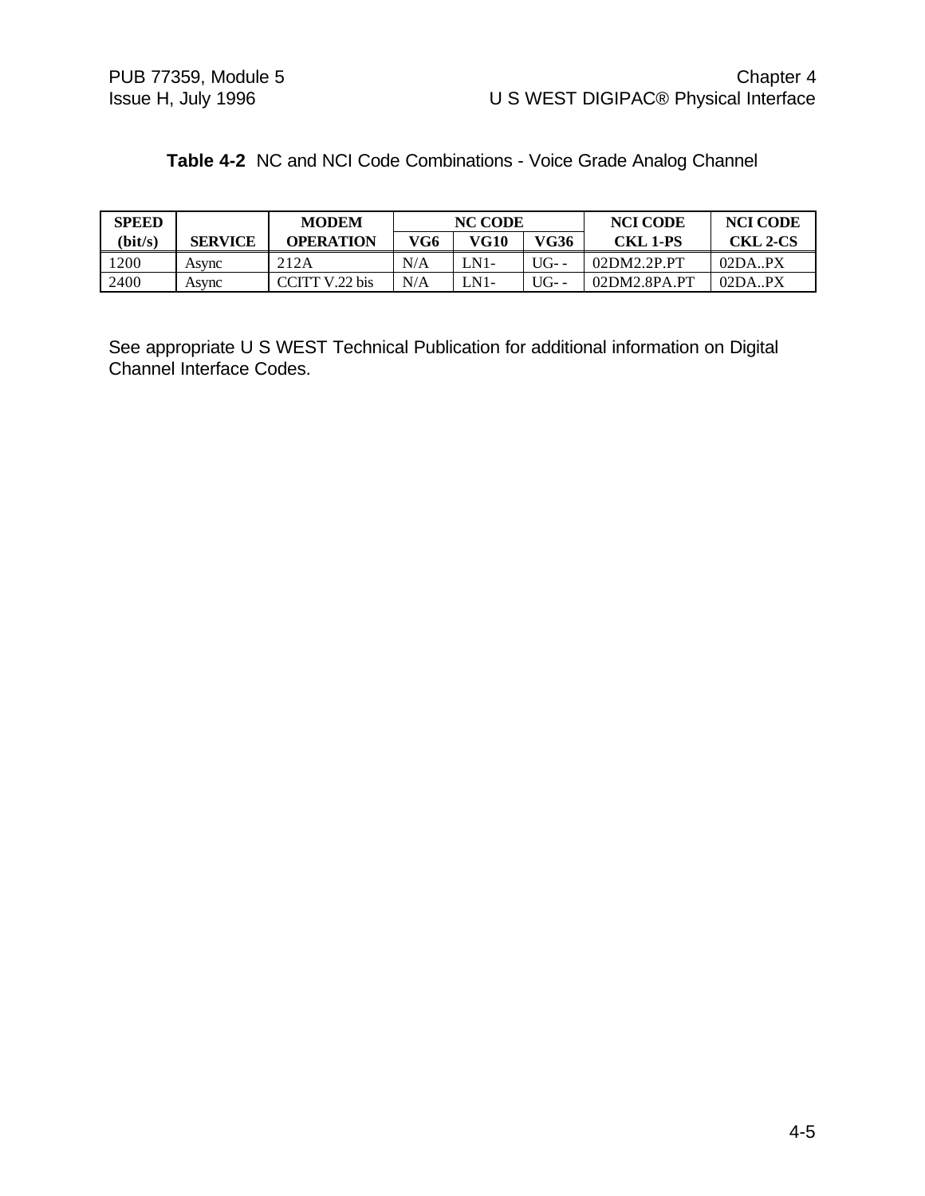**Table 4-2** NC and NCI Code Combinations - Voice Grade Analog Channel

| SPEED (bit/s) | SERVICE | MODEM OPERATION | NC CODE | | | NCI CODE CKL 1-PS | NCI CODE CKL 2-CS |
|---|---|---|---|---|---|---|---|
| | | | VG6 | VG10 | VG36 | | |
| 1200 | Async | 212A | N/A | LN1- | UG- - | 02DM2.2P.PT | 02DA..PX |
| 2400 | Async | CCITT V.22 bis | N/A | LN1- | UG- - | 02DM2.8PA.PT | 02DA..PX |

See appropriate U S WEST Technical Publication for additional information on Digital Channel Interface Codes.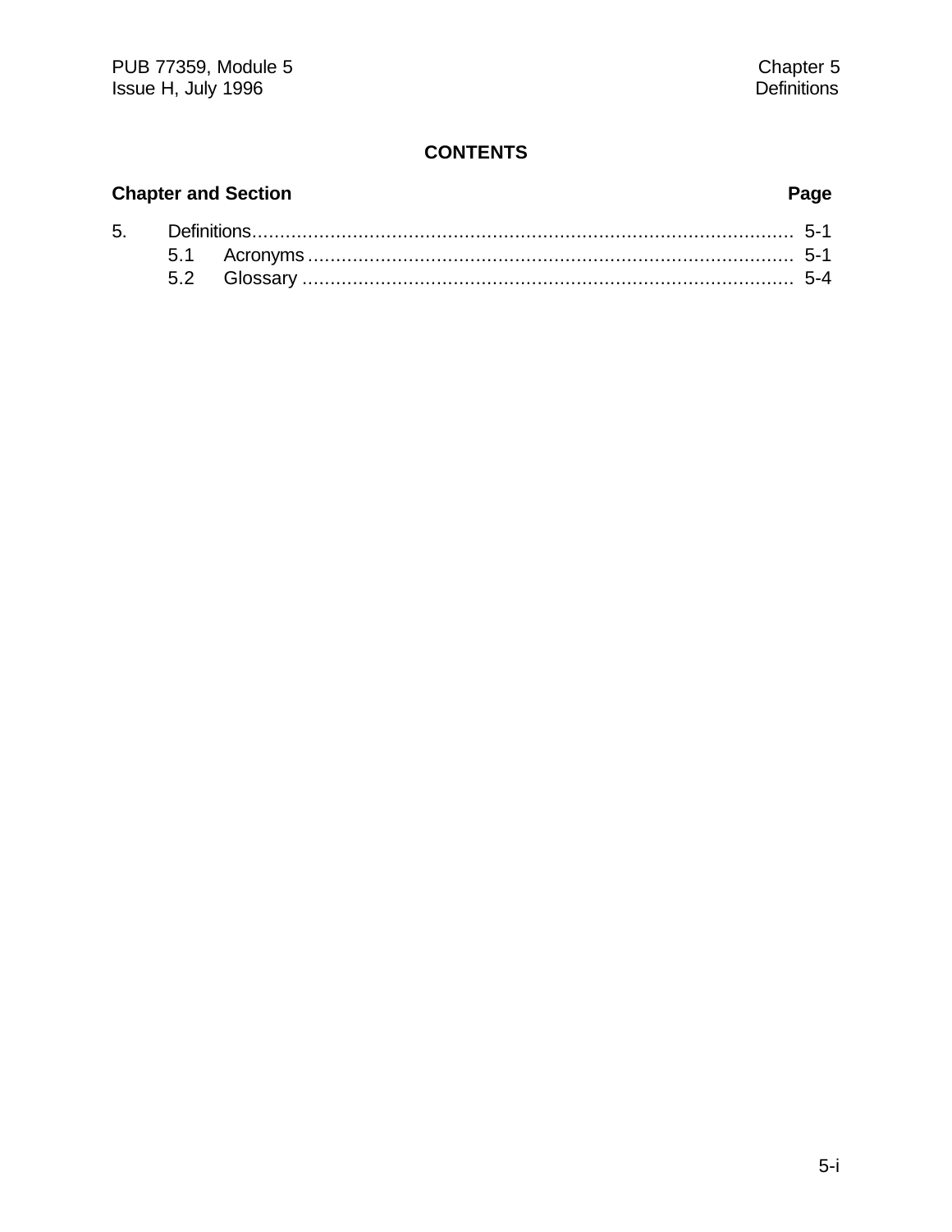# CONTENTS

| Chapter and Section | | Page |
|---|---|---|
| 5. | Definitions | 5-1 |
| | 5.1 Acronyms | 5-1 |
| | 5.2 Glossary | 5-4 |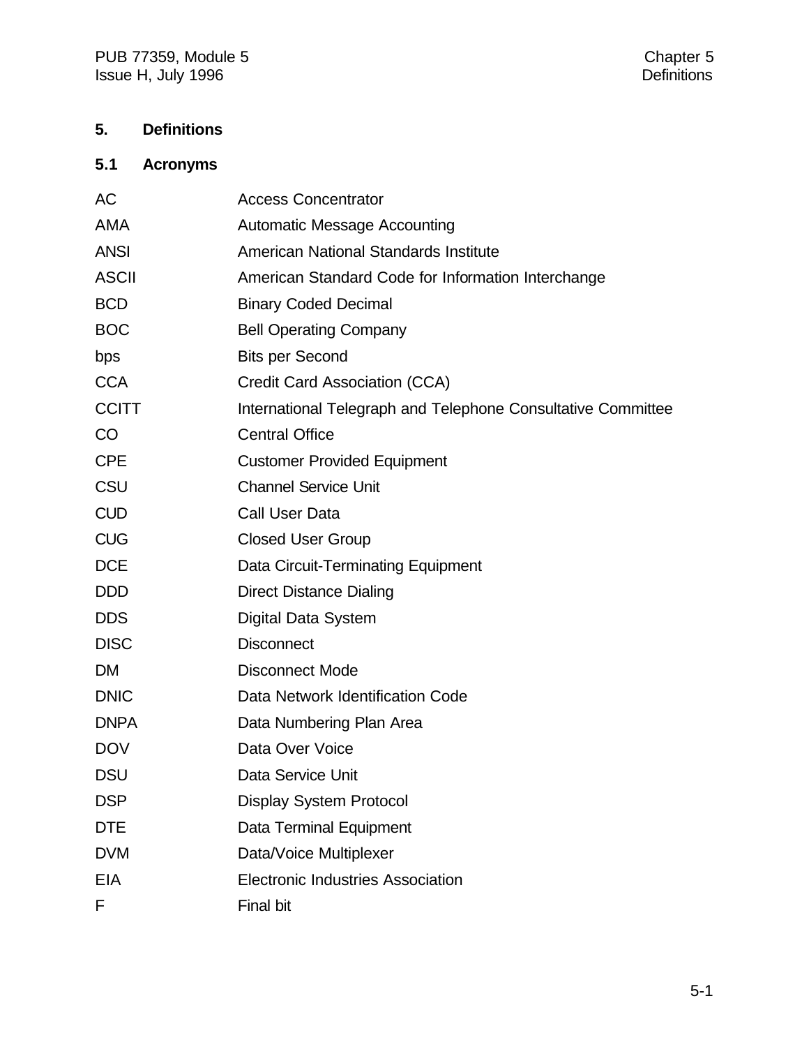# 5. Definitions

## 5.1 Acronyms

| | |
|---|---|
| AC | Access Concentrator |
| AMA | Automatic Message Accounting |
| ANSI | American National Standards Institute |
| ASCII | American Standard Code for Information Interchange |
| BCD | Binary Coded Decimal |
| BOC | Bell Operating Company |
| bps | Bits per Second |
| CCA | Credit Card Association (CCA) |
| CCITT | International Telegraph and Telephone Consultative Committee |
| CO | Central Office |
| CPE | Customer Provided Equipment |
| CSU | Channel Service Unit |
| CUD | Call User Data |
| CUG | Closed User Group |
| DCE | Data Circuit-Terminating Equipment |
| DDD | Direct Distance Dialing |
| DDS | Digital Data System |
| DISC | Disconnect |
| DM | Disconnect Mode |
| DNIC | Data Network Identification Code |
| DNPA | Data Numbering Plan Area |
| DOV | Data Over Voice |
| DSU | Data Service Unit |
| DSP | Display System Protocol |
| DTE | Data Terminal Equipment |
| DVM | Data/Voice Multiplexer |
| EIA | Electronic Industries Association |
| F | Final bit |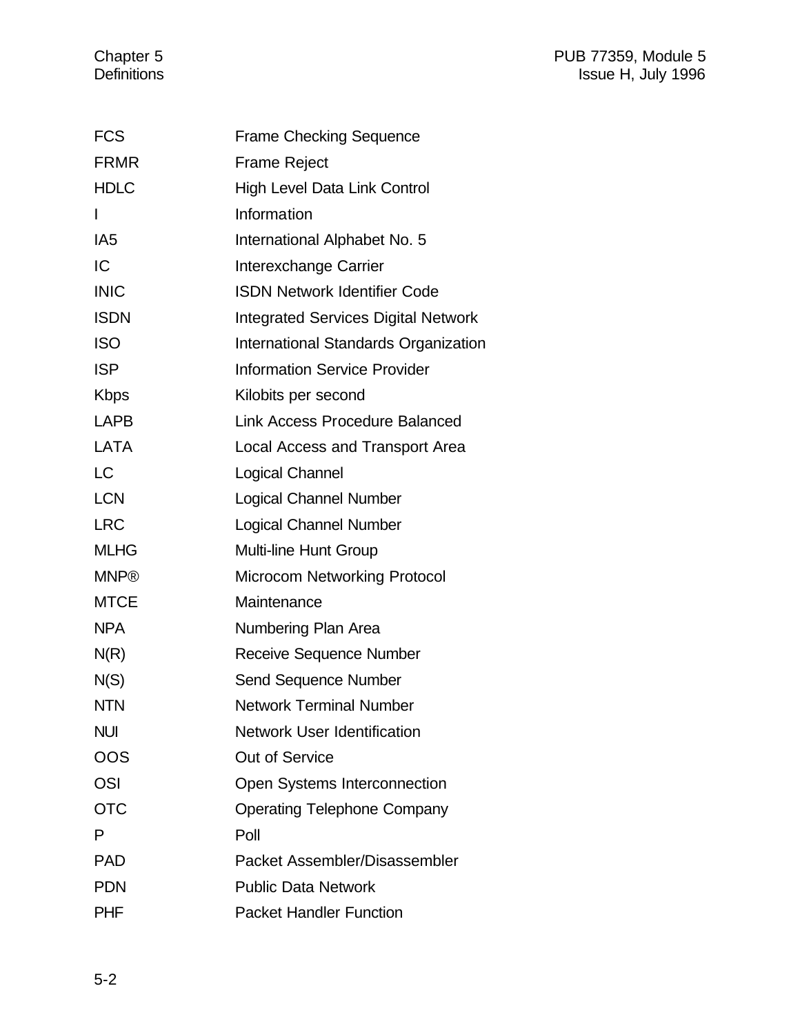| | |
|---|---|
| FCS | Frame Checking Sequence |
| FRMR | Frame Reject |
| HDLC | High Level Data Link Control |
| I | Information |
| IA5 | International Alphabet No. 5 |
| IC | Interexchange Carrier |
| INIC | ISDN Network Identifier Code |
| ISDN | Integrated Services Digital Network |
| ISO | International Standards Organization |
| ISP | Information Service Provider |
| Kbps | Kilobits per second |
| LAPB | Link Access Procedure Balanced |
| LATA | Local Access and Transport Area |
| LC | Logical Channel |
| LCN | Logical Channel Number |
| LRC | Logical Channel Number |
| MLHG | Multi-line Hunt Group |
| MNP® | Microcom Networking Protocol |
| MTCE | Maintenance |
| NPA | Numbering Plan Area |
| N(R) | Receive Sequence Number |
| N(S) | Send Sequence Number |
| NTN | Network Terminal Number |
| NUI | Network User Identification |
| OOS | Out of Service |
| OSI | Open Systems Interconnection |
| OTC | Operating Telephone Company |
| P | Poll |
| PAD | Packet Assembler/Disassembler |
| PDN | Public Data Network |
| PHF | Packet Handler Function |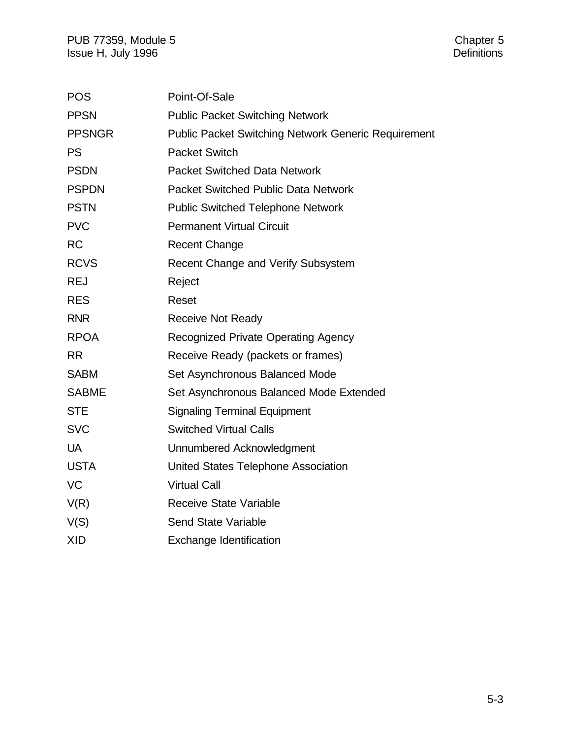| | |
|---|---|
| POS | Point-Of-Sale |
| PPSN | Public Packet Switching Network |
| PPSNGR | Public Packet Switching Network Generic Requirement |
| PS | Packet Switch |
| PSDN | Packet Switched Data Network |
| PSPDN | Packet Switched Public Data Network |
| PSTN | Public Switched Telephone Network |
| PVC | Permanent Virtual Circuit |
| RC | Recent Change |
| RCVS | Recent Change and Verify Subsystem |
| REJ | Reject |
| RES | Reset |
| RNR | Receive Not Ready |
| RPOA | Recognized Private Operating Agency |
| RR | Receive Ready (packets or frames) |
| SABM | Set Asynchronous Balanced Mode |
| SABME | Set Asynchronous Balanced Mode Extended |
| STE | Signaling Terminal Equipment |
| SVC | Switched Virtual Calls |
| UA | Unnumbered Acknowledgment |
| USTA | United States Telephone Association |
| VC | Virtual Call |
| V(R) | Receive State Variable |
| V(S) | Send State Variable |
| XID | Exchange Identification |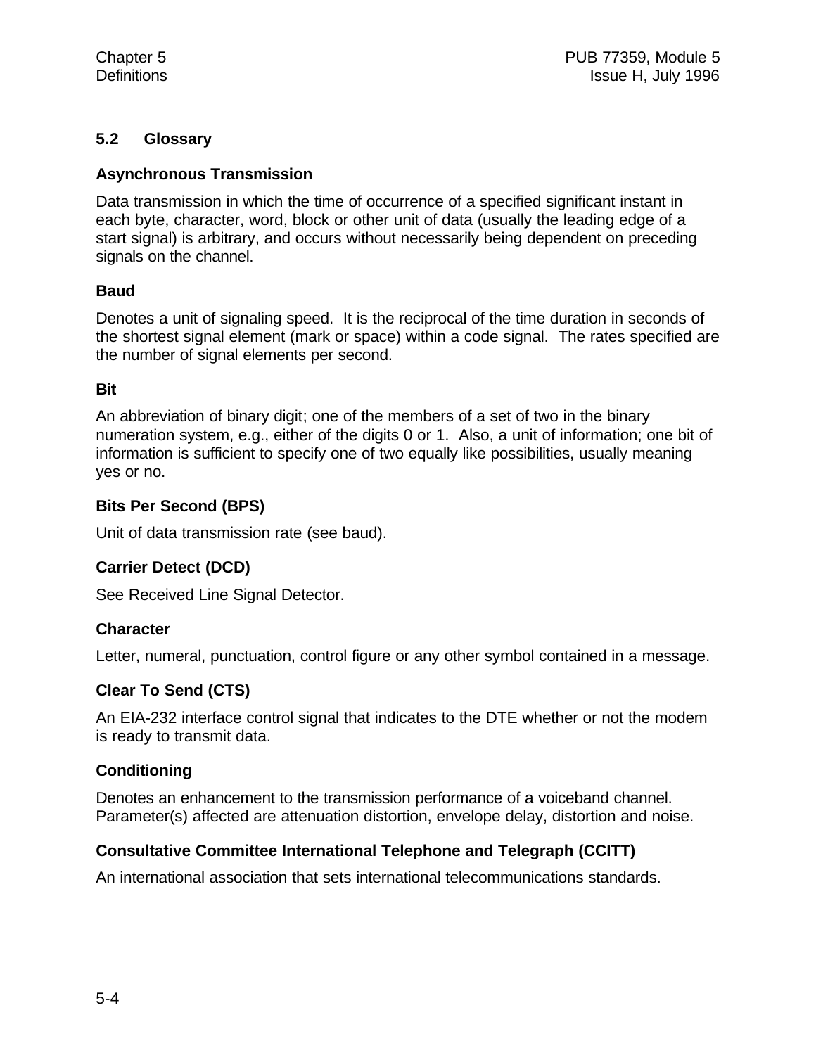## 5.2 Glossary

### Asynchronous Transmission

Data transmission in which the time of occurrence of a specified significant instant in each byte, character, word, block or other unit of data (usually the leading edge of a start signal) is arbitrary, and occurs without necessarily being dependent on preceding signals on the channel.

### Baud

Denotes a unit of signaling speed. It is the reciprocal of the time duration in seconds of the shortest signal element (mark or space) within a code signal. The rates specified are the number of signal elements per second.

### Bit

An abbreviation of binary digit; one of the members of a set of two in the binary numeration system, e.g., either of the digits 0 or 1. Also, a unit of information; one bit of information is sufficient to specify one of two equally like possibilities, usually meaning yes or no.

### Bits Per Second (BPS)

Unit of data transmission rate (see baud).

### Carrier Detect (DCD)

See Received Line Signal Detector.

### Character

Letter, numeral, punctuation, control figure or any other symbol contained in a message.

### Clear To Send (CTS)

An EIA-232 interface control signal that indicates to the DTE whether or not the modem is ready to transmit data.

### Conditioning

Denotes an enhancement to the transmission performance of a voiceband channel. Parameter(s) affected are attenuation distortion, envelope delay, distortion and noise.

### Consultative Committee International Telephone and Telegraph (CCITT)

An international association that sets international telecommunications standards.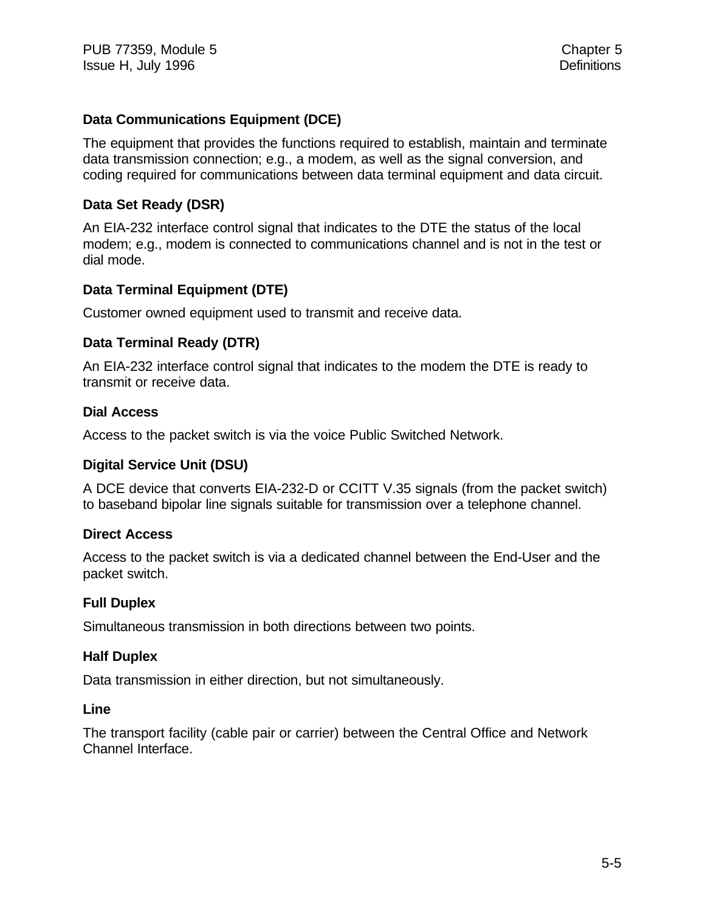**Data Communications Equipment (DCE)**

The equipment that provides the functions required to establish, maintain and terminate data transmission connection; e.g., a modem, as well as the signal conversion, and coding required for communications between data terminal equipment and data circuit.

**Data Set Ready (DSR)**

An EIA-232 interface control signal that indicates to the DTE the status of the local modem; e.g., modem is connected to communications channel and is not in the test or dial mode.

**Data Terminal Equipment (DTE)**

Customer owned equipment used to transmit and receive data.

**Data Terminal Ready (DTR)**

An EIA-232 interface control signal that indicates to the modem the DTE is ready to transmit or receive data.

**Dial Access**

Access to the packet switch is via the voice Public Switched Network.

**Digital Service Unit (DSU)**

A DCE device that converts EIA-232-D or CCITT V.35 signals (from the packet switch) to baseband bipolar line signals suitable for transmission over a telephone channel.

**Direct Access**

Access to the packet switch is via a dedicated channel between the End-User and the packet switch.

**Full Duplex**

Simultaneous transmission in both directions between two points.

**Half Duplex**

Data transmission in either direction, but not simultaneously.

**Line**

The transport facility (cable pair or carrier) between the Central Office and Network Channel Interface.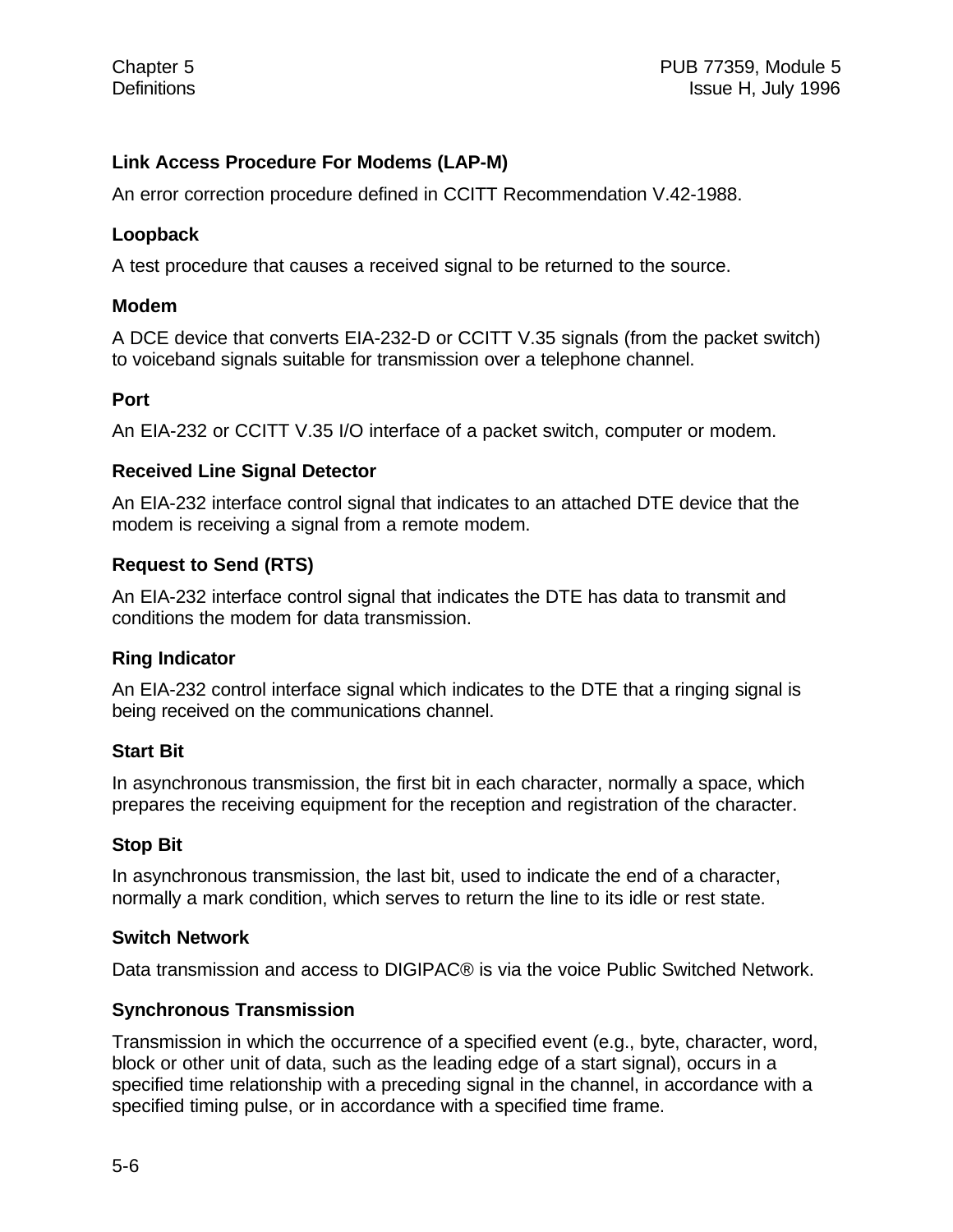**Link Access Procedure For Modems (LAP-M)**

An error correction procedure defined in CCITT Recommendation V.42-1988.

**Loopback**

A test procedure that causes a received signal to be returned to the source.

**Modem**

A DCE device that converts EIA-232-D or CCITT V.35 signals (from the packet switch) to voiceband signals suitable for transmission over a telephone channel.

**Port**

An EIA-232 or CCITT V.35 I/O interface of a packet switch, computer or modem.

**Received Line Signal Detector**

An EIA-232 interface control signal that indicates to an attached DTE device that the modem is receiving a signal from a remote modem.

**Request to Send (RTS)**

An EIA-232 interface control signal that indicates the DTE has data to transmit and conditions the modem for data transmission.

**Ring Indicator**

An EIA-232 control interface signal which indicates to the DTE that a ringing signal is being received on the communications channel.

**Start Bit**

In asynchronous transmission, the first bit in each character, normally a space, which prepares the receiving equipment for the reception and registration of the character.

**Stop Bit**

In asynchronous transmission, the last bit, used to indicate the end of a character, normally a mark condition, which serves to return the line to its idle or rest state.

**Switch Network**

Data transmission and access to DIGIPAC® is via the voice Public Switched Network.

**Synchronous Transmission**

Transmission in which the occurrence of a specified event (e.g., byte, character, word, block or other unit of data, such as the leading edge of a start signal), occurs in a specified time relationship with a preceding signal in the channel, in accordance with a specified timing pulse, or in accordance with a specified time frame.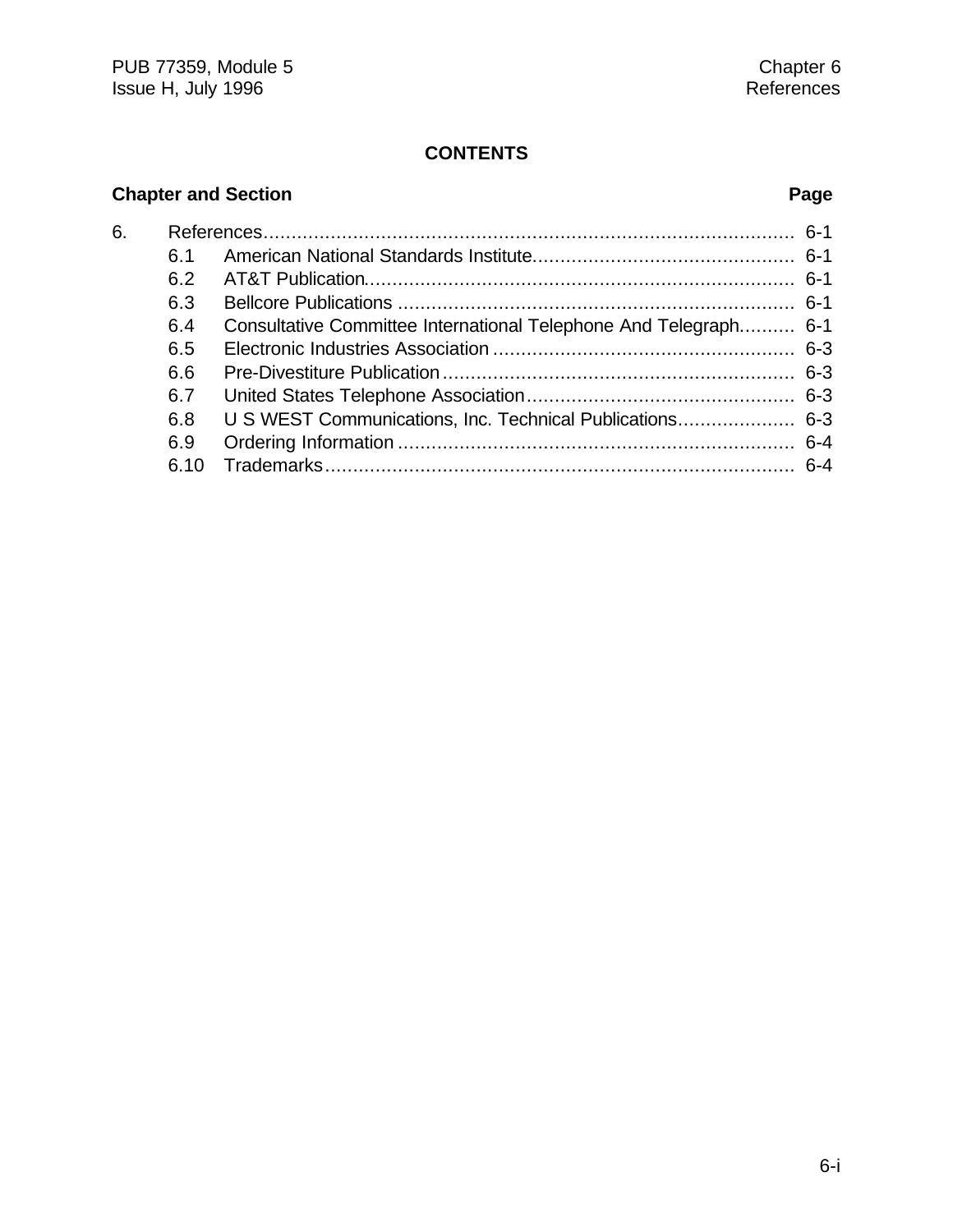**CONTENTS**

| Chapter and Section | | Page |
|---|---|---|
| 6. | References | 6-1 |
| 6.1 | American National Standards Institute | 6-1 |
| 6.2 | AT&T Publication | 6-1 |
| 6.3 | Bellcore Publications | 6-1 |
| 6.4 | Consultative Committee International Telephone And Telegraph | 6-1 |
| 6.5 | Electronic Industries Association | 6-3 |
| 6.6 | Pre-Divestiture Publication | 6-3 |
| 6.7 | United States Telephone Association | 6-3 |
| 6.8 | U S WEST Communications, Inc. Technical Publications | 6-3 |
| 6.9 | Ordering Information | 6-4 |
| 6.10 | Trademarks | 6-4 |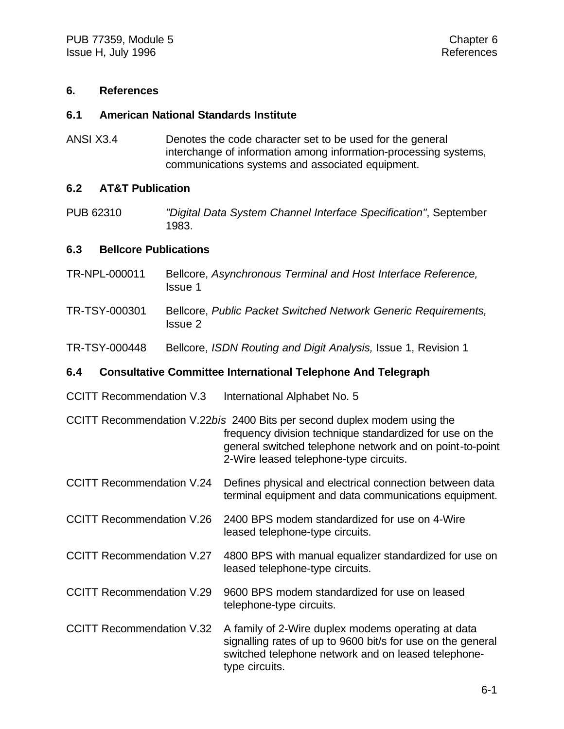# 6. References

## 6.1 American National Standards Institute

ANSI X3.4 — Denotes the code character set to be used for the general interchange of information among information-processing systems, communications systems and associated equipment.

## 6.2 AT&T Publication

PUB 62310 — *"Digital Data System Channel Interface Specification"*, September 1983.

## 6.3 Bellcore Publications

TR-NPL-000011 — Bellcore, *Asynchronous Terminal and Host Interface Reference,* Issue 1

TR-TSY-000301 — Bellcore, *Public Packet Switched Network Generic Requirements,* Issue 2

TR-TSY-000448 — Bellcore, *ISDN Routing and Digit Analysis,* Issue 1, Revision 1

## 6.4 Consultative Committee International Telephone And Telegraph

CCITT Recommendation V.3 — International Alphabet No. 5

CCITT Recommendation V.22*bis* — 2400 Bits per second duplex modem using the frequency division technique standardized for use on the general switched telephone network and on point-to-point 2-Wire leased telephone-type circuits.

CCITT Recommendation V.24 — Defines physical and electrical connection between data terminal equipment and data communications equipment.

CCITT Recommendation V.26 — 2400 BPS modem standardized for use on 4-Wire leased telephone-type circuits.

CCITT Recommendation V.27 — 4800 BPS with manual equalizer standardized for use on leased telephone-type circuits.

CCITT Recommendation V.29 — 9600 BPS modem standardized for use on leased telephone-type circuits.

CCITT Recommendation V.32 — A family of 2-Wire duplex modems operating at data signalling rates of up to 9600 bit/s for use on the general switched telephone network and on leased telephone-type circuits.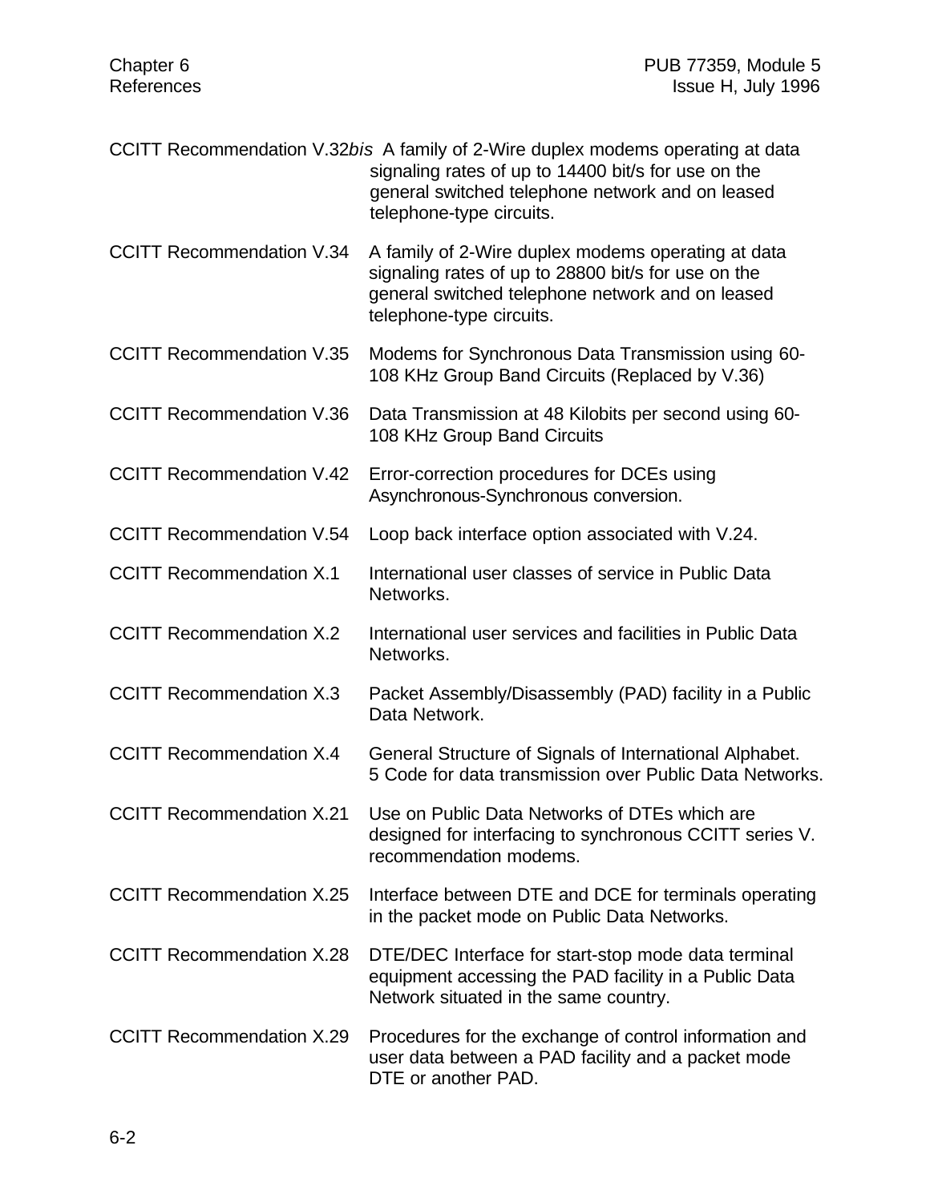CCITT Recommendation V.32*bis* A family of 2-Wire duplex modems operating at data signaling rates of up to 14400 bit/s for use on the general switched telephone network and on leased telephone-type circuits.

CCITT Recommendation V.34 A family of 2-Wire duplex modems operating at data signaling rates of up to 28800 bit/s for use on the general switched telephone network and on leased telephone-type circuits.

CCITT Recommendation V.35 Modems for Synchronous Data Transmission using 60-108 KHz Group Band Circuits (Replaced by V.36)

CCITT Recommendation V.36 Data Transmission at 48 Kilobits per second using 60-108 KHz Group Band Circuits

CCITT Recommendation V.42 Error-correction procedures for DCEs using Asynchronous-Synchronous conversion.

CCITT Recommendation V.54 Loop back interface option associated with V.24.

CCITT Recommendation X.1 International user classes of service in Public Data Networks.

CCITT Recommendation X.2 International user services and facilities in Public Data Networks.

CCITT Recommendation X.3 Packet Assembly/Disassembly (PAD) facility in a Public Data Network.

CCITT Recommendation X.4 General Structure of Signals of International Alphabet. 5 Code for data transmission over Public Data Networks.

CCITT Recommendation X.21 Use on Public Data Networks of DTEs which are designed for interfacing to synchronous CCITT series V. recommendation modems.

CCITT Recommendation X.25 Interface between DTE and DCE for terminals operating in the packet mode on Public Data Networks.

CCITT Recommendation X.28 DTE/DEC Interface for start-stop mode data terminal equipment accessing the PAD facility in a Public Data Network situated in the same country.

CCITT Recommendation X.29 Procedures for the exchange of control information and user data between a PAD facility and a packet mode DTE or another PAD.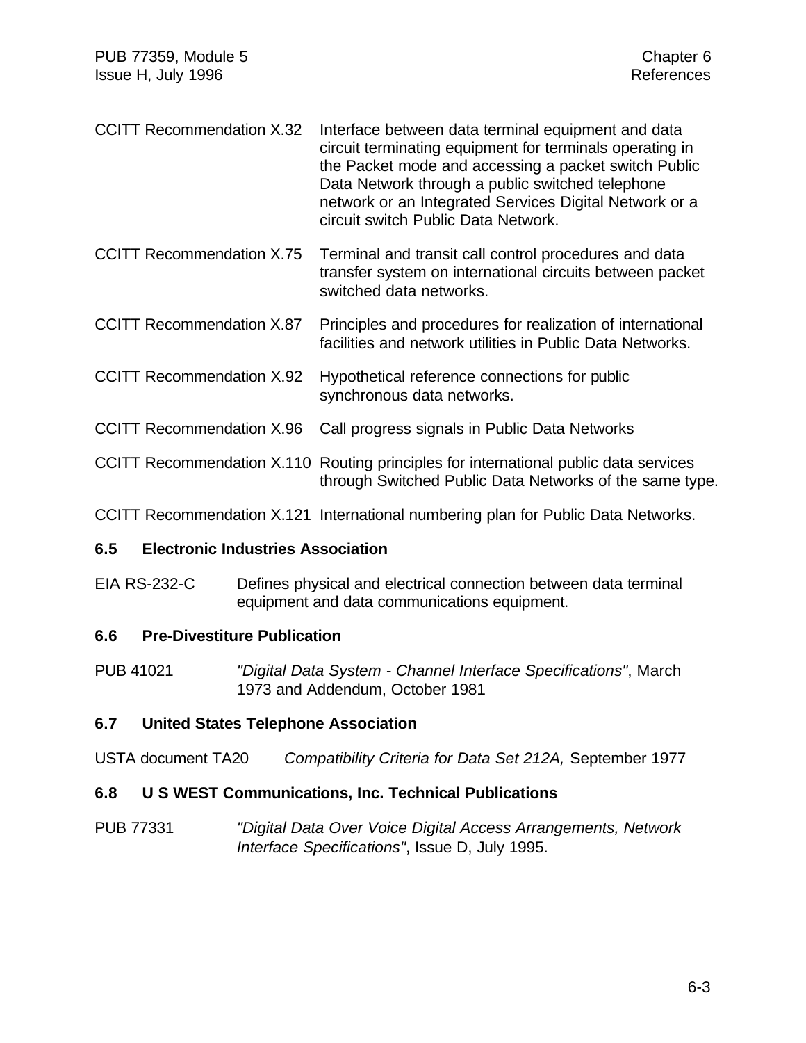| | |
|---|---|
| CCITT Recommendation X.32 | Interface between data terminal equipment and data circuit terminating equipment for terminals operating in the Packet mode and accessing a packet switch Public Data Network through a public switched telephone network or an Integrated Services Digital Network or a circuit switch Public Data Network. |
| CCITT Recommendation X.75 | Terminal and transit call control procedures and data transfer system on international circuits between packet switched data networks. |
| CCITT Recommendation X.87 | Principles and procedures for realization of international facilities and network utilities in Public Data Networks. |
| CCITT Recommendation X.92 | Hypothetical reference connections for public synchronous data networks. |
| CCITT Recommendation X.96 | Call progress signals in Public Data Networks |
| CCITT Recommendation X.110 | Routing principles for international public data services through Switched Public Data Networks of the same type. |
| CCITT Recommendation X.121 | International numbering plan for Public Data Networks. |

### 6.5 Electronic Industries Association

| | |
|---|---|
| EIA RS-232-C | Defines physical and electrical connection between data terminal equipment and data communications equipment. |

### 6.6 Pre-Divestiture Publication

| | |
|---|---|
| PUB 41021 | *"Digital Data System - Channel Interface Specifications"*, March 1973 and Addendum, October 1981 |

### 6.7 United States Telephone Association

| | |
|---|---|
| USTA document TA20 | *Compatibility Criteria for Data Set 212A,* September 1977 |

### 6.8 U S WEST Communications, Inc. Technical Publications

| | |
|---|---|
| PUB 77331 | *"Digital Data Over Voice Digital Access Arrangements, Network Interface Specifications"*, Issue D, July 1995. |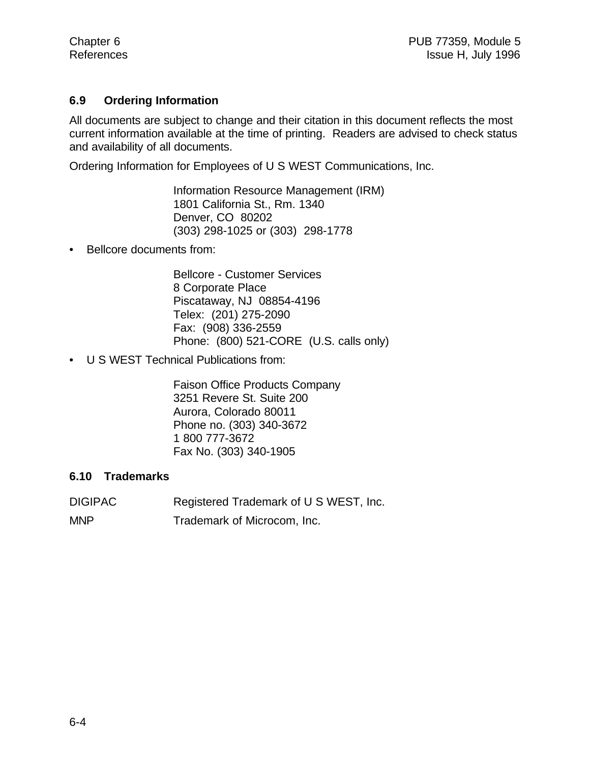## 6.9 Ordering Information

All documents are subject to change and their citation in this document reflects the most current information available at the time of printing. Readers are advised to check status and availability of all documents.

Ordering Information for Employees of U S WEST Communications, Inc.

> Information Resource Management (IRM)
> 1801 California St., Rm. 1340
> Denver, CO 80202
> (303) 298-1025 or (303) 298-1778

- Bellcore documents from:

> Bellcore - Customer Services
> 8 Corporate Place
> Piscataway, NJ 08854-4196
> Telex: (201) 275-2090
> Fax: (908) 336-2559
> Phone: (800) 521-CORE (U.S. calls only)

- U S WEST Technical Publications from:

> Faison Office Products Company
> 3251 Revere St. Suite 200
> Aurora, Colorado 80011
> Phone no. (303) 340-3672
> 1 800 777-3672
> Fax No. (303) 340-1905

## 6.10 Trademarks

| | |
|---|---|
| DIGIPAC | Registered Trademark of U S WEST, Inc. |
| MNP | Trademark of Microcom, Inc. |